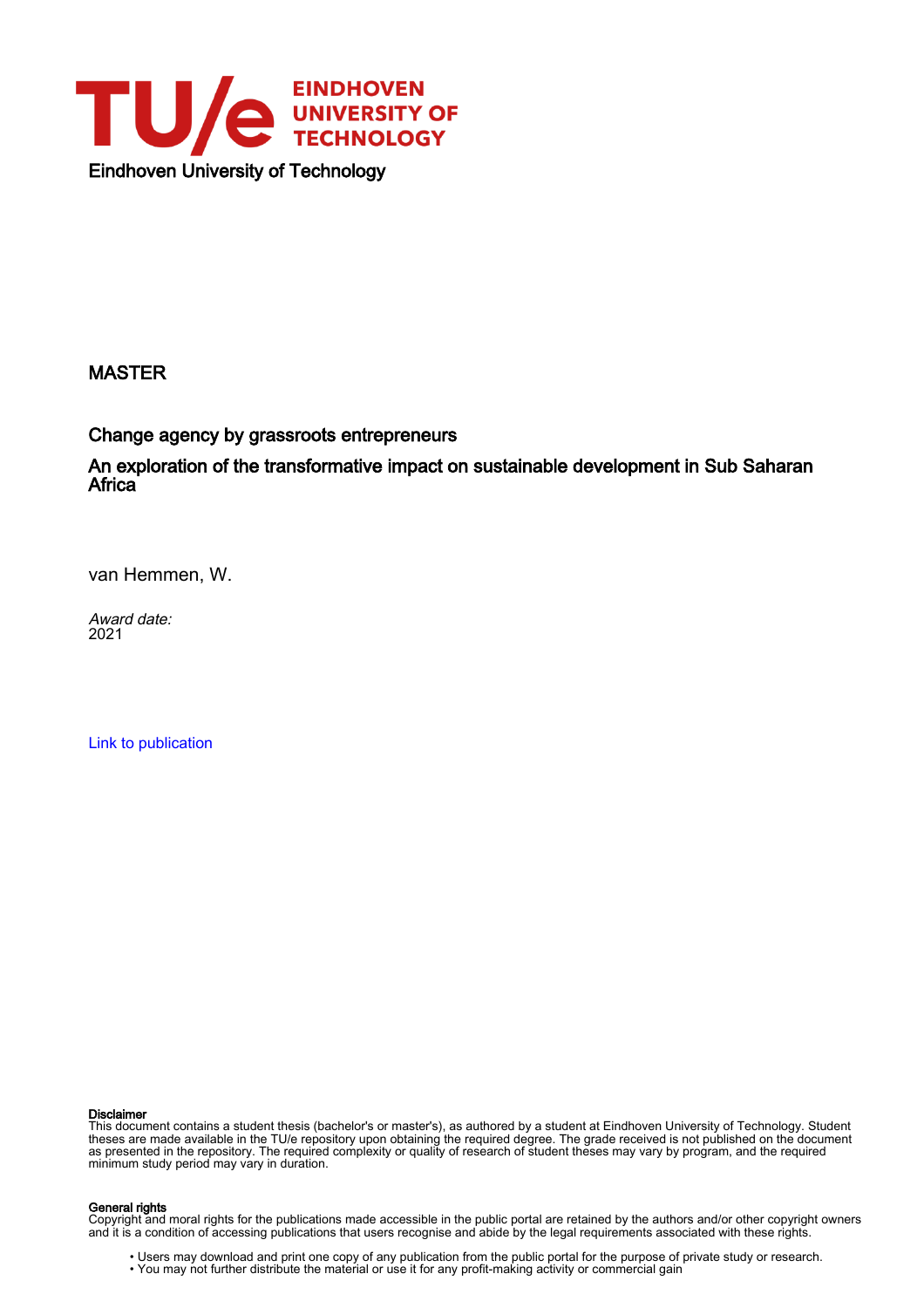Eindhoven University of Technology

MASTER

# Change agency by grassroots entrepreneurs

## An exploration of the transformative impact on sustainable development in Sub Saharan Africa

van Hemmen, W.

*Award date:*
2021

Link to publication

**Disclaimer**
This document contains a student thesis (bachelor's or master's), as authored by a student at Eindhoven University of Technology. Student theses are made available in the TU/e repository upon obtaining the required degree. The grade received is not published on the document as presented in the repository. The required complexity or quality of research of student theses may vary by program, and the required minimum study period may vary in duration.

**General rights**
Copyright and moral rights for the publications made accessible in the public portal are retained by the authors and/or other copyright owners and it is a condition of accessing publications that users recognise and abide by the legal requirements associated with these rights.

- Users may download and print one copy of any publication from the public portal for the purpose of private study or research.
- You may not further distribute the material or use it for any profit-making activity or commercial gain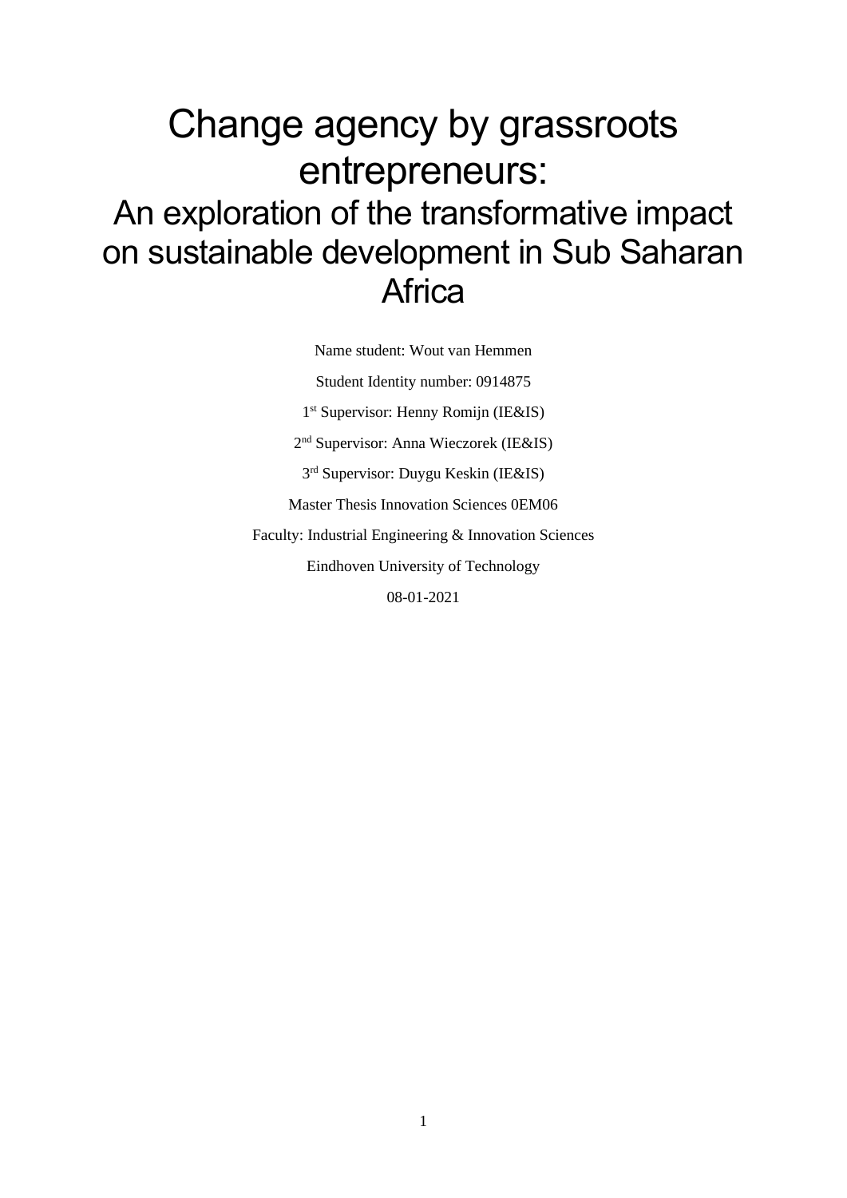# Change agency by grassroots entrepreneurs:

## An exploration of the transformative impact on sustainable development in Sub Saharan Africa

Name student: Wout van Hemmen

Student Identity number: 0914875

1st Supervisor: Henny Romijn (IE&IS)

2nd Supervisor: Anna Wieczorek (IE&IS)

3rd Supervisor: Duygu Keskin (IE&IS)

Master Thesis Innovation Sciences 0EM06

Faculty: Industrial Engineering & Innovation Sciences

Eindhoven University of Technology

08-01-2021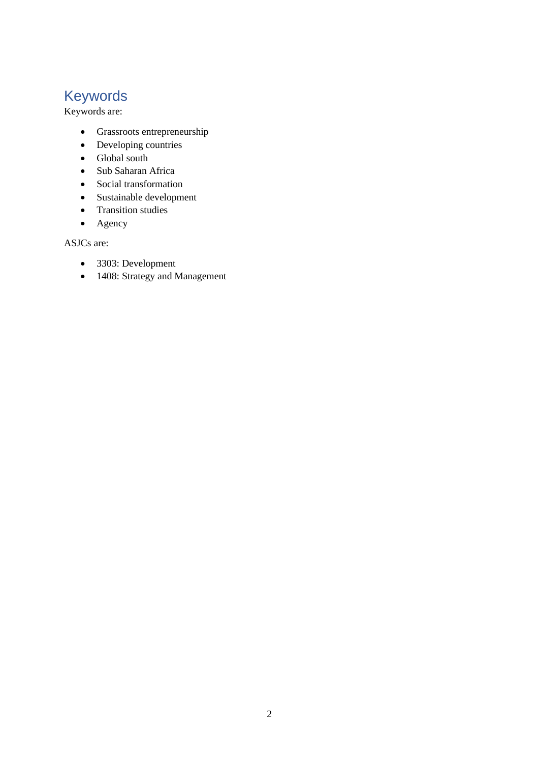## Keywords

Keywords are:

- Grassroots entrepreneurship
- Developing countries
- Global south
- Sub Saharan Africa
- Social transformation
- Sustainable development
- Transition studies
- Agency

ASJCs are:

- 3303: Development
- 1408: Strategy and Management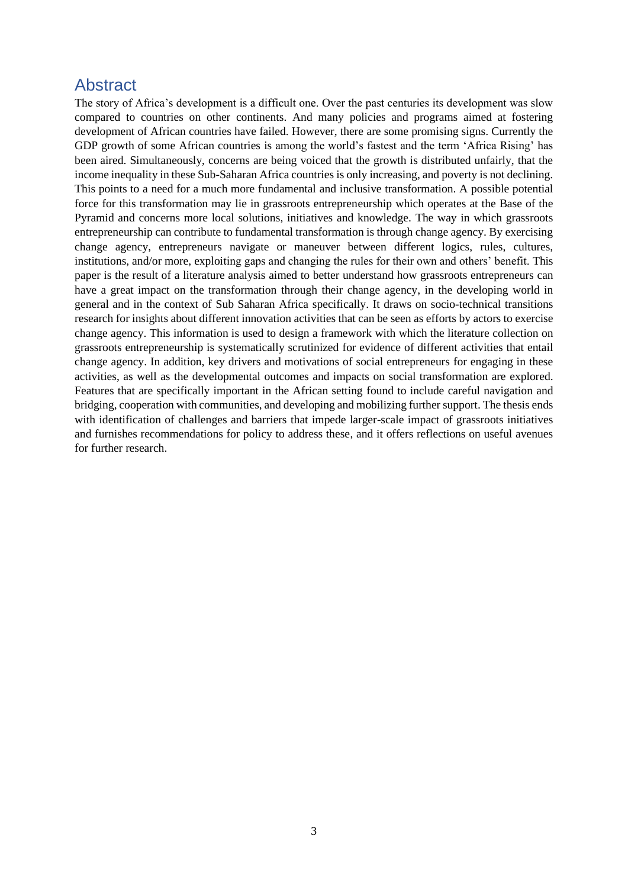# Abstract

The story of Africa's development is a difficult one. Over the past centuries its development was slow compared to countries on other continents. And many policies and programs aimed at fostering development of African countries have failed. However, there are some promising signs. Currently the GDP growth of some African countries is among the world's fastest and the term 'Africa Rising' has been aired. Simultaneously, concerns are being voiced that the growth is distributed unfairly, that the income inequality in these Sub-Saharan Africa countries is only increasing, and poverty is not declining. This points to a need for a much more fundamental and inclusive transformation. A possible potential force for this transformation may lie in grassroots entrepreneurship which operates at the Base of the Pyramid and concerns more local solutions, initiatives and knowledge. The way in which grassroots entrepreneurship can contribute to fundamental transformation is through change agency. By exercising change agency, entrepreneurs navigate or maneuver between different logics, rules, cultures, institutions, and/or more, exploiting gaps and changing the rules for their own and others' benefit. This paper is the result of a literature analysis aimed to better understand how grassroots entrepreneurs can have a great impact on the transformation through their change agency, in the developing world in general and in the context of Sub Saharan Africa specifically. It draws on socio-technical transitions research for insights about different innovation activities that can be seen as efforts by actors to exercise change agency. This information is used to design a framework with which the literature collection on grassroots entrepreneurship is systematically scrutinized for evidence of different activities that entail change agency. In addition, key drivers and motivations of social entrepreneurs for engaging in these activities, as well as the developmental outcomes and impacts on social transformation are explored. Features that are specifically important in the African setting found to include careful navigation and bridging, cooperation with communities, and developing and mobilizing further support. The thesis ends with identification of challenges and barriers that impede larger-scale impact of grassroots initiatives and furnishes recommendations for policy to address these, and it offers reflections on useful avenues for further research.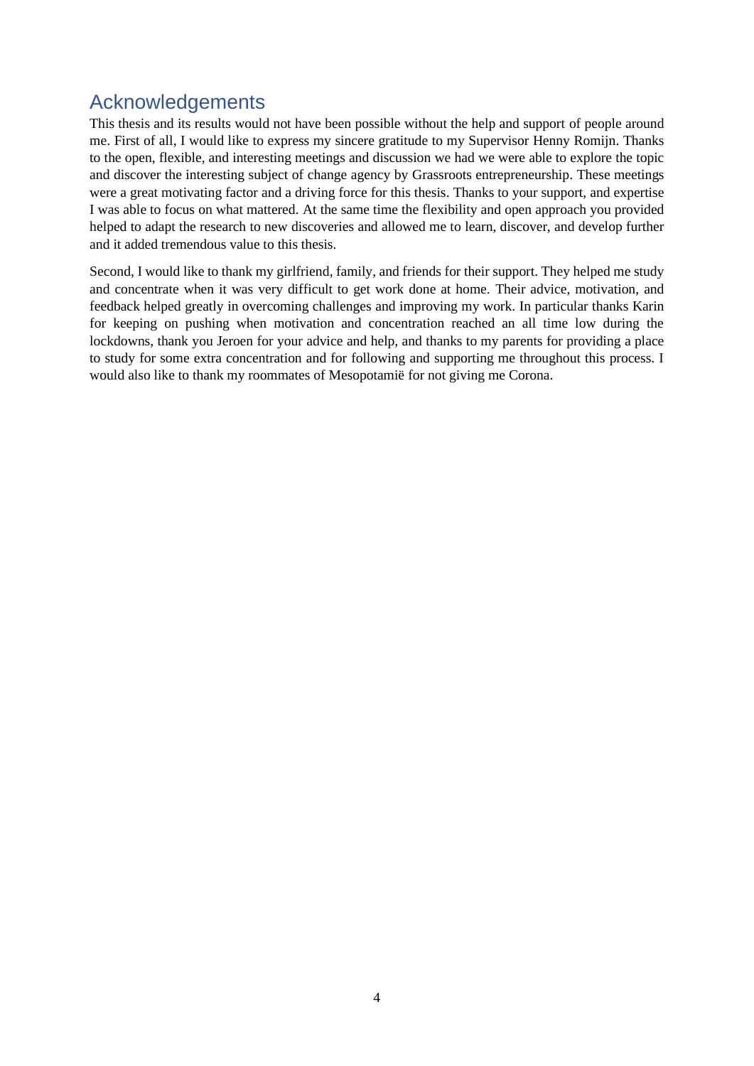# Acknowledgements

This thesis and its results would not have been possible without the help and support of people around me. First of all, I would like to express my sincere gratitude to my Supervisor Henny Romijn. Thanks to the open, flexible, and interesting meetings and discussion we had we were able to explore the topic and discover the interesting subject of change agency by Grassroots entrepreneurship. These meetings were a great motivating factor and a driving force for this thesis. Thanks to your support, and expertise I was able to focus on what mattered. At the same time the flexibility and open approach you provided helped to adapt the research to new discoveries and allowed me to learn, discover, and develop further and it added tremendous value to this thesis.

Second, I would like to thank my girlfriend, family, and friends for their support. They helped me study and concentrate when it was very difficult to get work done at home. Their advice, motivation, and feedback helped greatly in overcoming challenges and improving my work. In particular thanks Karin for keeping on pushing when motivation and concentration reached an all time low during the lockdowns, thank you Jeroen for your advice and help, and thanks to my parents for providing a place to study for some extra concentration and for following and supporting me throughout this process. I would also like to thank my roommates of Mesopotamië for not giving me Corona.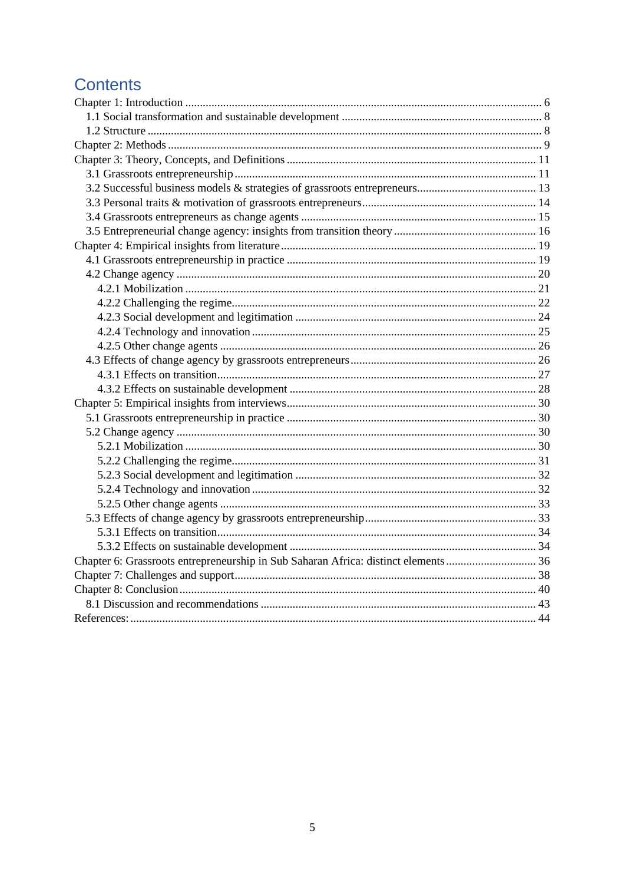# Contents

Chapter 1: Introduction .......... 6
- 1.1 Social transformation and sustainable development .......... 8
- 1.2 Structure .......... 8

Chapter 2: Methods .......... 9

Chapter 3: Theory, Concepts, and Definitions .......... 11
- 3.1 Grassroots entrepreneurship .......... 11
- 3.2 Successful business models & strategies of grassroots entrepreneurs .......... 13
- 3.3 Personal traits & motivation of grassroots entrepreneurs .......... 14
- 3.4 Grassroots entrepreneurs as change agents .......... 15
- 3.5 Entrepreneurial change agency: insights from transition theory .......... 16

Chapter 4: Empirical insights from literature .......... 19
- 4.1 Grassroots entrepreneurship in practice .......... 19
- 4.2 Change agency .......... 20
  - 4.2.1 Mobilization .......... 21
  - 4.2.2 Challenging the regime .......... 22
  - 4.2.3 Social development and legitimation .......... 24
  - 4.2.4 Technology and innovation .......... 25
  - 4.2.5 Other change agents .......... 26
- 4.3 Effects of change agency by grassroots entrepreneurs .......... 26
  - 4.3.1 Effects on transition .......... 27
  - 4.3.2 Effects on sustainable development .......... 28

Chapter 5: Empirical insights from interviews .......... 30
- 5.1 Grassroots entrepreneurship in practice .......... 30
- 5.2 Change agency .......... 30
  - 5.2.1 Mobilization .......... 30
  - 5.2.2 Challenging the regime .......... 31
  - 5.2.3 Social development and legitimation .......... 32
  - 5.2.4 Technology and innovation .......... 32
  - 5.2.5 Other change agents .......... 33
- 5.3 Effects of change agency by grassroots entrepreneurship .......... 33
  - 5.3.1 Effects on transition .......... 34
  - 5.3.2 Effects on sustainable development .......... 34

Chapter 6: Grassroots entrepreneurship in Sub Saharan Africa: distinct elements .......... 36

Chapter 7: Challenges and support .......... 38

Chapter 8: Conclusion .......... 40
- 8.1 Discussion and recommendations .......... 43

References: .......... 44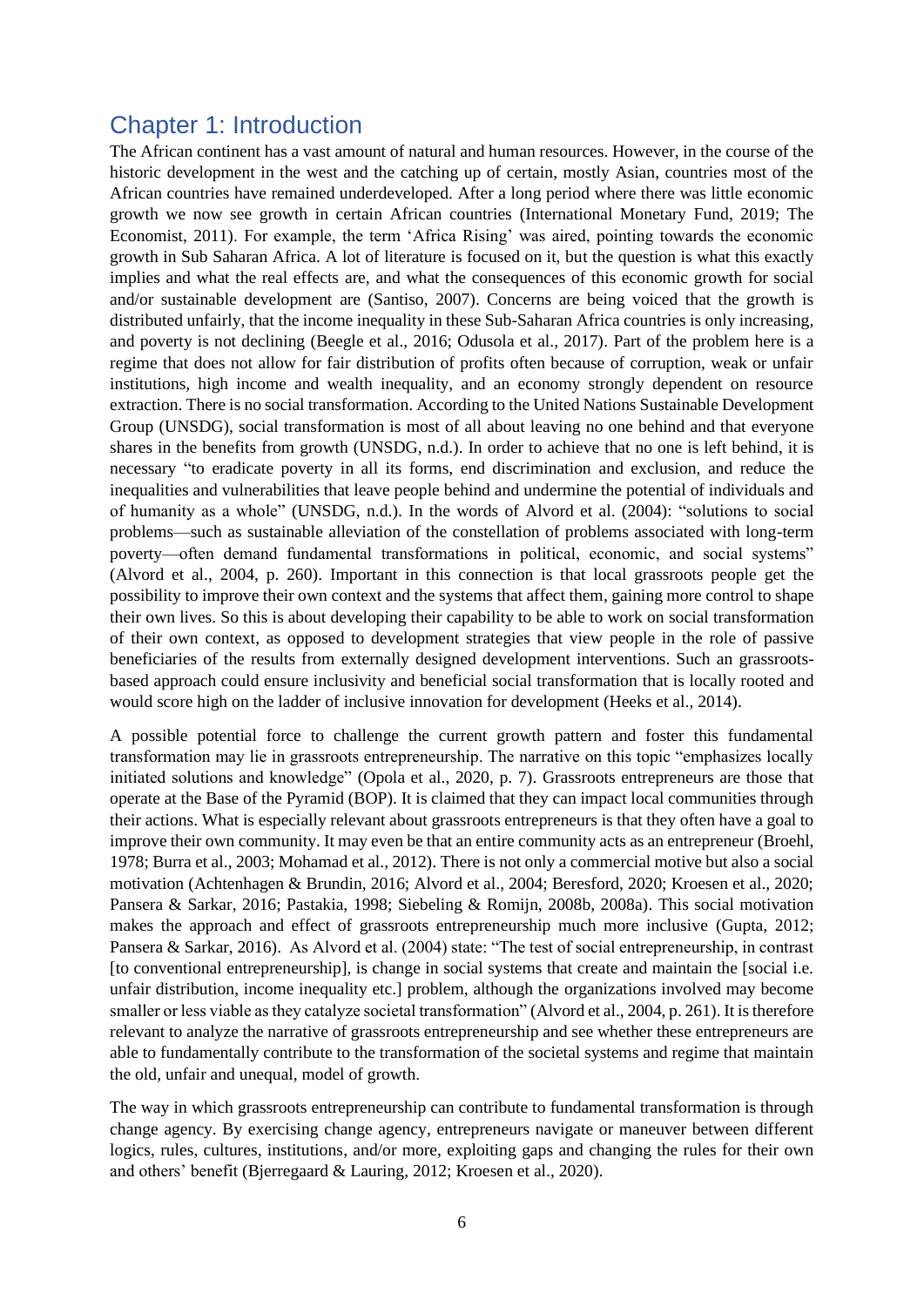# Chapter 1: Introduction

The African continent has a vast amount of natural and human resources. However, in the course of the historic development in the west and the catching up of certain, mostly Asian, countries most of the African countries have remained underdeveloped. After a long period where there was little economic growth we now see growth in certain African countries (International Monetary Fund, 2019; The Economist, 2011). For example, the term 'Africa Rising' was aired, pointing towards the economic growth in Sub Saharan Africa. A lot of literature is focused on it, but the question is what this exactly implies and what the real effects are, and what the consequences of this economic growth for social and/or sustainable development are (Santiso, 2007). Concerns are being voiced that the growth is distributed unfairly, that the income inequality in these Sub-Saharan Africa countries is only increasing, and poverty is not declining (Beegle et al., 2016; Odusola et al., 2017). Part of the problem here is a regime that does not allow for fair distribution of profits often because of corruption, weak or unfair institutions, high income and wealth inequality, and an economy strongly dependent on resource extraction. There is no social transformation. According to the United Nations Sustainable Development Group (UNSDG), social transformation is most of all about leaving no one behind and that everyone shares in the benefits from growth (UNSDG, n.d.). In order to achieve that no one is left behind, it is necessary "to eradicate poverty in all its forms, end discrimination and exclusion, and reduce the inequalities and vulnerabilities that leave people behind and undermine the potential of individuals and of humanity as a whole" (UNSDG, n.d.). In the words of Alvord et al. (2004): "solutions to social problems—such as sustainable alleviation of the constellation of problems associated with long-term poverty—often demand fundamental transformations in political, economic, and social systems" (Alvord et al., 2004, p. 260). Important in this connection is that local grassroots people get the possibility to improve their own context and the systems that affect them, gaining more control to shape their own lives. So this is about developing their capability to be able to work on social transformation of their own context, as opposed to development strategies that view people in the role of passive beneficiaries of the results from externally designed development interventions. Such an grassroots-based approach could ensure inclusivity and beneficial social transformation that is locally rooted and would score high on the ladder of inclusive innovation for development (Heeks et al., 2014).

A possible potential force to challenge the current growth pattern and foster this fundamental transformation may lie in grassroots entrepreneurship. The narrative on this topic "emphasizes locally initiated solutions and knowledge" (Opola et al., 2020, p. 7). Grassroots entrepreneurs are those that operate at the Base of the Pyramid (BOP). It is claimed that they can impact local communities through their actions. What is especially relevant about grassroots entrepreneurs is that they often have a goal to improve their own community. It may even be that an entire community acts as an entrepreneur (Broehl, 1978; Burra et al., 2003; Mohamad et al., 2012). There is not only a commercial motive but also a social motivation (Achtenhagen & Brundin, 2016; Alvord et al., 2004; Beresford, 2020; Kroesen et al., 2020; Pansera & Sarkar, 2016; Pastakia, 1998; Siebeling & Romijn, 2008b, 2008a). This social motivation makes the approach and effect of grassroots entrepreneurship much more inclusive (Gupta, 2012; Pansera & Sarkar, 2016). As Alvord et al. (2004) state: "The test of social entrepreneurship, in contrast [to conventional entrepreneurship], is change in social systems that create and maintain the [social i.e. unfair distribution, income inequality etc.] problem, although the organizations involved may become smaller or less viable as they catalyze societal transformation" (Alvord et al., 2004, p. 261). It is therefore relevant to analyze the narrative of grassroots entrepreneurship and see whether these entrepreneurs are able to fundamentally contribute to the transformation of the societal systems and regime that maintain the old, unfair and unequal, model of growth.

The way in which grassroots entrepreneurship can contribute to fundamental transformation is through change agency. By exercising change agency, entrepreneurs navigate or maneuver between different logics, rules, cultures, institutions, and/or more, exploiting gaps and changing the rules for their own and others' benefit (Bjerregaard & Lauring, 2012; Kroesen et al., 2020).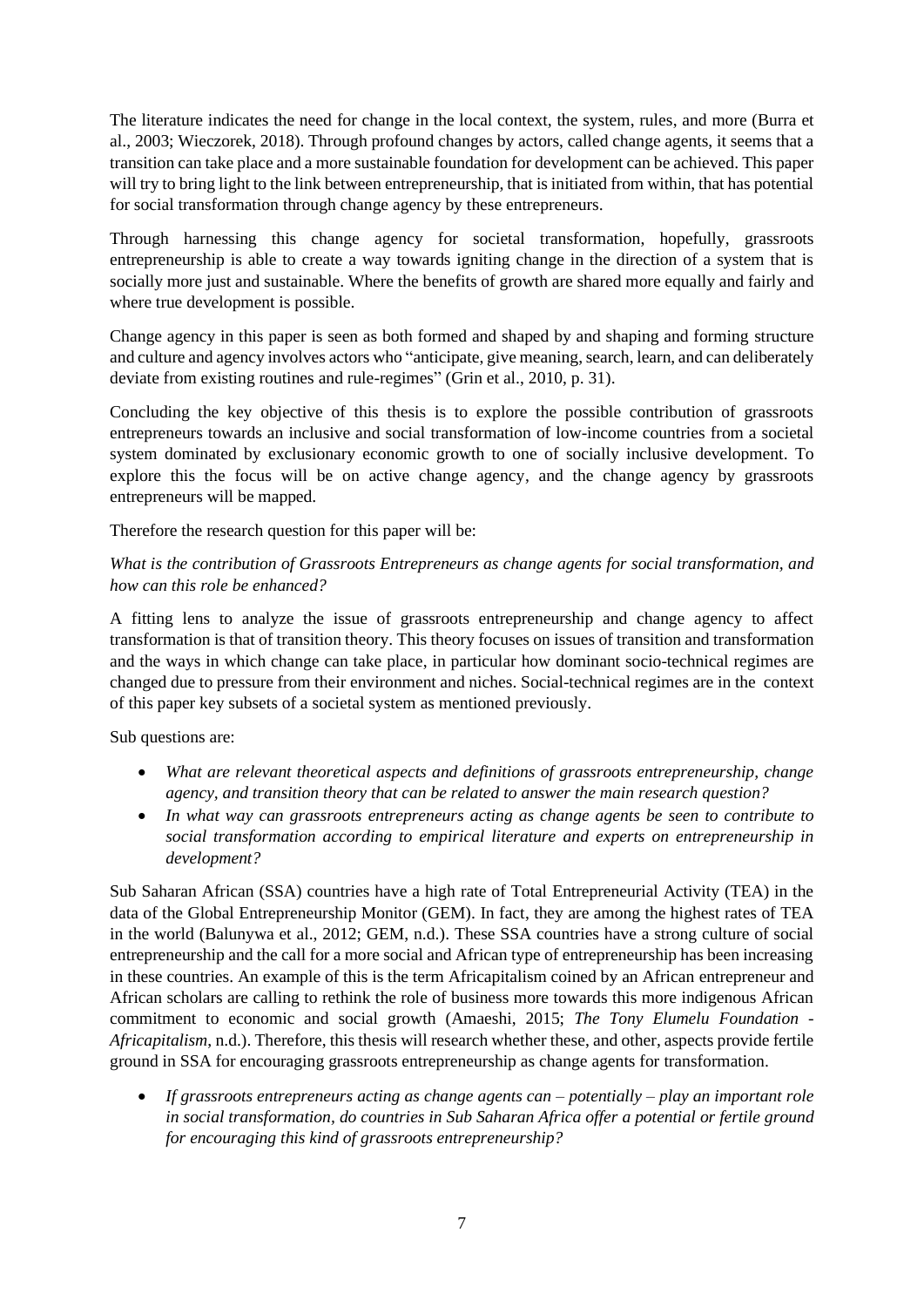The literature indicates the need for change in the local context, the system, rules, and more (Burra et al., 2003; Wieczorek, 2018). Through profound changes by actors, called change agents, it seems that a transition can take place and a more sustainable foundation for development can be achieved. This paper will try to bring light to the link between entrepreneurship, that is initiated from within, that has potential for social transformation through change agency by these entrepreneurs.

Through harnessing this change agency for societal transformation, hopefully, grassroots entrepreneurship is able to create a way towards igniting change in the direction of a system that is socially more just and sustainable. Where the benefits of growth are shared more equally and fairly and where true development is possible.

Change agency in this paper is seen as both formed and shaped by and shaping and forming structure and culture and agency involves actors who "anticipate, give meaning, search, learn, and can deliberately deviate from existing routines and rule-regimes" (Grin et al., 2010, p. 31).

Concluding the key objective of this thesis is to explore the possible contribution of grassroots entrepreneurs towards an inclusive and social transformation of low-income countries from a societal system dominated by exclusionary economic growth to one of socially inclusive development. To explore this the focus will be on active change agency, and the change agency by grassroots entrepreneurs will be mapped.

Therefore the research question for this paper will be:

*What is the contribution of Grassroots Entrepreneurs as change agents for social transformation, and how can this role be enhanced?*

A fitting lens to analyze the issue of grassroots entrepreneurship and change agency to affect transformation is that of transition theory. This theory focuses on issues of transition and transformation and the ways in which change can take place, in particular how dominant socio-technical regimes are changed due to pressure from their environment and niches. Social-technical regimes are in the context of this paper key subsets of a societal system as mentioned previously.

Sub questions are:

- *What are relevant theoretical aspects and definitions of grassroots entrepreneurship, change agency, and transition theory that can be related to answer the main research question?*
- *In what way can grassroots entrepreneurs acting as change agents be seen to contribute to social transformation according to empirical literature and experts on entrepreneurship in development?*

Sub Saharan African (SSA) countries have a high rate of Total Entrepreneurial Activity (TEA) in the data of the Global Entrepreneurship Monitor (GEM). In fact, they are among the highest rates of TEA in the world (Balunywa et al., 2012; GEM, n.d.). These SSA countries have a strong culture of social entrepreneurship and the call for a more social and African type of entrepreneurship has been increasing in these countries. An example of this is the term Africapitalism coined by an African entrepreneur and African scholars are calling to rethink the role of business more towards this more indigenous African commitment to economic and social growth (Amaeshi, 2015; *The Tony Elumelu Foundation - Africapitalism*, n.d.). Therefore, this thesis will research whether these, and other, aspects provide fertile ground in SSA for encouraging grassroots entrepreneurship as change agents for transformation.

- *If grassroots entrepreneurs acting as change agents can – potentially – play an important role in social transformation, do countries in Sub Saharan Africa offer a potential or fertile ground for encouraging this kind of grassroots entrepreneurship?*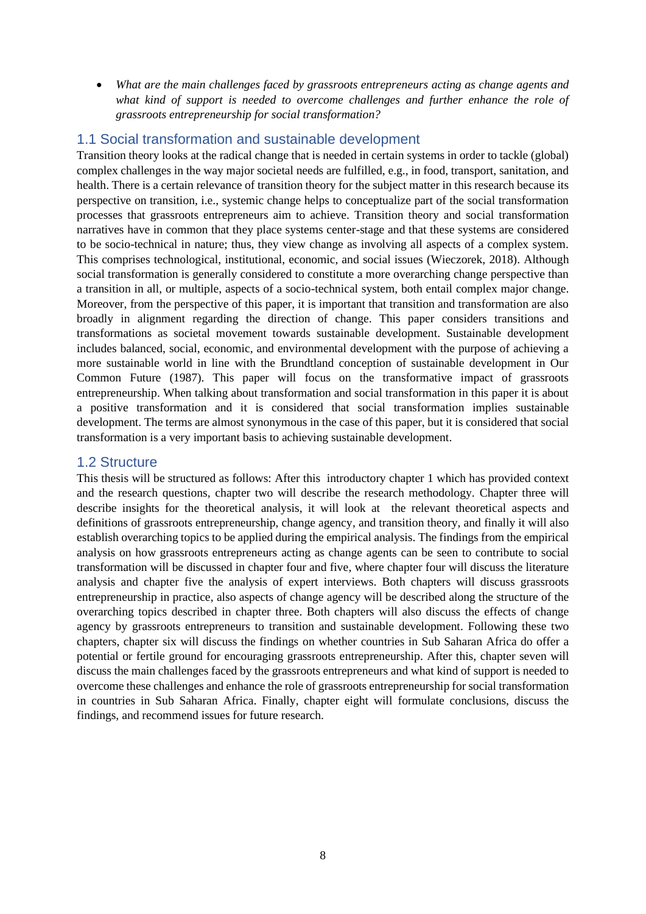- *What are the main challenges faced by grassroots entrepreneurs acting as change agents and what kind of support is needed to overcome challenges and further enhance the role of grassroots entrepreneurship for social transformation?*

## 1.1 Social transformation and sustainable development

Transition theory looks at the radical change that is needed in certain systems in order to tackle (global) complex challenges in the way major societal needs are fulfilled, e.g., in food, transport, sanitation, and health. There is a certain relevance of transition theory for the subject matter in this research because its perspective on transition, i.e., systemic change helps to conceptualize part of the social transformation processes that grassroots entrepreneurs aim to achieve. Transition theory and social transformation narratives have in common that they place systems center-stage and that these systems are considered to be socio-technical in nature; thus, they view change as involving all aspects of a complex system. This comprises technological, institutional, economic, and social issues (Wieczorek, 2018). Although social transformation is generally considered to constitute a more overarching change perspective than a transition in all, or multiple, aspects of a socio-technical system, both entail complex major change. Moreover, from the perspective of this paper, it is important that transition and transformation are also broadly in alignment regarding the direction of change. This paper considers transitions and transformations as societal movement towards sustainable development. Sustainable development includes balanced, social, economic, and environmental development with the purpose of achieving a more sustainable world in line with the Brundtland conception of sustainable development in Our Common Future (1987). This paper will focus on the transformative impact of grassroots entrepreneurship. When talking about transformation and social transformation in this paper it is about a positive transformation and it is considered that social transformation implies sustainable development. The terms are almost synonymous in the case of this paper, but it is considered that social transformation is a very important basis to achieving sustainable development.

## 1.2 Structure

This thesis will be structured as follows: After this introductory chapter 1 which has provided context and the research questions, chapter two will describe the research methodology. Chapter three will describe insights for the theoretical analysis, it will look at the relevant theoretical aspects and definitions of grassroots entrepreneurship, change agency, and transition theory, and finally it will also establish overarching topics to be applied during the empirical analysis. The findings from the empirical analysis on how grassroots entrepreneurs acting as change agents can be seen to contribute to social transformation will be discussed in chapter four and five, where chapter four will discuss the literature analysis and chapter five the analysis of expert interviews. Both chapters will discuss grassroots entrepreneurship in practice, also aspects of change agency will be described along the structure of the overarching topics described in chapter three. Both chapters will also discuss the effects of change agency by grassroots entrepreneurs to transition and sustainable development. Following these two chapters, chapter six will discuss the findings on whether countries in Sub Saharan Africa do offer a potential or fertile ground for encouraging grassroots entrepreneurship. After this, chapter seven will discuss the main challenges faced by the grassroots entrepreneurs and what kind of support is needed to overcome these challenges and enhance the role of grassroots entrepreneurship for social transformation in countries in Sub Saharan Africa. Finally, chapter eight will formulate conclusions, discuss the findings, and recommend issues for future research.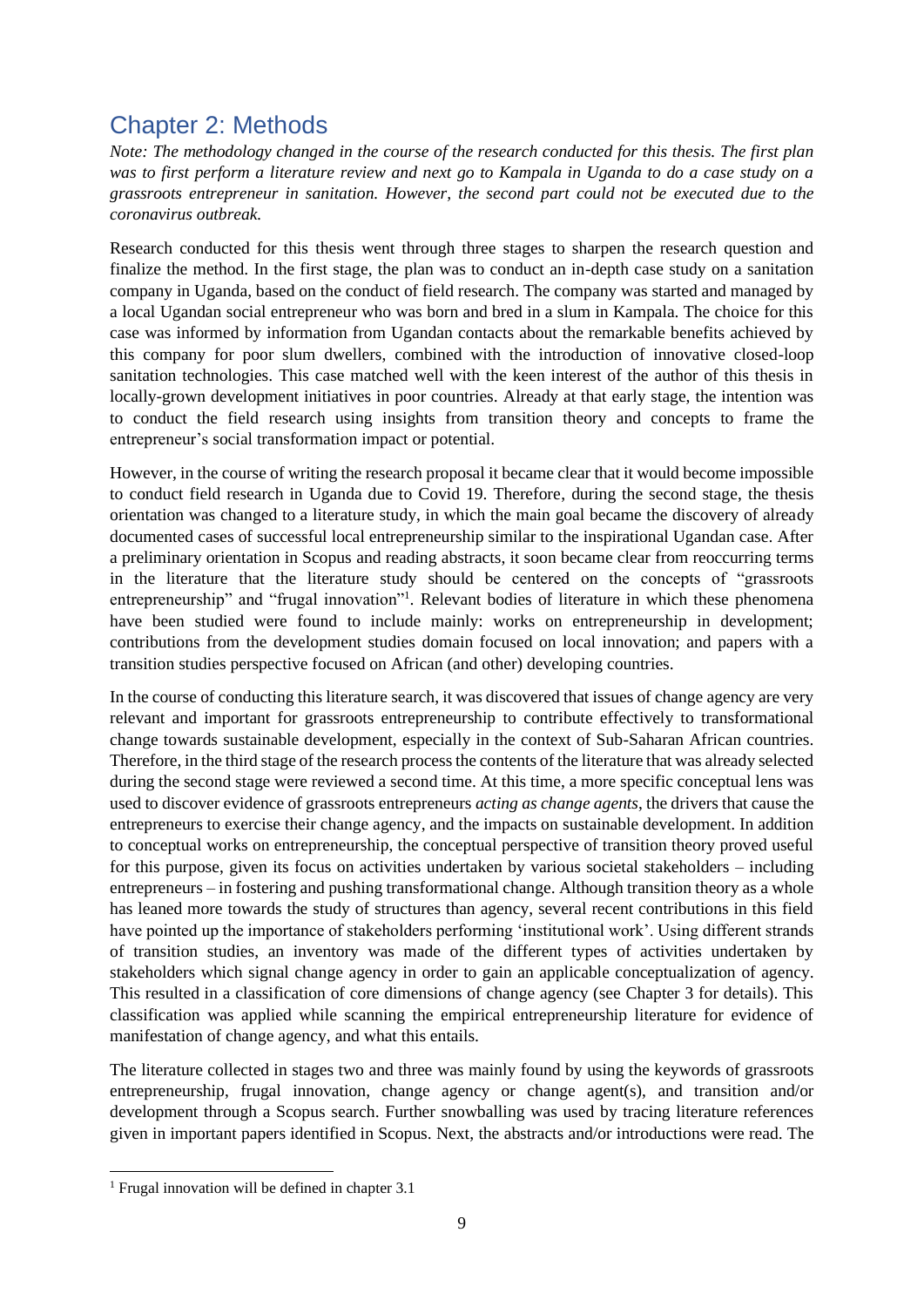# Chapter 2: Methods

*Note: The methodology changed in the course of the research conducted for this thesis. The first plan was to first perform a literature review and next go to Kampala in Uganda to do a case study on a grassroots entrepreneur in sanitation. However, the second part could not be executed due to the coronavirus outbreak.*

Research conducted for this thesis went through three stages to sharpen the research question and finalize the method. In the first stage, the plan was to conduct an in-depth case study on a sanitation company in Uganda, based on the conduct of field research. The company was started and managed by a local Ugandan social entrepreneur who was born and bred in a slum in Kampala. The choice for this case was informed by information from Ugandan contacts about the remarkable benefits achieved by this company for poor slum dwellers, combined with the introduction of innovative closed-loop sanitation technologies. This case matched well with the keen interest of the author of this thesis in locally-grown development initiatives in poor countries. Already at that early stage, the intention was to conduct the field research using insights from transition theory and concepts to frame the entrepreneur's social transformation impact or potential.

However, in the course of writing the research proposal it became clear that it would become impossible to conduct field research in Uganda due to Covid 19. Therefore, during the second stage, the thesis orientation was changed to a literature study, in which the main goal became the discovery of already documented cases of successful local entrepreneurship similar to the inspirational Ugandan case. After a preliminary orientation in Scopus and reading abstracts, it soon became clear from reoccurring terms in the literature that the literature study should be centered on the concepts of "grassroots entrepreneurship" and "frugal innovation"[1]. Relevant bodies of literature in which these phenomena have been studied were found to include mainly: works on entrepreneurship in development; contributions from the development studies domain focused on local innovation; and papers with a transition studies perspective focused on African (and other) developing countries.

In the course of conducting this literature search, it was discovered that issues of change agency are very relevant and important for grassroots entrepreneurship to contribute effectively to transformational change towards sustainable development, especially in the context of Sub-Saharan African countries. Therefore, in the third stage of the research process the contents of the literature that was already selected during the second stage were reviewed a second time. At this time, a more specific conceptual lens was used to discover evidence of grassroots entrepreneurs *acting as change agents*, the drivers that cause the entrepreneurs to exercise their change agency, and the impacts on sustainable development. In addition to conceptual works on entrepreneurship, the conceptual perspective of transition theory proved useful for this purpose, given its focus on activities undertaken by various societal stakeholders – including entrepreneurs – in fostering and pushing transformational change. Although transition theory as a whole has leaned more towards the study of structures than agency, several recent contributions in this field have pointed up the importance of stakeholders performing 'institutional work'. Using different strands of transition studies, an inventory was made of the different types of activities undertaken by stakeholders which signal change agency in order to gain an applicable conceptualization of agency. This resulted in a classification of core dimensions of change agency (see Chapter 3 for details). This classification was applied while scanning the empirical entrepreneurship literature for evidence of manifestation of change agency, and what this entails.

The literature collected in stages two and three was mainly found by using the keywords of grassroots entrepreneurship, frugal innovation, change agency or change agent(s), and transition and/or development through a Scopus search. Further snowballing was used by tracing literature references given in important papers identified in Scopus. Next, the abstracts and/or introductions were read. The

[1] Frugal innovation will be defined in chapter 3.1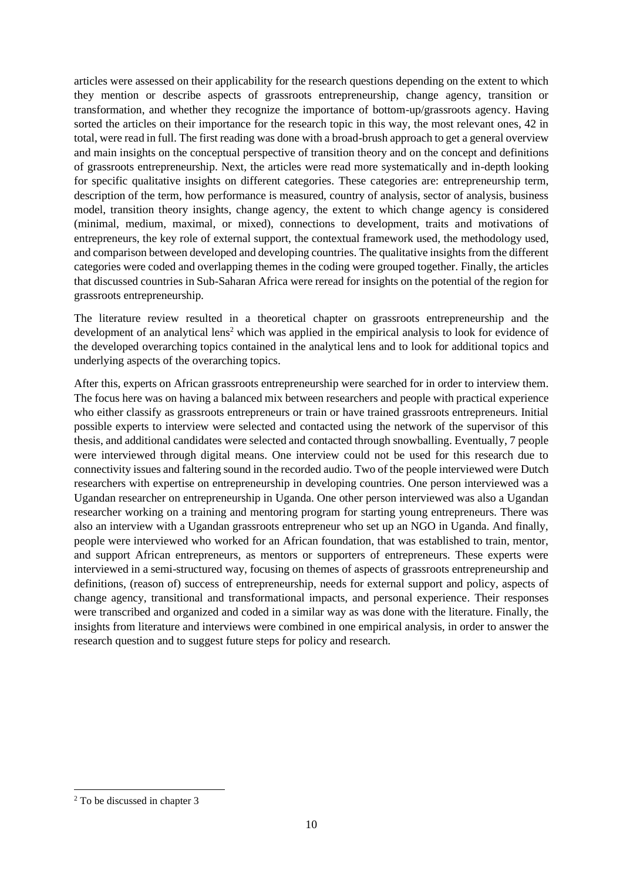articles were assessed on their applicability for the research questions depending on the extent to which they mention or describe aspects of grassroots entrepreneurship, change agency, transition or transformation, and whether they recognize the importance of bottom-up/grassroots agency. Having sorted the articles on their importance for the research topic in this way, the most relevant ones, 42 in total, were read in full. The first reading was done with a broad-brush approach to get a general overview and main insights on the conceptual perspective of transition theory and on the concept and definitions of grassroots entrepreneurship. Next, the articles were read more systematically and in-depth looking for specific qualitative insights on different categories. These categories are: entrepreneurship term, description of the term, how performance is measured, country of analysis, sector of analysis, business model, transition theory insights, change agency, the extent to which change agency is considered (minimal, medium, maximal, or mixed), connections to development, traits and motivations of entrepreneurs, the key role of external support, the contextual framework used, the methodology used, and comparison between developed and developing countries. The qualitative insights from the different categories were coded and overlapping themes in the coding were grouped together. Finally, the articles that discussed countries in Sub-Saharan Africa were reread for insights on the potential of the region for grassroots entrepreneurship.

The literature review resulted in a theoretical chapter on grassroots entrepreneurship and the development of an analytical lens[2] which was applied in the empirical analysis to look for evidence of the developed overarching topics contained in the analytical lens and to look for additional topics and underlying aspects of the overarching topics.

After this, experts on African grassroots entrepreneurship were searched for in order to interview them. The focus here was on having a balanced mix between researchers and people with practical experience who either classify as grassroots entrepreneurs or train or have trained grassroots entrepreneurs. Initial possible experts to interview were selected and contacted using the network of the supervisor of this thesis, and additional candidates were selected and contacted through snowballing. Eventually, 7 people were interviewed through digital means. One interview could not be used for this research due to connectivity issues and faltering sound in the recorded audio. Two of the people interviewed were Dutch researchers with expertise on entrepreneurship in developing countries. One person interviewed was a Ugandan researcher on entrepreneurship in Uganda. One other person interviewed was also a Ugandan researcher working on a training and mentoring program for starting young entrepreneurs. There was also an interview with a Ugandan grassroots entrepreneur who set up an NGO in Uganda. And finally, people were interviewed who worked for an African foundation, that was established to train, mentor, and support African entrepreneurs, as mentors or supporters of entrepreneurs. These experts were interviewed in a semi-structured way, focusing on themes of aspects of grassroots entrepreneurship and definitions, (reason of) success of entrepreneurship, needs for external support and policy, aspects of change agency, transitional and transformational impacts, and personal experience. Their responses were transcribed and organized and coded in a similar way as was done with the literature. Finally, the insights from literature and interviews were combined in one empirical analysis, in order to answer the research question and to suggest future steps for policy and research.

[2] To be discussed in chapter 3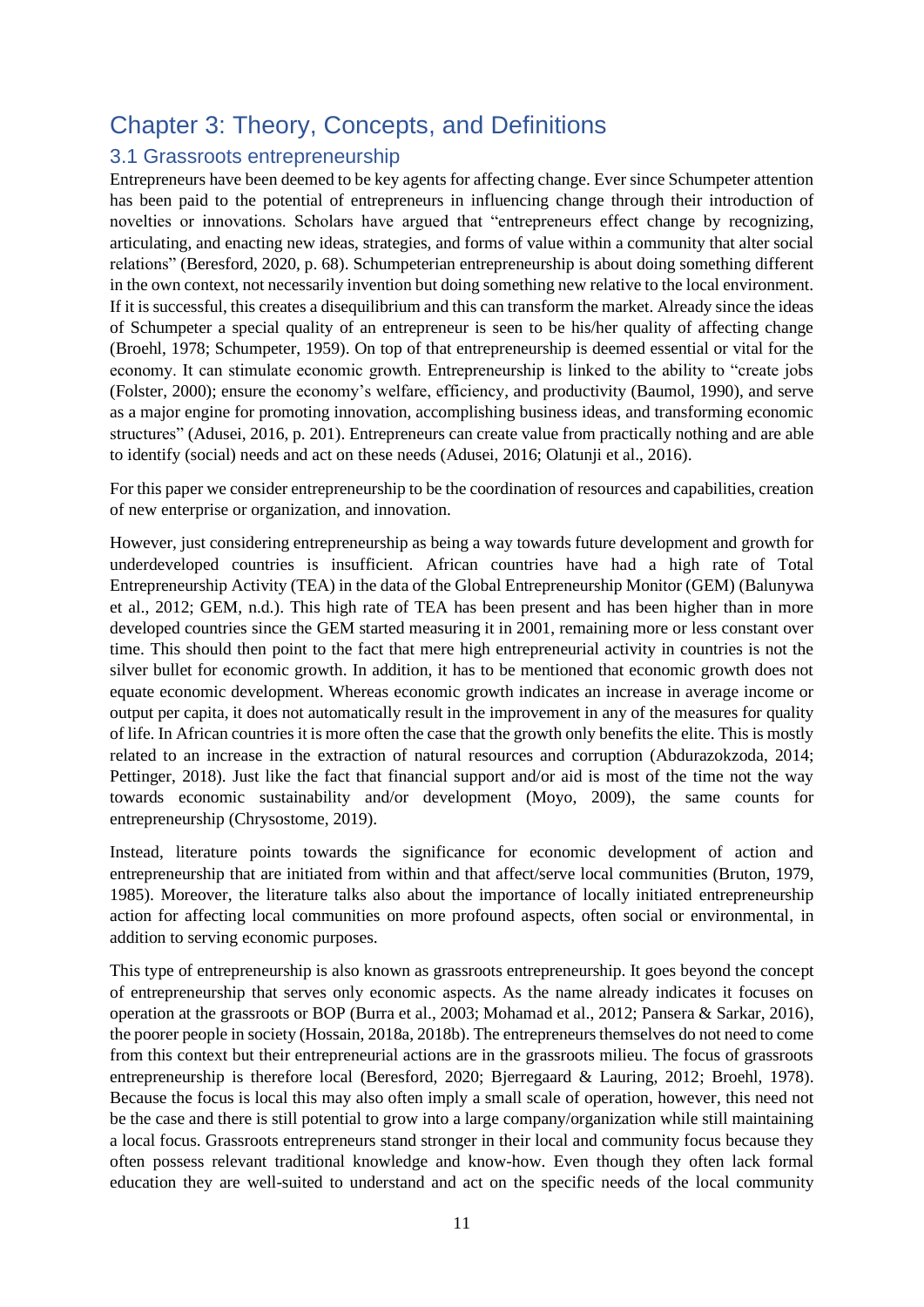# Chapter 3: Theory, Concepts, and Definitions

## 3.1 Grassroots entrepreneurship

Entrepreneurs have been deemed to be key agents for affecting change. Ever since Schumpeter attention has been paid to the potential of entrepreneurs in influencing change through their introduction of novelties or innovations. Scholars have argued that "entrepreneurs effect change by recognizing, articulating, and enacting new ideas, strategies, and forms of value within a community that alter social relations" (Beresford, 2020, p. 68). Schumpeterian entrepreneurship is about doing something different in the own context, not necessarily invention but doing something new relative to the local environment. If it is successful, this creates a disequilibrium and this can transform the market. Already since the ideas of Schumpeter a special quality of an entrepreneur is seen to be his/her quality of affecting change (Broehl, 1978; Schumpeter, 1959). On top of that entrepreneurship is deemed essential or vital for the economy. It can stimulate economic growth. Entrepreneurship is linked to the ability to "create jobs (Folster, 2000); ensure the economy's welfare, efficiency, and productivity (Baumol, 1990), and serve as a major engine for promoting innovation, accomplishing business ideas, and transforming economic structures" (Adusei, 2016, p. 201). Entrepreneurs can create value from practically nothing and are able to identify (social) needs and act on these needs (Adusei, 2016; Olatunji et al., 2016).

For this paper we consider entrepreneurship to be the coordination of resources and capabilities, creation of new enterprise or organization, and innovation.

However, just considering entrepreneurship as being a way towards future development and growth for underdeveloped countries is insufficient. African countries have had a high rate of Total Entrepreneurship Activity (TEA) in the data of the Global Entrepreneurship Monitor (GEM) (Balunywa et al., 2012; GEM, n.d.). This high rate of TEA has been present and has been higher than in more developed countries since the GEM started measuring it in 2001, remaining more or less constant over time. This should then point to the fact that mere high entrepreneurial activity in countries is not the silver bullet for economic growth. In addition, it has to be mentioned that economic growth does not equate economic development. Whereas economic growth indicates an increase in average income or output per capita, it does not automatically result in the improvement in any of the measures for quality of life. In African countries it is more often the case that the growth only benefits the elite. This is mostly related to an increase in the extraction of natural resources and corruption (Abdurazokzoda, 2014; Pettinger, 2018). Just like the fact that financial support and/or aid is most of the time not the way towards economic sustainability and/or development (Moyo, 2009), the same counts for entrepreneurship (Chrysostome, 2019).

Instead, literature points towards the significance for economic development of action and entrepreneurship that are initiated from within and that affect/serve local communities (Bruton, 1979, 1985). Moreover, the literature talks also about the importance of locally initiated entrepreneurship action for affecting local communities on more profound aspects, often social or environmental, in addition to serving economic purposes.

This type of entrepreneurship is also known as grassroots entrepreneurship. It goes beyond the concept of entrepreneurship that serves only economic aspects. As the name already indicates it focuses on operation at the grassroots or BOP (Burra et al., 2003; Mohamad et al., 2012; Pansera & Sarkar, 2016), the poorer people in society (Hossain, 2018a, 2018b). The entrepreneurs themselves do not need to come from this context but their entrepreneurial actions are in the grassroots milieu. The focus of grassroots entrepreneurship is therefore local (Beresford, 2020; Bjerregaard & Lauring, 2012; Broehl, 1978). Because the focus is local this may also often imply a small scale of operation, however, this need not be the case and there is still potential to grow into a large company/organization while still maintaining a local focus. Grassroots entrepreneurs stand stronger in their local and community focus because they often possess relevant traditional knowledge and know-how. Even though they often lack formal education they are well-suited to understand and act on the specific needs of the local community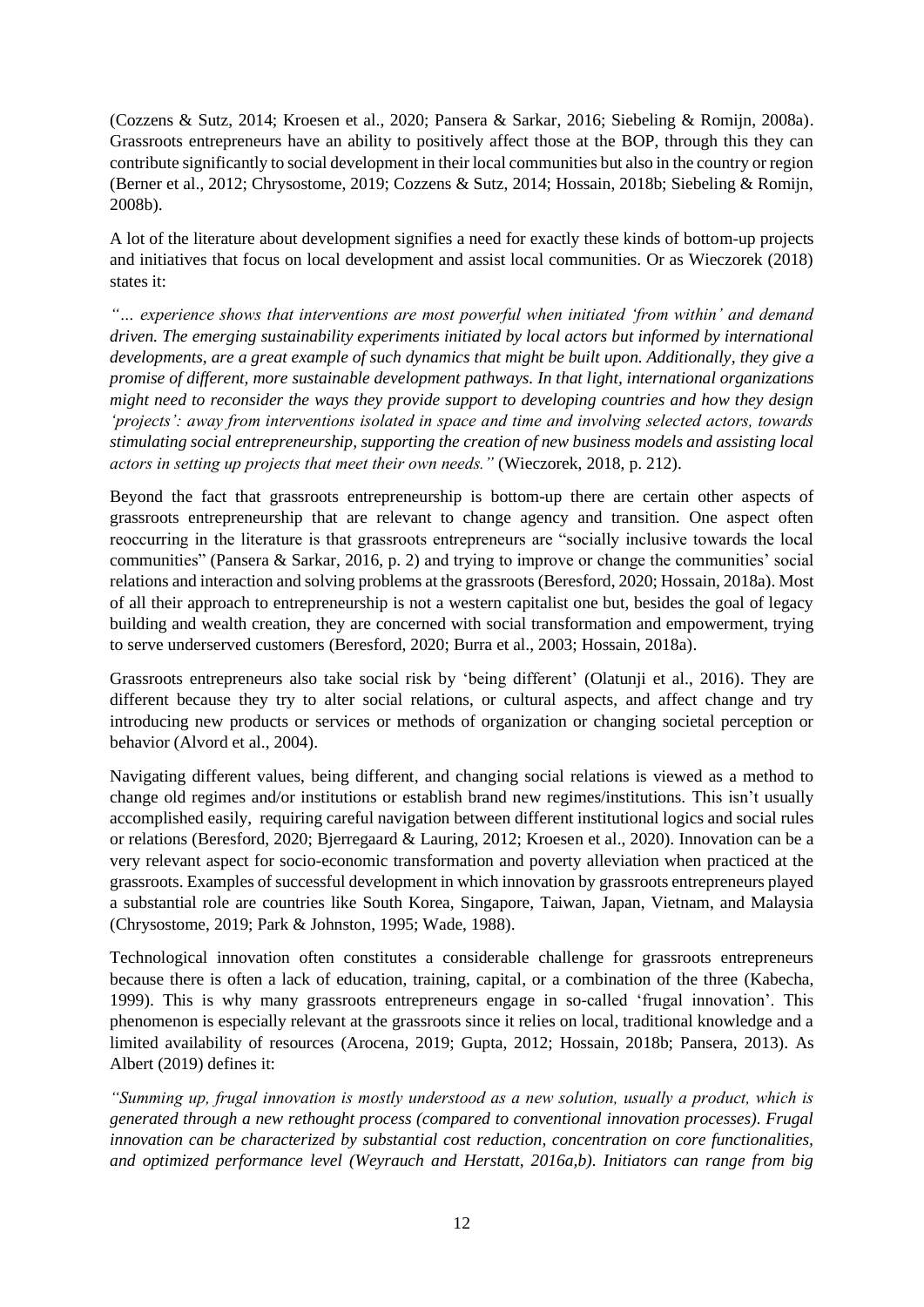(Cozzens & Sutz, 2014; Kroesen et al., 2020; Pansera & Sarkar, 2016; Siebeling & Romijn, 2008a). Grassroots entrepreneurs have an ability to positively affect those at the BOP, through this they can contribute significantly to social development in their local communities but also in the country or region (Berner et al., 2012; Chrysostome, 2019; Cozzens & Sutz, 2014; Hossain, 2018b; Siebeling & Romijn, 2008b).

A lot of the literature about development signifies a need for exactly these kinds of bottom-up projects and initiatives that focus on local development and assist local communities. Or as Wieczorek (2018) states it:

*"… experience shows that interventions are most powerful when initiated 'from within' and demand driven. The emerging sustainability experiments initiated by local actors but informed by international developments, are a great example of such dynamics that might be built upon. Additionally, they give a promise of different, more sustainable development pathways. In that light, international organizations might need to reconsider the ways they provide support to developing countries and how they design 'projects': away from interventions isolated in space and time and involving selected actors, towards stimulating social entrepreneurship, supporting the creation of new business models and assisting local actors in setting up projects that meet their own needs."* (Wieczorek, 2018, p. 212).

Beyond the fact that grassroots entrepreneurship is bottom-up there are certain other aspects of grassroots entrepreneurship that are relevant to change agency and transition. One aspect often reoccurring in the literature is that grassroots entrepreneurs are "socially inclusive towards the local communities" (Pansera & Sarkar, 2016, p. 2) and trying to improve or change the communities' social relations and interaction and solving problems at the grassroots (Beresford, 2020; Hossain, 2018a). Most of all their approach to entrepreneurship is not a western capitalist one but, besides the goal of legacy building and wealth creation, they are concerned with social transformation and empowerment, trying to serve underserved customers (Beresford, 2020; Burra et al., 2003; Hossain, 2018a).

Grassroots entrepreneurs also take social risk by 'being different' (Olatunji et al., 2016). They are different because they try to alter social relations, or cultural aspects, and affect change and try introducing new products or services or methods of organization or changing societal perception or behavior (Alvord et al., 2004).

Navigating different values, being different, and changing social relations is viewed as a method to change old regimes and/or institutions or establish brand new regimes/institutions. This isn't usually accomplished easily, requiring careful navigation between different institutional logics and social rules or relations (Beresford, 2020; Bjerregaard & Lauring, 2012; Kroesen et al., 2020). Innovation can be a very relevant aspect for socio-economic transformation and poverty alleviation when practiced at the grassroots. Examples of successful development in which innovation by grassroots entrepreneurs played a substantial role are countries like South Korea, Singapore, Taiwan, Japan, Vietnam, and Malaysia (Chrysostome, 2019; Park & Johnston, 1995; Wade, 1988).

Technological innovation often constitutes a considerable challenge for grassroots entrepreneurs because there is often a lack of education, training, capital, or a combination of the three (Kabecha, 1999). This is why many grassroots entrepreneurs engage in so-called 'frugal innovation'. This phenomenon is especially relevant at the grassroots since it relies on local, traditional knowledge and a limited availability of resources (Arocena, 2019; Gupta, 2012; Hossain, 2018b; Pansera, 2013). As Albert (2019) defines it:

*"Summing up, frugal innovation is mostly understood as a new solution, usually a product, which is generated through a new rethought process (compared to conventional innovation processes). Frugal innovation can be characterized by substantial cost reduction, concentration on core functionalities, and optimized performance level (Weyrauch and Herstatt, 2016a,b). Initiators can range from big*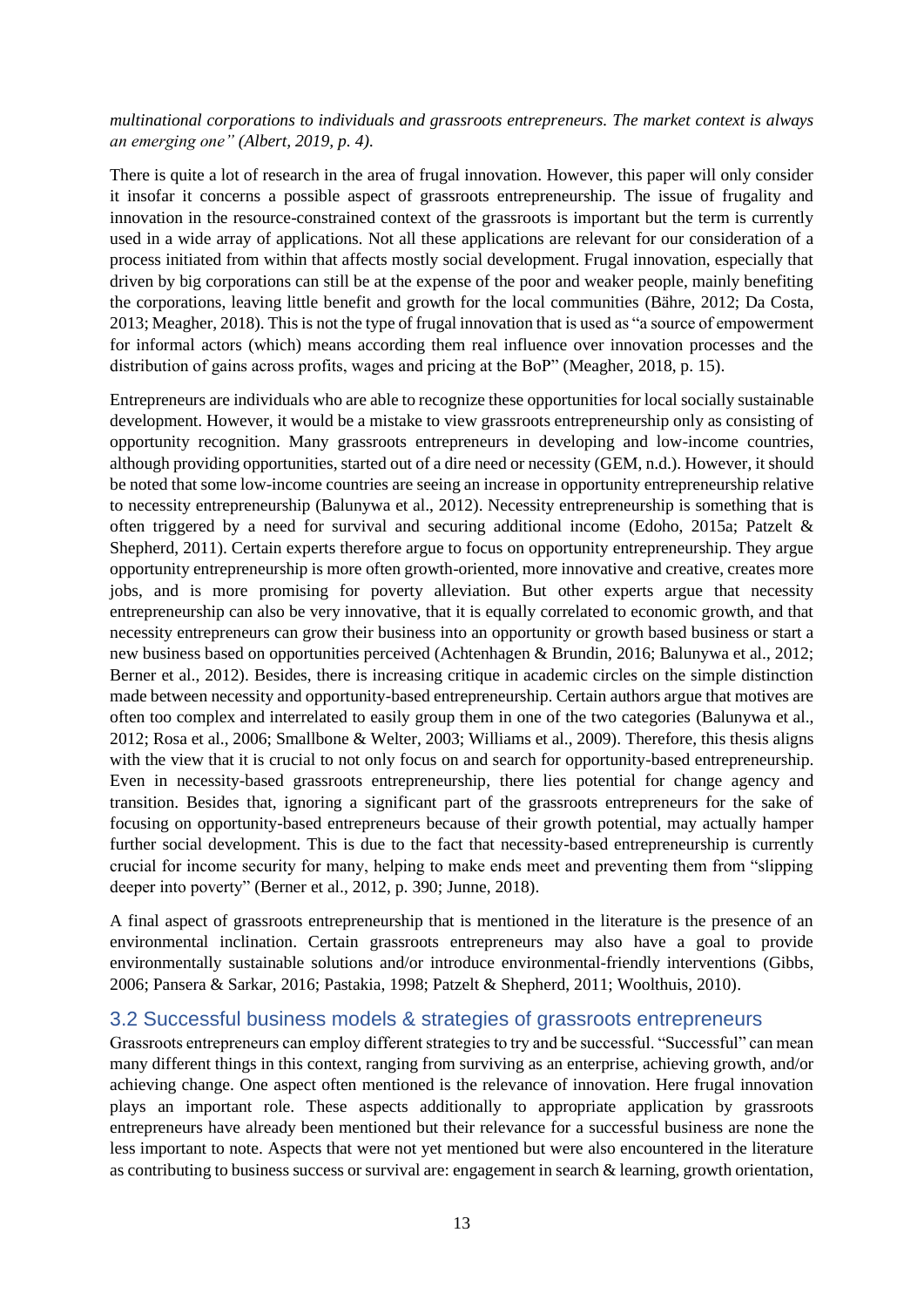*multinational corporations to individuals and grassroots entrepreneurs. The market context is always an emerging one" (Albert, 2019, p. 4).*

There is quite a lot of research in the area of frugal innovation. However, this paper will only consider it insofar it concerns a possible aspect of grassroots entrepreneurship. The issue of frugality and innovation in the resource-constrained context of the grassroots is important but the term is currently used in a wide array of applications. Not all these applications are relevant for our consideration of a process initiated from within that affects mostly social development. Frugal innovation, especially that driven by big corporations can still be at the expense of the poor and weaker people, mainly benefiting the corporations, leaving little benefit and growth for the local communities (Bähre, 2012; Da Costa, 2013; Meagher, 2018). This is not the type of frugal innovation that is used as "a source of empowerment for informal actors (which) means according them real influence over innovation processes and the distribution of gains across profits, wages and pricing at the BoP" (Meagher, 2018, p. 15).

Entrepreneurs are individuals who are able to recognize these opportunities for local socially sustainable development. However, it would be a mistake to view grassroots entrepreneurship only as consisting of opportunity recognition. Many grassroots entrepreneurs in developing and low-income countries, although providing opportunities, started out of a dire need or necessity (GEM, n.d.). However, it should be noted that some low-income countries are seeing an increase in opportunity entrepreneurship relative to necessity entrepreneurship (Balunywa et al., 2012). Necessity entrepreneurship is something that is often triggered by a need for survival and securing additional income (Edoho, 2015a; Patzelt & Shepherd, 2011). Certain experts therefore argue to focus on opportunity entrepreneurship. They argue opportunity entrepreneurship is more often growth-oriented, more innovative and creative, creates more jobs, and is more promising for poverty alleviation. But other experts argue that necessity entrepreneurship can also be very innovative, that it is equally correlated to economic growth, and that necessity entrepreneurs can grow their business into an opportunity or growth based business or start a new business based on opportunities perceived (Achtenhagen & Brundin, 2016; Balunywa et al., 2012; Berner et al., 2012). Besides, there is increasing critique in academic circles on the simple distinction made between necessity and opportunity-based entrepreneurship. Certain authors argue that motives are often too complex and interrelated to easily group them in one of the two categories (Balunywa et al., 2012; Rosa et al., 2006; Smallbone & Welter, 2003; Williams et al., 2009). Therefore, this thesis aligns with the view that it is crucial to not only focus on and search for opportunity-based entrepreneurship. Even in necessity-based grassroots entrepreneurship, there lies potential for change agency and transition. Besides that, ignoring a significant part of the grassroots entrepreneurs for the sake of focusing on opportunity-based entrepreneurs because of their growth potential, may actually hamper further social development. This is due to the fact that necessity-based entrepreneurship is currently crucial for income security for many, helping to make ends meet and preventing them from "slipping deeper into poverty" (Berner et al., 2012, p. 390; Junne, 2018).

A final aspect of grassroots entrepreneurship that is mentioned in the literature is the presence of an environmental inclination. Certain grassroots entrepreneurs may also have a goal to provide environmentally sustainable solutions and/or introduce environmental-friendly interventions (Gibbs, 2006; Pansera & Sarkar, 2016; Pastakia, 1998; Patzelt & Shepherd, 2011; Woolthuis, 2010).

## 3.2 Successful business models & strategies of grassroots entrepreneurs

Grassroots entrepreneurs can employ different strategies to try and be successful. "Successful" can mean many different things in this context, ranging from surviving as an enterprise, achieving growth, and/or achieving change. One aspect often mentioned is the relevance of innovation. Here frugal innovation plays an important role. These aspects additionally to appropriate application by grassroots entrepreneurs have already been mentioned but their relevance for a successful business are none the less important to note. Aspects that were not yet mentioned but were also encountered in the literature as contributing to business success or survival are: engagement in search & learning, growth orientation,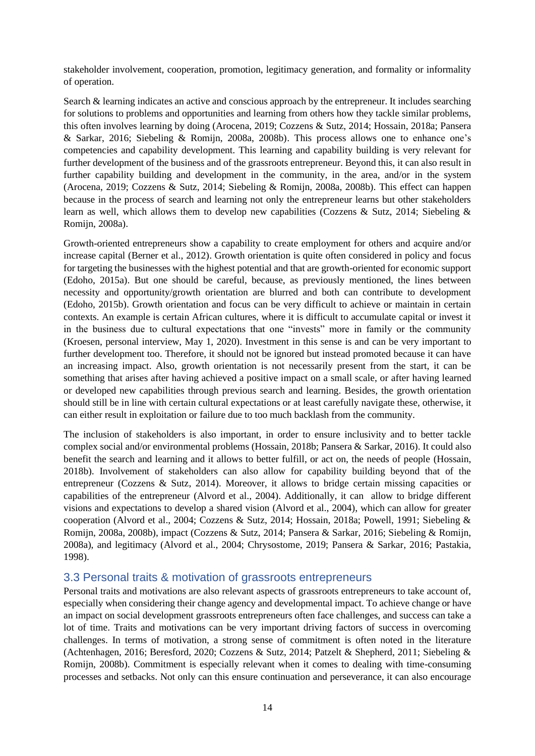stakeholder involvement, cooperation, promotion, legitimacy generation, and formality or informality of operation.

Search & learning indicates an active and conscious approach by the entrepreneur. It includes searching for solutions to problems and opportunities and learning from others how they tackle similar problems, this often involves learning by doing (Arocena, 2019; Cozzens & Sutz, 2014; Hossain, 2018a; Pansera & Sarkar, 2016; Siebeling & Romijn, 2008a, 2008b). This process allows one to enhance one's competencies and capability development. This learning and capability building is very relevant for further development of the business and of the grassroots entrepreneur. Beyond this, it can also result in further capability building and development in the community, in the area, and/or in the system (Arocena, 2019; Cozzens & Sutz, 2014; Siebeling & Romijn, 2008a, 2008b). This effect can happen because in the process of search and learning not only the entrepreneur learns but other stakeholders learn as well, which allows them to develop new capabilities (Cozzens & Sutz, 2014; Siebeling & Romijn, 2008a).

Growth-oriented entrepreneurs show a capability to create employment for others and acquire and/or increase capital (Berner et al., 2012). Growth orientation is quite often considered in policy and focus for targeting the businesses with the highest potential and that are growth-oriented for economic support (Edoho, 2015a). But one should be careful, because, as previously mentioned, the lines between necessity and opportunity/growth orientation are blurred and both can contribute to development (Edoho, 2015b). Growth orientation and focus can be very difficult to achieve or maintain in certain contexts. An example is certain African cultures, where it is difficult to accumulate capital or invest it in the business due to cultural expectations that one "invests" more in family or the community (Kroesen, personal interview, May 1, 2020). Investment in this sense is and can be very important to further development too. Therefore, it should not be ignored but instead promoted because it can have an increasing impact. Also, growth orientation is not necessarily present from the start, it can be something that arises after having achieved a positive impact on a small scale, or after having learned or developed new capabilities through previous search and learning. Besides, the growth orientation should still be in line with certain cultural expectations or at least carefully navigate these, otherwise, it can either result in exploitation or failure due to too much backlash from the community.

The inclusion of stakeholders is also important, in order to ensure inclusivity and to better tackle complex social and/or environmental problems (Hossain, 2018b; Pansera & Sarkar, 2016). It could also benefit the search and learning and it allows to better fulfill, or act on, the needs of people (Hossain, 2018b). Involvement of stakeholders can also allow for capability building beyond that of the entrepreneur (Cozzens & Sutz, 2014). Moreover, it allows to bridge certain missing capacities or capabilities of the entrepreneur (Alvord et al., 2004). Additionally, it can allow to bridge different visions and expectations to develop a shared vision (Alvord et al., 2004), which can allow for greater cooperation (Alvord et al., 2004; Cozzens & Sutz, 2014; Hossain, 2018a; Powell, 1991; Siebeling & Romijn, 2008a, 2008b), impact (Cozzens & Sutz, 2014; Pansera & Sarkar, 2016; Siebeling & Romijn, 2008a), and legitimacy (Alvord et al., 2004; Chrysostome, 2019; Pansera & Sarkar, 2016; Pastakia, 1998).

## 3.3 Personal traits & motivation of grassroots entrepreneurs

Personal traits and motivations are also relevant aspects of grassroots entrepreneurs to take account of, especially when considering their change agency and developmental impact. To achieve change or have an impact on social development grassroots entrepreneurs often face challenges, and success can take a lot of time. Traits and motivations can be very important driving factors of success in overcoming challenges. In terms of motivation, a strong sense of commitment is often noted in the literature (Achtenhagen, 2016; Beresford, 2020; Cozzens & Sutz, 2014; Patzelt & Shepherd, 2011; Siebeling & Romijn, 2008b). Commitment is especially relevant when it comes to dealing with time-consuming processes and setbacks. Not only can this ensure continuation and perseverance, it can also encourage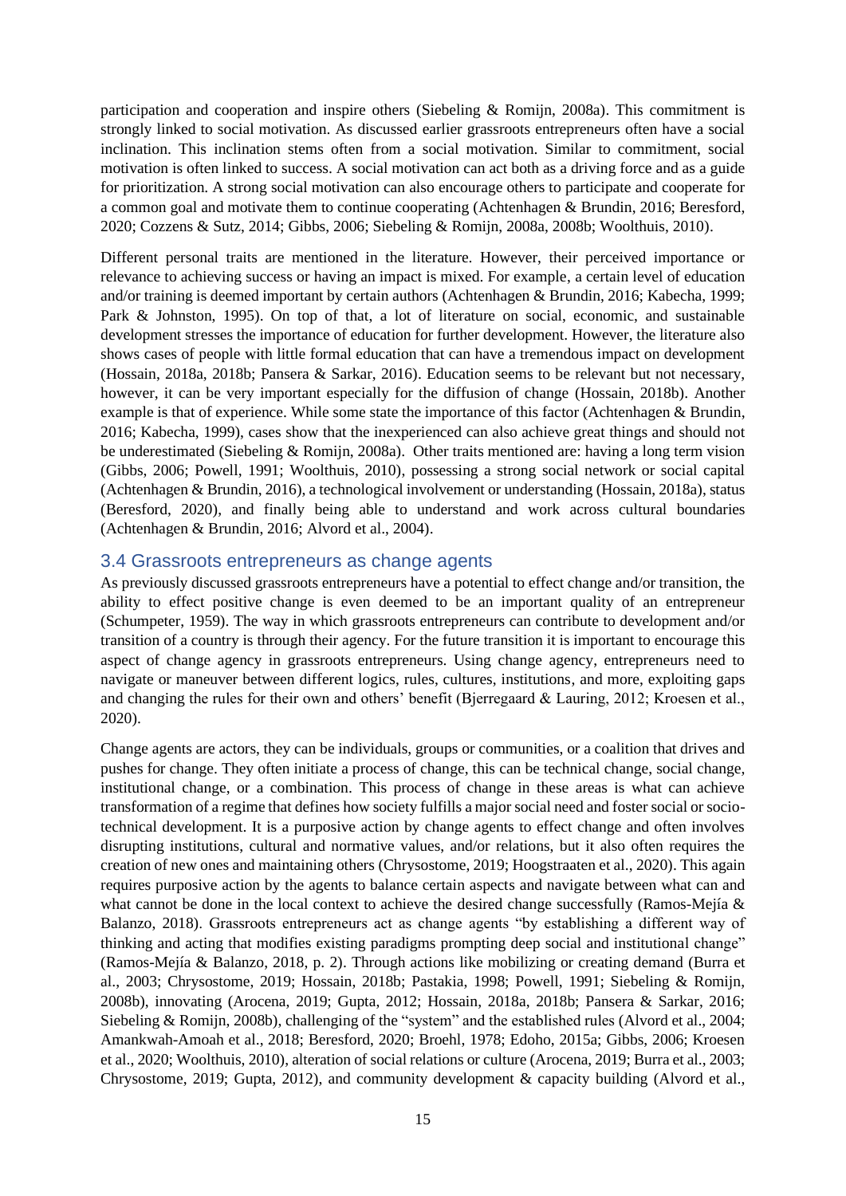participation and cooperation and inspire others (Siebeling & Romijn, 2008a). This commitment is strongly linked to social motivation. As discussed earlier grassroots entrepreneurs often have a social inclination. This inclination stems often from a social motivation. Similar to commitment, social motivation is often linked to success. A social motivation can act both as a driving force and as a guide for prioritization. A strong social motivation can also encourage others to participate and cooperate for a common goal and motivate them to continue cooperating (Achtenhagen & Brundin, 2016; Beresford, 2020; Cozzens & Sutz, 2014; Gibbs, 2006; Siebeling & Romijn, 2008a, 2008b; Woolthuis, 2010).

Different personal traits are mentioned in the literature. However, their perceived importance or relevance to achieving success or having an impact is mixed. For example, a certain level of education and/or training is deemed important by certain authors (Achtenhagen & Brundin, 2016; Kabecha, 1999; Park & Johnston, 1995). On top of that, a lot of literature on social, economic, and sustainable development stresses the importance of education for further development. However, the literature also shows cases of people with little formal education that can have a tremendous impact on development (Hossain, 2018a, 2018b; Pansera & Sarkar, 2016). Education seems to be relevant but not necessary, however, it can be very important especially for the diffusion of change (Hossain, 2018b). Another example is that of experience. While some state the importance of this factor (Achtenhagen & Brundin, 2016; Kabecha, 1999), cases show that the inexperienced can also achieve great things and should not be underestimated (Siebeling & Romijn, 2008a). Other traits mentioned are: having a long term vision (Gibbs, 2006; Powell, 1991; Woolthuis, 2010), possessing a strong social network or social capital (Achtenhagen & Brundin, 2016), a technological involvement or understanding (Hossain, 2018a), status (Beresford, 2020), and finally being able to understand and work across cultural boundaries (Achtenhagen & Brundin, 2016; Alvord et al., 2004).

## 3.4 Grassroots entrepreneurs as change agents

As previously discussed grassroots entrepreneurs have a potential to effect change and/or transition, the ability to effect positive change is even deemed to be an important quality of an entrepreneur (Schumpeter, 1959). The way in which grassroots entrepreneurs can contribute to development and/or transition of a country is through their agency. For the future transition it is important to encourage this aspect of change agency in grassroots entrepreneurs. Using change agency, entrepreneurs need to navigate or maneuver between different logics, rules, cultures, institutions, and more, exploiting gaps and changing the rules for their own and others' benefit (Bjerregaard & Lauring, 2012; Kroesen et al., 2020).

Change agents are actors, they can be individuals, groups or communities, or a coalition that drives and pushes for change. They often initiate a process of change, this can be technical change, social change, institutional change, or a combination. This process of change in these areas is what can achieve transformation of a regime that defines how society fulfills a major social need and foster social or socio-technical development. It is a purposive action by change agents to effect change and often involves disrupting institutions, cultural and normative values, and/or relations, but it also often requires the creation of new ones and maintaining others (Chrysostome, 2019; Hoogstraaten et al., 2020). This again requires purposive action by the agents to balance certain aspects and navigate between what can and what cannot be done in the local context to achieve the desired change successfully (Ramos-Mejía & Balanzo, 2018). Grassroots entrepreneurs act as change agents "by establishing a different way of thinking and acting that modifies existing paradigms prompting deep social and institutional change" (Ramos-Mejía & Balanzo, 2018, p. 2). Through actions like mobilizing or creating demand (Burra et al., 2003; Chrysostome, 2019; Hossain, 2018b; Pastakia, 1998; Powell, 1991; Siebeling & Romijn, 2008b), innovating (Arocena, 2019; Gupta, 2012; Hossain, 2018a, 2018b; Pansera & Sarkar, 2016; Siebeling & Romijn, 2008b), challenging of the "system" and the established rules (Alvord et al., 2004; Amankwah-Amoah et al., 2018; Beresford, 2020; Broehl, 1978; Edoho, 2015a; Gibbs, 2006; Kroesen et al., 2020; Woolthuis, 2010), alteration of social relations or culture (Arocena, 2019; Burra et al., 2003; Chrysostome, 2019; Gupta, 2012), and community development & capacity building (Alvord et al.,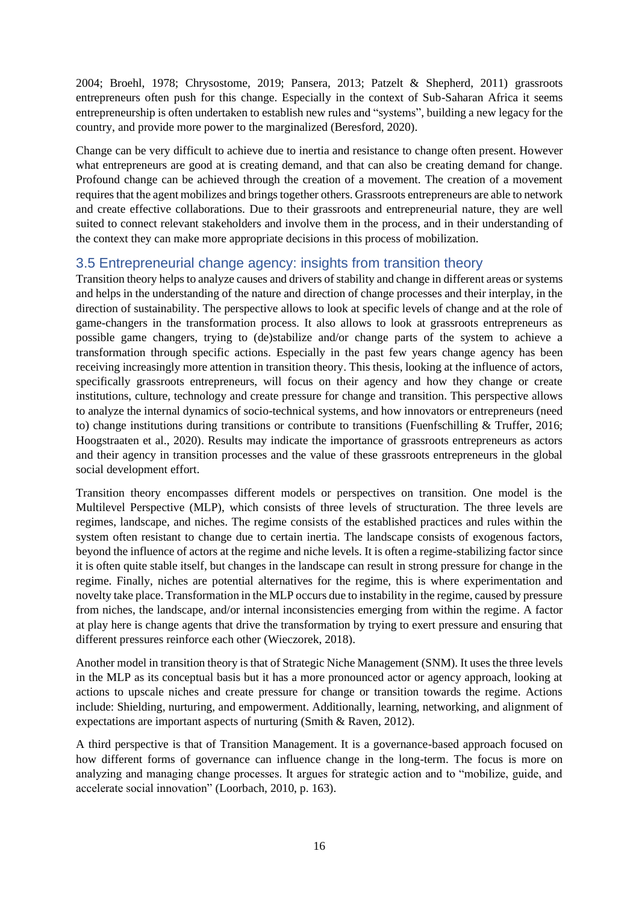2004; Broehl, 1978; Chrysostome, 2019; Pansera, 2013; Patzelt & Shepherd, 2011) grassroots entrepreneurs often push for this change. Especially in the context of Sub-Saharan Africa it seems entrepreneurship is often undertaken to establish new rules and "systems", building a new legacy for the country, and provide more power to the marginalized (Beresford, 2020).

Change can be very difficult to achieve due to inertia and resistance to change often present. However what entrepreneurs are good at is creating demand, and that can also be creating demand for change. Profound change can be achieved through the creation of a movement. The creation of a movement requires that the agent mobilizes and brings together others. Grassroots entrepreneurs are able to network and create effective collaborations. Due to their grassroots and entrepreneurial nature, they are well suited to connect relevant stakeholders and involve them in the process, and in their understanding of the context they can make more appropriate decisions in this process of mobilization.

## 3.5 Entrepreneurial change agency: insights from transition theory

Transition theory helps to analyze causes and drivers of stability and change in different areas or systems and helps in the understanding of the nature and direction of change processes and their interplay, in the direction of sustainability. The perspective allows to look at specific levels of change and at the role of game-changers in the transformation process. It also allows to look at grassroots entrepreneurs as possible game changers, trying to (de)stabilize and/or change parts of the system to achieve a transformation through specific actions. Especially in the past few years change agency has been receiving increasingly more attention in transition theory. This thesis, looking at the influence of actors, specifically grassroots entrepreneurs, will focus on their agency and how they change or create institutions, culture, technology and create pressure for change and transition. This perspective allows to analyze the internal dynamics of socio-technical systems, and how innovators or entrepreneurs (need to) change institutions during transitions or contribute to transitions (Fuenfschilling & Truffer, 2016; Hoogstraaten et al., 2020). Results may indicate the importance of grassroots entrepreneurs as actors and their agency in transition processes and the value of these grassroots entrepreneurs in the global social development effort.

Transition theory encompasses different models or perspectives on transition. One model is the Multilevel Perspective (MLP), which consists of three levels of structuration. The three levels are regimes, landscape, and niches. The regime consists of the established practices and rules within the system often resistant to change due to certain inertia. The landscape consists of exogenous factors, beyond the influence of actors at the regime and niche levels. It is often a regime-stabilizing factor since it is often quite stable itself, but changes in the landscape can result in strong pressure for change in the regime. Finally, niches are potential alternatives for the regime, this is where experimentation and novelty take place. Transformation in the MLP occurs due to instability in the regime, caused by pressure from niches, the landscape, and/or internal inconsistencies emerging from within the regime. A factor at play here is change agents that drive the transformation by trying to exert pressure and ensuring that different pressures reinforce each other (Wieczorek, 2018).

Another model in transition theory is that of Strategic Niche Management (SNM). It uses the three levels in the MLP as its conceptual basis but it has a more pronounced actor or agency approach, looking at actions to upscale niches and create pressure for change or transition towards the regime. Actions include: Shielding, nurturing, and empowerment. Additionally, learning, networking, and alignment of expectations are important aspects of nurturing (Smith & Raven, 2012).

A third perspective is that of Transition Management. It is a governance-based approach focused on how different forms of governance can influence change in the long-term. The focus is more on analyzing and managing change processes. It argues for strategic action and to "mobilize, guide, and accelerate social innovation" (Loorbach, 2010, p. 163).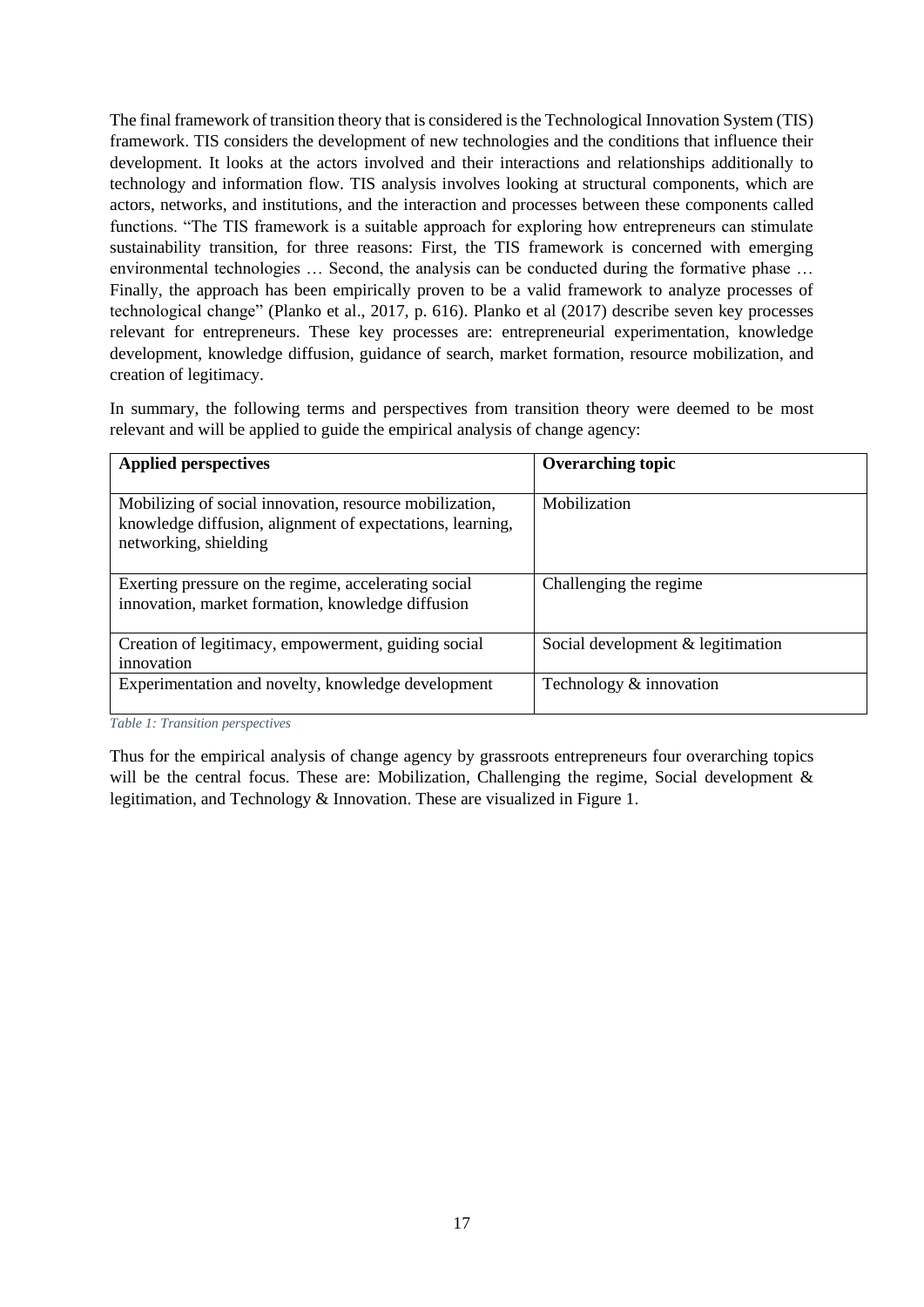The final framework of transition theory that is considered is the Technological Innovation System (TIS) framework. TIS considers the development of new technologies and the conditions that influence their development. It looks at the actors involved and their interactions and relationships additionally to technology and information flow. TIS analysis involves looking at structural components, which are actors, networks, and institutions, and the interaction and processes between these components called functions. "The TIS framework is a suitable approach for exploring how entrepreneurs can stimulate sustainability transition, for three reasons: First, the TIS framework is concerned with emerging environmental technologies … Second, the analysis can be conducted during the formative phase … Finally, the approach has been empirically proven to be a valid framework to analyze processes of technological change" (Planko et al., 2017, p. 616). Planko et al (2017) describe seven key processes relevant for entrepreneurs. These key processes are: entrepreneurial experimentation, knowledge development, knowledge diffusion, guidance of search, market formation, resource mobilization, and creation of legitimacy.

In summary, the following terms and perspectives from transition theory were deemed to be most relevant and will be applied to guide the empirical analysis of change agency:

| **Applied perspectives** | **Overarching topic** |
|---|---|
| Mobilizing of social innovation, resource mobilization, knowledge diffusion, alignment of expectations, learning, networking, shielding | Mobilization |
| Exerting pressure on the regime, accelerating social innovation, market formation, knowledge diffusion | Challenging the regime |
| Creation of legitimacy, empowerment, guiding social innovation | Social development & legitimation |
| Experimentation and novelty, knowledge development | Technology & innovation |

*Table 1: Transition perspectives*

Thus for the empirical analysis of change agency by grassroots entrepreneurs four overarching topics will be the central focus. These are: Mobilization, Challenging the regime, Social development & legitimation, and Technology & Innovation. These are visualized in Figure 1.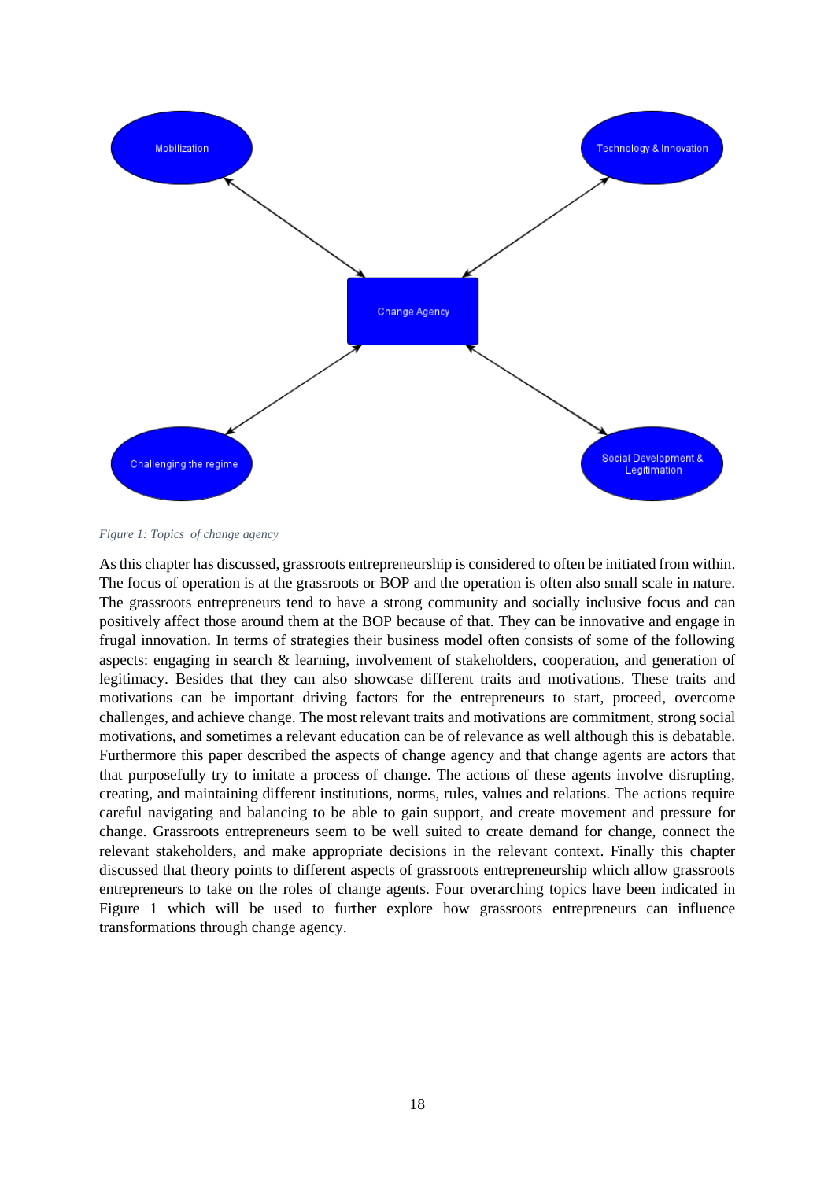*Figure 1: Topics of change agency*

As this chapter has discussed, grassroots entrepreneurship is considered to often be initiated from within. The focus of operation is at the grassroots or BOP and the operation is often also small scale in nature. The grassroots entrepreneurs tend to have a strong community and socially inclusive focus and can positively affect those around them at the BOP because of that. They can be innovative and engage in frugal innovation. In terms of strategies their business model often consists of some of the following aspects: engaging in search & learning, involvement of stakeholders, cooperation, and generation of legitimacy. Besides that they can also showcase different traits and motivations. These traits and motivations can be important driving factors for the entrepreneurs to start, proceed, overcome challenges, and achieve change. The most relevant traits and motivations are commitment, strong social motivations, and sometimes a relevant education can be of relevance as well although this is debatable. Furthermore this paper described the aspects of change agency and that change agents are actors that that purposefully try to imitate a process of change. The actions of these agents involve disrupting, creating, and maintaining different institutions, norms, rules, values and relations. The actions require careful navigating and balancing to be able to gain support, and create movement and pressure for change. Grassroots entrepreneurs seem to be well suited to create demand for change, connect the relevant stakeholders, and make appropriate decisions in the relevant context. Finally this chapter discussed that theory points to different aspects of grassroots entrepreneurship which allow grassroots entrepreneurs to take on the roles of change agents. Four overarching topics have been indicated in Figure 1 which will be used to further explore how grassroots entrepreneurs can influence transformations through change agency.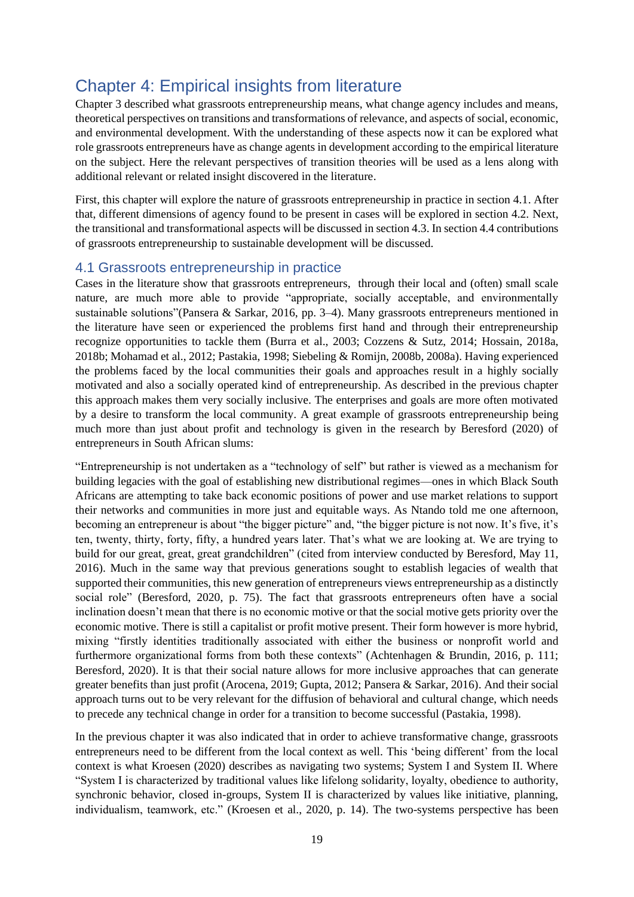# Chapter 4: Empirical insights from literature

Chapter 3 described what grassroots entrepreneurship means, what change agency includes and means, theoretical perspectives on transitions and transformations of relevance, and aspects of social, economic, and environmental development. With the understanding of these aspects now it can be explored what role grassroots entrepreneurs have as change agents in development according to the empirical literature on the subject. Here the relevant perspectives of transition theories will be used as a lens along with additional relevant or related insight discovered in the literature.

First, this chapter will explore the nature of grassroots entrepreneurship in practice in section 4.1. After that, different dimensions of agency found to be present in cases will be explored in section 4.2. Next, the transitional and transformational aspects will be discussed in section 4.3. In section 4.4 contributions of grassroots entrepreneurship to sustainable development will be discussed.

## 4.1 Grassroots entrepreneurship in practice

Cases in the literature show that grassroots entrepreneurs, through their local and (often) small scale nature, are much more able to provide "appropriate, socially acceptable, and environmentally sustainable solutions"(Pansera & Sarkar, 2016, pp. 3–4). Many grassroots entrepreneurs mentioned in the literature have seen or experienced the problems first hand and through their entrepreneurship recognize opportunities to tackle them (Burra et al., 2003; Cozzens & Sutz, 2014; Hossain, 2018a, 2018b; Mohamad et al., 2012; Pastakia, 1998; Siebeling & Romijn, 2008b, 2008a). Having experienced the problems faced by the local communities their goals and approaches result in a highly socially motivated and also a socially operated kind of entrepreneurship. As described in the previous chapter this approach makes them very socially inclusive. The enterprises and goals are more often motivated by a desire to transform the local community. A great example of grassroots entrepreneurship being much more than just about profit and technology is given in the research by Beresford (2020) of entrepreneurs in South African slums:

"Entrepreneurship is not undertaken as a "technology of self" but rather is viewed as a mechanism for building legacies with the goal of establishing new distributional regimes—ones in which Black South Africans are attempting to take back economic positions of power and use market relations to support their networks and communities in more just and equitable ways. As Ntando told me one afternoon, becoming an entrepreneur is about "the bigger picture" and, "the bigger picture is not now. It's five, it's ten, twenty, thirty, forty, fifty, a hundred years later. That's what we are looking at. We are trying to build for our great, great, great grandchildren" (cited from interview conducted by Beresford, May 11, 2016). Much in the same way that previous generations sought to establish legacies of wealth that supported their communities, this new generation of entrepreneurs views entrepreneurship as a distinctly social role" (Beresford, 2020, p. 75). The fact that grassroots entrepreneurs often have a social inclination doesn't mean that there is no economic motive or that the social motive gets priority over the economic motive. There is still a capitalist or profit motive present. Their form however is more hybrid, mixing "firstly identities traditionally associated with either the business or nonprofit world and furthermore organizational forms from both these contexts" (Achtenhagen & Brundin, 2016, p. 111; Beresford, 2020). It is that their social nature allows for more inclusive approaches that can generate greater benefits than just profit (Arocena, 2019; Gupta, 2012; Pansera & Sarkar, 2016). And their social approach turns out to be very relevant for the diffusion of behavioral and cultural change, which needs to precede any technical change in order for a transition to become successful (Pastakia, 1998).

In the previous chapter it was also indicated that in order to achieve transformative change, grassroots entrepreneurs need to be different from the local context as well. This 'being different' from the local context is what Kroesen (2020) describes as navigating two systems; System I and System II. Where "System I is characterized by traditional values like lifelong solidarity, loyalty, obedience to authority, synchronic behavior, closed in-groups, System II is characterized by values like initiative, planning, individualism, teamwork, etc." (Kroesen et al., 2020, p. 14). The two-systems perspective has been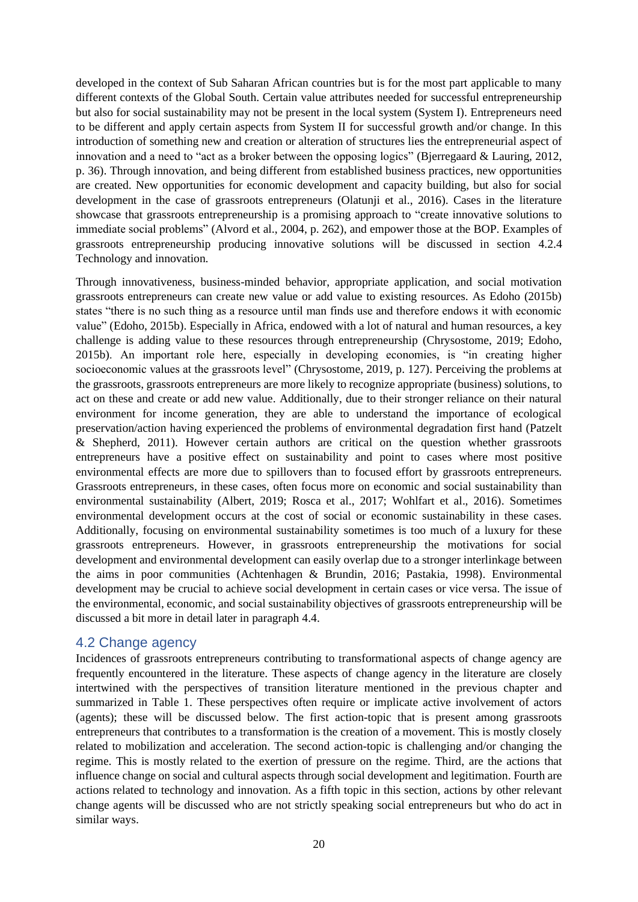developed in the context of Sub Saharan African countries but is for the most part applicable to many different contexts of the Global South. Certain value attributes needed for successful entrepreneurship but also for social sustainability may not be present in the local system (System I). Entrepreneurs need to be different and apply certain aspects from System II for successful growth and/or change. In this introduction of something new and creation or alteration of structures lies the entrepreneurial aspect of innovation and a need to "act as a broker between the opposing logics" (Bjerregaard & Lauring, 2012, p. 36). Through innovation, and being different from established business practices, new opportunities are created. New opportunities for economic development and capacity building, but also for social development in the case of grassroots entrepreneurs (Olatunji et al., 2016). Cases in the literature showcase that grassroots entrepreneurship is a promising approach to "create innovative solutions to immediate social problems" (Alvord et al., 2004, p. 262), and empower those at the BOP. Examples of grassroots entrepreneurship producing innovative solutions will be discussed in section 4.2.4 Technology and innovation.

Through innovativeness, business-minded behavior, appropriate application, and social motivation grassroots entrepreneurs can create new value or add value to existing resources. As Edoho (2015b) states "there is no such thing as a resource until man finds use and therefore endows it with economic value" (Edoho, 2015b). Especially in Africa, endowed with a lot of natural and human resources, a key challenge is adding value to these resources through entrepreneurship (Chrysostome, 2019; Edoho, 2015b). An important role here, especially in developing economies, is "in creating higher socioeconomic values at the grassroots level" (Chrysostome, 2019, p. 127). Perceiving the problems at the grassroots, grassroots entrepreneurs are more likely to recognize appropriate (business) solutions, to act on these and create or add new value. Additionally, due to their stronger reliance on their natural environment for income generation, they are able to understand the importance of ecological preservation/action having experienced the problems of environmental degradation first hand (Patzelt & Shepherd, 2011). However certain authors are critical on the question whether grassroots entrepreneurs have a positive effect on sustainability and point to cases where most positive environmental effects are more due to spillovers than to focused effort by grassroots entrepreneurs. Grassroots entrepreneurs, in these cases, often focus more on economic and social sustainability than environmental sustainability (Albert, 2019; Rosca et al., 2017; Wohlfart et al., 2016). Sometimes environmental development occurs at the cost of social or economic sustainability in these cases. Additionally, focusing on environmental sustainability sometimes is too much of a luxury for these grassroots entrepreneurs. However, in grassroots entrepreneurship the motivations for social development and environmental development can easily overlap due to a stronger interlinkage between the aims in poor communities (Achtenhagen & Brundin, 2016; Pastakia, 1998). Environmental development may be crucial to achieve social development in certain cases or vice versa. The issue of the environmental, economic, and social sustainability objectives of grassroots entrepreneurship will be discussed a bit more in detail later in paragraph 4.4.

## 4.2 Change agency

Incidences of grassroots entrepreneurs contributing to transformational aspects of change agency are frequently encountered in the literature. These aspects of change agency in the literature are closely intertwined with the perspectives of transition literature mentioned in the previous chapter and summarized in Table 1. These perspectives often require or implicate active involvement of actors (agents); these will be discussed below. The first action-topic that is present among grassroots entrepreneurs that contributes to a transformation is the creation of a movement. This is mostly closely related to mobilization and acceleration. The second action-topic is challenging and/or changing the regime. This is mostly related to the exertion of pressure on the regime. Third, are the actions that influence change on social and cultural aspects through social development and legitimation. Fourth are actions related to technology and innovation. As a fifth topic in this section, actions by other relevant change agents will be discussed who are not strictly speaking social entrepreneurs but who do act in similar ways.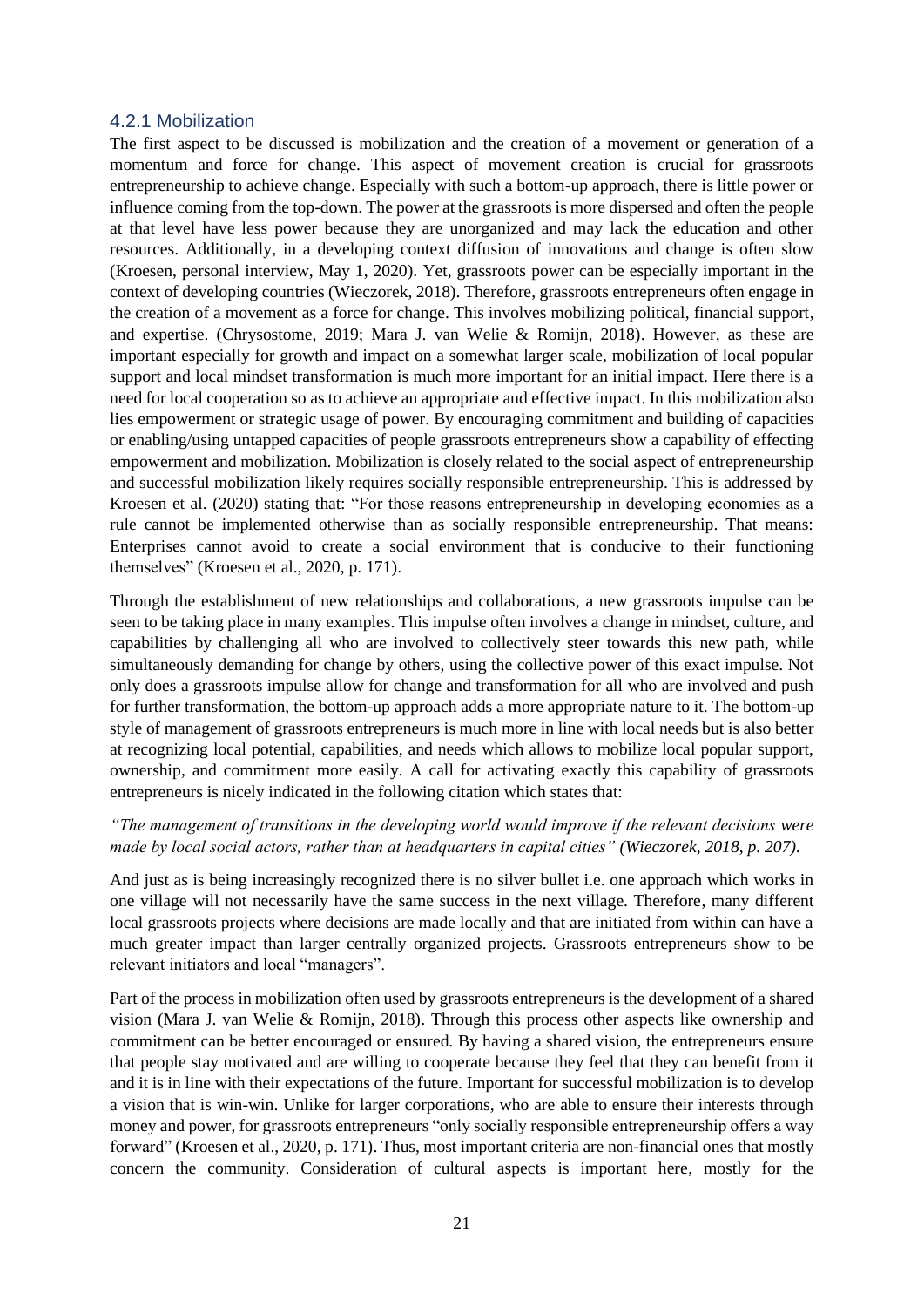### 4.2.1 Mobilization

The first aspect to be discussed is mobilization and the creation of a movement or generation of a momentum and force for change. This aspect of movement creation is crucial for grassroots entrepreneurship to achieve change. Especially with such a bottom-up approach, there is little power or influence coming from the top-down. The power at the grassroots is more dispersed and often the people at that level have less power because they are unorganized and may lack the education and other resources. Additionally, in a developing context diffusion of innovations and change is often slow (Kroesen, personal interview, May 1, 2020). Yet, grassroots power can be especially important in the context of developing countries (Wieczorek, 2018). Therefore, grassroots entrepreneurs often engage in the creation of a movement as a force for change. This involves mobilizing political, financial support, and expertise. (Chrysostome, 2019; Mara J. van Welie & Romijn, 2018). However, as these are important especially for growth and impact on a somewhat larger scale, mobilization of local popular support and local mindset transformation is much more important for an initial impact. Here there is a need for local cooperation so as to achieve an appropriate and effective impact. In this mobilization also lies empowerment or strategic usage of power. By encouraging commitment and building of capacities or enabling/using untapped capacities of people grassroots entrepreneurs show a capability of effecting empowerment and mobilization. Mobilization is closely related to the social aspect of entrepreneurship and successful mobilization likely requires socially responsible entrepreneurship. This is addressed by Kroesen et al. (2020) stating that: "For those reasons entrepreneurship in developing economies as a rule cannot be implemented otherwise than as socially responsible entrepreneurship. That means: Enterprises cannot avoid to create a social environment that is conducive to their functioning themselves" (Kroesen et al., 2020, p. 171).

Through the establishment of new relationships and collaborations, a new grassroots impulse can be seen to be taking place in many examples. This impulse often involves a change in mindset, culture, and capabilities by challenging all who are involved to collectively steer towards this new path, while simultaneously demanding for change by others, using the collective power of this exact impulse. Not only does a grassroots impulse allow for change and transformation for all who are involved and push for further transformation, the bottom-up approach adds a more appropriate nature to it. The bottom-up style of management of grassroots entrepreneurs is much more in line with local needs but is also better at recognizing local potential, capabilities, and needs which allows to mobilize local popular support, ownership, and commitment more easily. A call for activating exactly this capability of grassroots entrepreneurs is nicely indicated in the following citation which states that:

*"The management of transitions in the developing world would improve if the relevant decisions were made by local social actors, rather than at headquarters in capital cities" (Wieczorek, 2018, p. 207).*

And just as is being increasingly recognized there is no silver bullet i.e. one approach which works in one village will not necessarily have the same success in the next village. Therefore, many different local grassroots projects where decisions are made locally and that are initiated from within can have a much greater impact than larger centrally organized projects. Grassroots entrepreneurs show to be relevant initiators and local "managers".

Part of the process in mobilization often used by grassroots entrepreneurs is the development of a shared vision (Mara J. van Welie & Romijn, 2018). Through this process other aspects like ownership and commitment can be better encouraged or ensured. By having a shared vision, the entrepreneurs ensure that people stay motivated and are willing to cooperate because they feel that they can benefit from it and it is in line with their expectations of the future. Important for successful mobilization is to develop a vision that is win-win. Unlike for larger corporations, who are able to ensure their interests through money and power, for grassroots entrepreneurs "only socially responsible entrepreneurship offers a way forward" (Kroesen et al., 2020, p. 171). Thus, most important criteria are non-financial ones that mostly concern the community. Consideration of cultural aspects is important here, mostly for the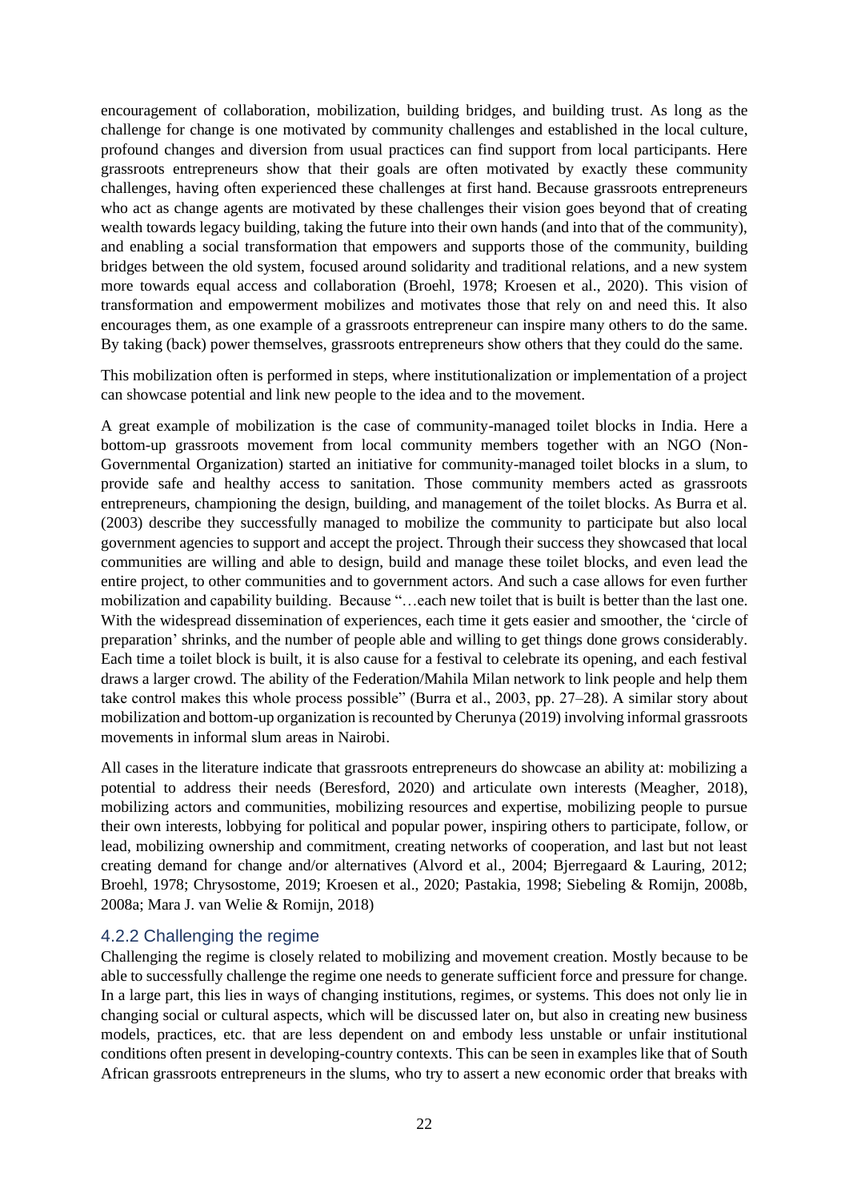encouragement of collaboration, mobilization, building bridges, and building trust. As long as the challenge for change is one motivated by community challenges and established in the local culture, profound changes and diversion from usual practices can find support from local participants. Here grassroots entrepreneurs show that their goals are often motivated by exactly these community challenges, having often experienced these challenges at first hand. Because grassroots entrepreneurs who act as change agents are motivated by these challenges their vision goes beyond that of creating wealth towards legacy building, taking the future into their own hands (and into that of the community), and enabling a social transformation that empowers and supports those of the community, building bridges between the old system, focused around solidarity and traditional relations, and a new system more towards equal access and collaboration (Broehl, 1978; Kroesen et al., 2020). This vision of transformation and empowerment mobilizes and motivates those that rely on and need this. It also encourages them, as one example of a grassroots entrepreneur can inspire many others to do the same. By taking (back) power themselves, grassroots entrepreneurs show others that they could do the same.

This mobilization often is performed in steps, where institutionalization or implementation of a project can showcase potential and link new people to the idea and to the movement.

A great example of mobilization is the case of community-managed toilet blocks in India. Here a bottom-up grassroots movement from local community members together with an NGO (Non-Governmental Organization) started an initiative for community-managed toilet blocks in a slum, to provide safe and healthy access to sanitation. Those community members acted as grassroots entrepreneurs, championing the design, building, and management of the toilet blocks. As Burra et al. (2003) describe they successfully managed to mobilize the community to participate but also local government agencies to support and accept the project. Through their success they showcased that local communities are willing and able to design, build and manage these toilet blocks, and even lead the entire project, to other communities and to government actors. And such a case allows for even further mobilization and capability building. Because "…each new toilet that is built is better than the last one. With the widespread dissemination of experiences, each time it gets easier and smoother, the 'circle of preparation' shrinks, and the number of people able and willing to get things done grows considerably. Each time a toilet block is built, it is also cause for a festival to celebrate its opening, and each festival draws a larger crowd. The ability of the Federation/Mahila Milan network to link people and help them take control makes this whole process possible" (Burra et al., 2003, pp. 27–28). A similar story about mobilization and bottom-up organization is recounted by Cherunya (2019) involving informal grassroots movements in informal slum areas in Nairobi.

All cases in the literature indicate that grassroots entrepreneurs do showcase an ability at: mobilizing a potential to address their needs (Beresford, 2020) and articulate own interests (Meagher, 2018), mobilizing actors and communities, mobilizing resources and expertise, mobilizing people to pursue their own interests, lobbying for political and popular power, inspiring others to participate, follow, or lead, mobilizing ownership and commitment, creating networks of cooperation, and last but not least creating demand for change and/or alternatives (Alvord et al., 2004; Bjerregaard & Lauring, 2012; Broehl, 1978; Chrysostome, 2019; Kroesen et al., 2020; Pastakia, 1998; Siebeling & Romijn, 2008b, 2008a; Mara J. van Welie & Romijn, 2018)

### 4.2.2 Challenging the regime

Challenging the regime is closely related to mobilizing and movement creation. Mostly because to be able to successfully challenge the regime one needs to generate sufficient force and pressure for change. In a large part, this lies in ways of changing institutions, regimes, or systems. This does not only lie in changing social or cultural aspects, which will be discussed later on, but also in creating new business models, practices, etc. that are less dependent on and embody less unstable or unfair institutional conditions often present in developing-country contexts. This can be seen in examples like that of South African grassroots entrepreneurs in the slums, who try to assert a new economic order that breaks with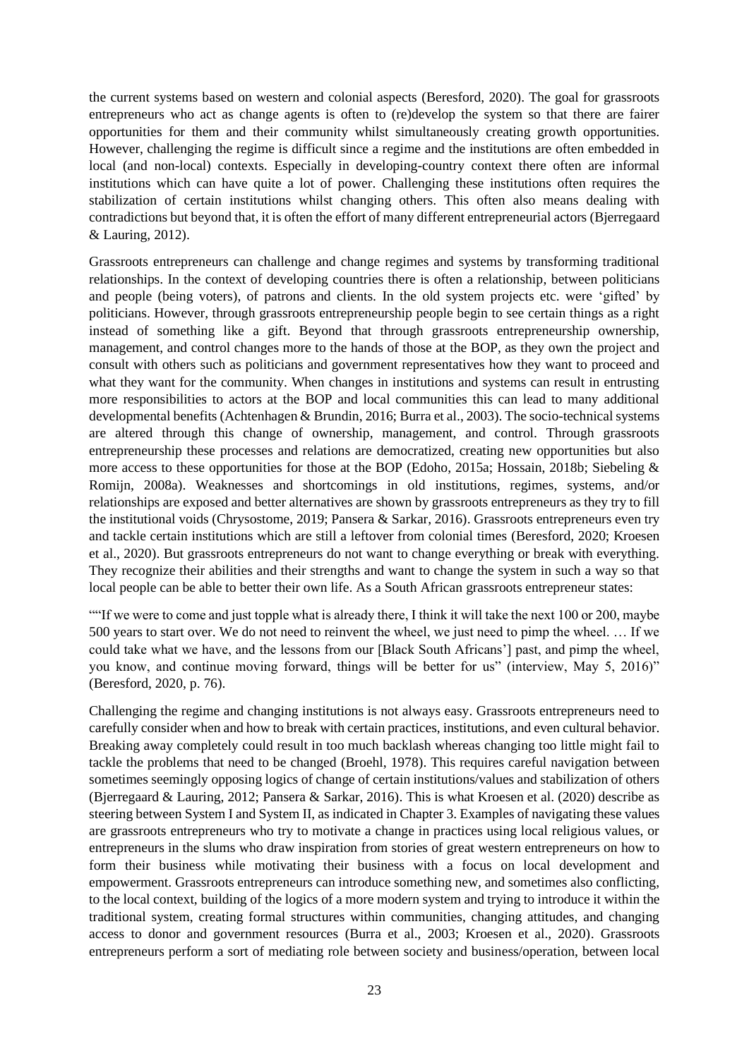the current systems based on western and colonial aspects (Beresford, 2020). The goal for grassroots entrepreneurs who act as change agents is often to (re)develop the system so that there are fairer opportunities for them and their community whilst simultaneously creating growth opportunities. However, challenging the regime is difficult since a regime and the institutions are often embedded in local (and non-local) contexts. Especially in developing-country context there often are informal institutions which can have quite a lot of power. Challenging these institutions often requires the stabilization of certain institutions whilst changing others. This often also means dealing with contradictions but beyond that, it is often the effort of many different entrepreneurial actors (Bjerregaard & Lauring, 2012).

Grassroots entrepreneurs can challenge and change regimes and systems by transforming traditional relationships. In the context of developing countries there is often a relationship, between politicians and people (being voters), of patrons and clients. In the old system projects etc. were 'gifted' by politicians. However, through grassroots entrepreneurship people begin to see certain things as a right instead of something like a gift. Beyond that through grassroots entrepreneurship ownership, management, and control changes more to the hands of those at the BOP, as they own the project and consult with others such as politicians and government representatives how they want to proceed and what they want for the community. When changes in institutions and systems can result in entrusting more responsibilities to actors at the BOP and local communities this can lead to many additional developmental benefits (Achtenhagen & Brundin, 2016; Burra et al., 2003). The socio-technical systems are altered through this change of ownership, management, and control. Through grassroots entrepreneurship these processes and relations are democratized, creating new opportunities but also more access to these opportunities for those at the BOP (Edoho, 2015a; Hossain, 2018b; Siebeling & Romijn, 2008a). Weaknesses and shortcomings in old institutions, regimes, systems, and/or relationships are exposed and better alternatives are shown by grassroots entrepreneurs as they try to fill the institutional voids (Chrysostome, 2019; Pansera & Sarkar, 2016). Grassroots entrepreneurs even try and tackle certain institutions which are still a leftover from colonial times (Beresford, 2020; Kroesen et al., 2020). But grassroots entrepreneurs do not want to change everything or break with everything. They recognize their abilities and their strengths and want to change the system in such a way so that local people can be able to better their own life. As a South African grassroots entrepreneur states:

""If we were to come and just topple what is already there, I think it will take the next 100 or 200, maybe 500 years to start over. We do not need to reinvent the wheel, we just need to pimp the wheel. … If we could take what we have, and the lessons from our [Black South Africans'] past, and pimp the wheel, you know, and continue moving forward, things will be better for us" (interview, May 5, 2016)" (Beresford, 2020, p. 76).

Challenging the regime and changing institutions is not always easy. Grassroots entrepreneurs need to carefully consider when and how to break with certain practices, institutions, and even cultural behavior. Breaking away completely could result in too much backlash whereas changing too little might fail to tackle the problems that need to be changed (Broehl, 1978). This requires careful navigation between sometimes seemingly opposing logics of change of certain institutions/values and stabilization of others (Bjerregaard & Lauring, 2012; Pansera & Sarkar, 2016). This is what Kroesen et al. (2020) describe as steering between System I and System II, as indicated in Chapter 3. Examples of navigating these values are grassroots entrepreneurs who try to motivate a change in practices using local religious values, or entrepreneurs in the slums who draw inspiration from stories of great western entrepreneurs on how to form their business while motivating their business with a focus on local development and empowerment. Grassroots entrepreneurs can introduce something new, and sometimes also conflicting, to the local context, building of the logics of a more modern system and trying to introduce it within the traditional system, creating formal structures within communities, changing attitudes, and changing access to donor and government resources (Burra et al., 2003; Kroesen et al., 2020). Grassroots entrepreneurs perform a sort of mediating role between society and business/operation, between local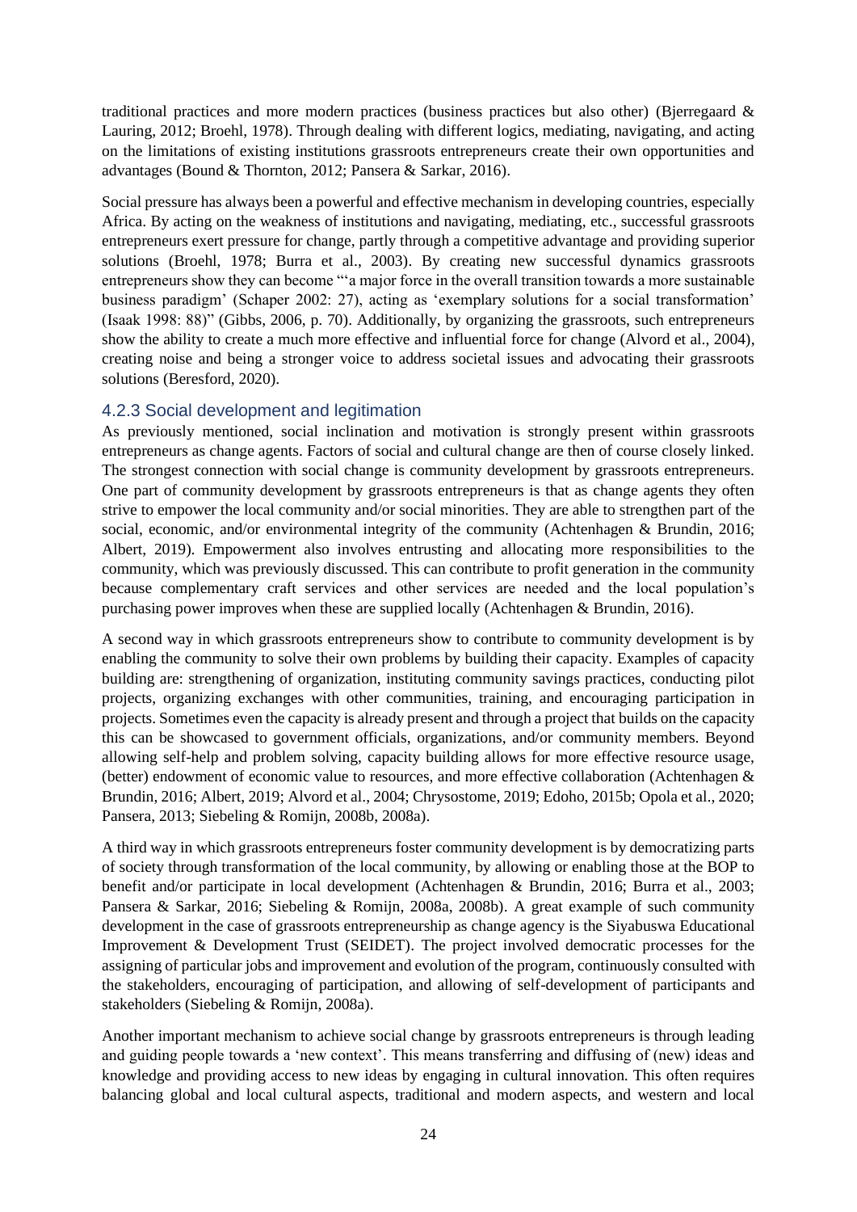traditional practices and more modern practices (business practices but also other) (Bjerregaard & Lauring, 2012; Broehl, 1978). Through dealing with different logics, mediating, navigating, and acting on the limitations of existing institutions grassroots entrepreneurs create their own opportunities and advantages (Bound & Thornton, 2012; Pansera & Sarkar, 2016).

Social pressure has always been a powerful and effective mechanism in developing countries, especially Africa. By acting on the weakness of institutions and navigating, mediating, etc., successful grassroots entrepreneurs exert pressure for change, partly through a competitive advantage and providing superior solutions (Broehl, 1978; Burra et al., 2003). By creating new successful dynamics grassroots entrepreneurs show they can become "'a major force in the overall transition towards a more sustainable business paradigm' (Schaper 2002: 27), acting as 'exemplary solutions for a social transformation' (Isaak 1998: 88)" (Gibbs, 2006, p. 70). Additionally, by organizing the grassroots, such entrepreneurs show the ability to create a much more effective and influential force for change (Alvord et al., 2004), creating noise and being a stronger voice to address societal issues and advocating their grassroots solutions (Beresford, 2020).

### 4.2.3 Social development and legitimation

As previously mentioned, social inclination and motivation is strongly present within grassroots entrepreneurs as change agents. Factors of social and cultural change are then of course closely linked. The strongest connection with social change is community development by grassroots entrepreneurs. One part of community development by grassroots entrepreneurs is that as change agents they often strive to empower the local community and/or social minorities. They are able to strengthen part of the social, economic, and/or environmental integrity of the community (Achtenhagen & Brundin, 2016; Albert, 2019). Empowerment also involves entrusting and allocating more responsibilities to the community, which was previously discussed. This can contribute to profit generation in the community because complementary craft services and other services are needed and the local population's purchasing power improves when these are supplied locally (Achtenhagen & Brundin, 2016).

A second way in which grassroots entrepreneurs show to contribute to community development is by enabling the community to solve their own problems by building their capacity. Examples of capacity building are: strengthening of organization, instituting community savings practices, conducting pilot projects, organizing exchanges with other communities, training, and encouraging participation in projects. Sometimes even the capacity is already present and through a project that builds on the capacity this can be showcased to government officials, organizations, and/or community members. Beyond allowing self-help and problem solving, capacity building allows for more effective resource usage, (better) endowment of economic value to resources, and more effective collaboration (Achtenhagen & Brundin, 2016; Albert, 2019; Alvord et al., 2004; Chrysostome, 2019; Edoho, 2015b; Opola et al., 2020; Pansera, 2013; Siebeling & Romijn, 2008b, 2008a).

A third way in which grassroots entrepreneurs foster community development is by democratizing parts of society through transformation of the local community, by allowing or enabling those at the BOP to benefit and/or participate in local development (Achtenhagen & Brundin, 2016; Burra et al., 2003; Pansera & Sarkar, 2016; Siebeling & Romijn, 2008a, 2008b). A great example of such community development in the case of grassroots entrepreneurship as change agency is the Siyabuswa Educational Improvement & Development Trust (SEIDET). The project involved democratic processes for the assigning of particular jobs and improvement and evolution of the program, continuously consulted with the stakeholders, encouraging of participation, and allowing of self-development of participants and stakeholders (Siebeling & Romijn, 2008a).

Another important mechanism to achieve social change by grassroots entrepreneurs is through leading and guiding people towards a 'new context'. This means transferring and diffusing of (new) ideas and knowledge and providing access to new ideas by engaging in cultural innovation. This often requires balancing global and local cultural aspects, traditional and modern aspects, and western and local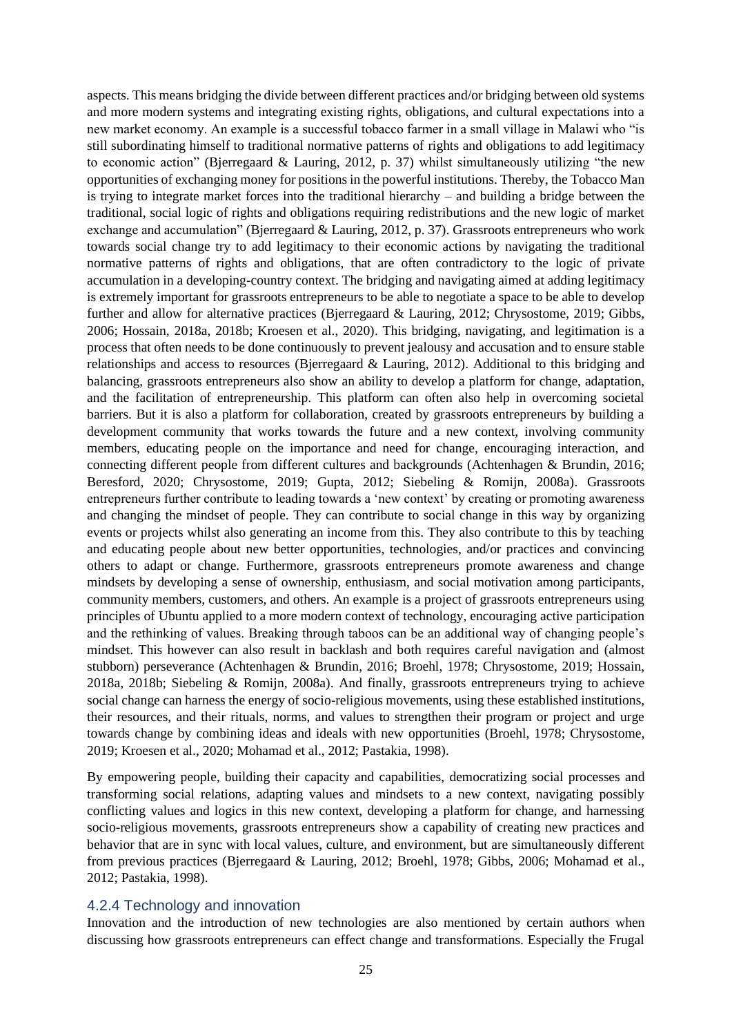aspects. This means bridging the divide between different practices and/or bridging between old systems and more modern systems and integrating existing rights, obligations, and cultural expectations into a new market economy. An example is a successful tobacco farmer in a small village in Malawi who "is still subordinating himself to traditional normative patterns of rights and obligations to add legitimacy to economic action" (Bjerregaard & Lauring, 2012, p. 37) whilst simultaneously utilizing "the new opportunities of exchanging money for positions in the powerful institutions. Thereby, the Tobacco Man is trying to integrate market forces into the traditional hierarchy – and building a bridge between the traditional, social logic of rights and obligations requiring redistributions and the new logic of market exchange and accumulation" (Bjerregaard & Lauring, 2012, p. 37). Grassroots entrepreneurs who work towards social change try to add legitimacy to their economic actions by navigating the traditional normative patterns of rights and obligations, that are often contradictory to the logic of private accumulation in a developing-country context. The bridging and navigating aimed at adding legitimacy is extremely important for grassroots entrepreneurs to be able to negotiate a space to be able to develop further and allow for alternative practices (Bjerregaard & Lauring, 2012; Chrysostome, 2019; Gibbs, 2006; Hossain, 2018a, 2018b; Kroesen et al., 2020). This bridging, navigating, and legitimation is a process that often needs to be done continuously to prevent jealousy and accusation and to ensure stable relationships and access to resources (Bjerregaard & Lauring, 2012). Additional to this bridging and balancing, grassroots entrepreneurs also show an ability to develop a platform for change, adaptation, and the facilitation of entrepreneurship. This platform can often also help in overcoming societal barriers. But it is also a platform for collaboration, created by grassroots entrepreneurs by building a development community that works towards the future and a new context, involving community members, educating people on the importance and need for change, encouraging interaction, and connecting different people from different cultures and backgrounds (Achtenhagen & Brundin, 2016; Beresford, 2020; Chrysostome, 2019; Gupta, 2012; Siebeling & Romijn, 2008a). Grassroots entrepreneurs further contribute to leading towards a 'new context' by creating or promoting awareness and changing the mindset of people. They can contribute to social change in this way by organizing events or projects whilst also generating an income from this. They also contribute to this by teaching and educating people about new better opportunities, technologies, and/or practices and convincing others to adapt or change. Furthermore, grassroots entrepreneurs promote awareness and change mindsets by developing a sense of ownership, enthusiasm, and social motivation among participants, community members, customers, and others. An example is a project of grassroots entrepreneurs using principles of Ubuntu applied to a more modern context of technology, encouraging active participation and the rethinking of values. Breaking through taboos can be an additional way of changing people's mindset. This however can also result in backlash and both requires careful navigation and (almost stubborn) perseverance (Achtenhagen & Brundin, 2016; Broehl, 1978; Chrysostome, 2019; Hossain, 2018a, 2018b; Siebeling & Romijn, 2008a). And finally, grassroots entrepreneurs trying to achieve social change can harness the energy of socio-religious movements, using these established institutions, their resources, and their rituals, norms, and values to strengthen their program or project and urge towards change by combining ideas and ideals with new opportunities (Broehl, 1978; Chrysostome, 2019; Kroesen et al., 2020; Mohamad et al., 2012; Pastakia, 1998).

By empowering people, building their capacity and capabilities, democratizing social processes and transforming social relations, adapting values and mindsets to a new context, navigating possibly conflicting values and logics in this new context, developing a platform for change, and harnessing socio-religious movements, grassroots entrepreneurs show a capability of creating new practices and behavior that are in sync with local values, culture, and environment, but are simultaneously different from previous practices (Bjerregaard & Lauring, 2012; Broehl, 1978; Gibbs, 2006; Mohamad et al., 2012; Pastakia, 1998).

### 4.2.4 Technology and innovation

Innovation and the introduction of new technologies are also mentioned by certain authors when discussing how grassroots entrepreneurs can effect change and transformations. Especially the Frugal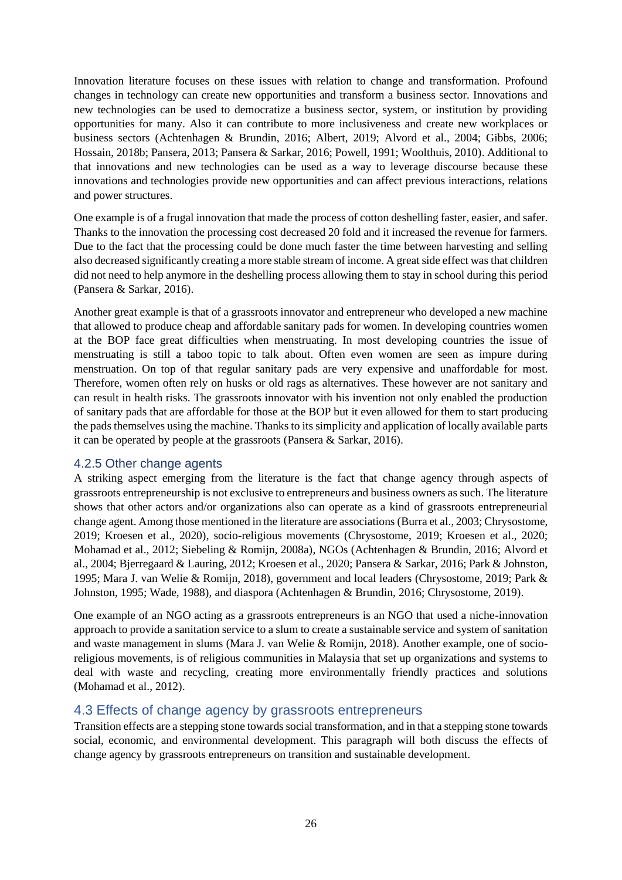Innovation literature focuses on these issues with relation to change and transformation. Profound changes in technology can create new opportunities and transform a business sector. Innovations and new technologies can be used to democratize a business sector, system, or institution by providing opportunities for many. Also it can contribute to more inclusiveness and create new workplaces or business sectors (Achtenhagen & Brundin, 2016; Albert, 2019; Alvord et al., 2004; Gibbs, 2006; Hossain, 2018b; Pansera, 2013; Pansera & Sarkar, 2016; Powell, 1991; Woolthuis, 2010). Additional to that innovations and new technologies can be used as a way to leverage discourse because these innovations and technologies provide new opportunities and can affect previous interactions, relations and power structures.

One example is of a frugal innovation that made the process of cotton deshelling faster, easier, and safer. Thanks to the innovation the processing cost decreased 20 fold and it increased the revenue for farmers. Due to the fact that the processing could be done much faster the time between harvesting and selling also decreased significantly creating a more stable stream of income. A great side effect was that children did not need to help anymore in the deshelling process allowing them to stay in school during this period (Pansera & Sarkar, 2016).

Another great example is that of a grassroots innovator and entrepreneur who developed a new machine that allowed to produce cheap and affordable sanitary pads for women. In developing countries women at the BOP face great difficulties when menstruating. In most developing countries the issue of menstruating is still a taboo topic to talk about. Often even women are seen as impure during menstruation. On top of that regular sanitary pads are very expensive and unaffordable for most. Therefore, women often rely on husks or old rags as alternatives. These however are not sanitary and can result in health risks. The grassroots innovator with his invention not only enabled the production of sanitary pads that are affordable for those at the BOP but it even allowed for them to start producing the pads themselves using the machine. Thanks to its simplicity and application of locally available parts it can be operated by people at the grassroots (Pansera & Sarkar, 2016).

### 4.2.5 Other change agents

A striking aspect emerging from the literature is the fact that change agency through aspects of grassroots entrepreneurship is not exclusive to entrepreneurs and business owners as such. The literature shows that other actors and/or organizations also can operate as a kind of grassroots entrepreneurial change agent. Among those mentioned in the literature are associations (Burra et al., 2003; Chrysostome, 2019; Kroesen et al., 2020), socio-religious movements (Chrysostome, 2019; Kroesen et al., 2020; Mohamad et al., 2012; Siebeling & Romijn, 2008a), NGOs (Achtenhagen & Brundin, 2016; Alvord et al., 2004; Bjerregaard & Lauring, 2012; Kroesen et al., 2020; Pansera & Sarkar, 2016; Park & Johnston, 1995; Mara J. van Welie & Romijn, 2018), government and local leaders (Chrysostome, 2019; Park & Johnston, 1995; Wade, 1988), and diaspora (Achtenhagen & Brundin, 2016; Chrysostome, 2019).

One example of an NGO acting as a grassroots entrepreneurs is an NGO that used a niche-innovation approach to provide a sanitation service to a slum to create a sustainable service and system of sanitation and waste management in slums (Mara J. van Welie & Romijn, 2018). Another example, one of socio-religious movements, is of religious communities in Malaysia that set up organizations and systems to deal with waste and recycling, creating more environmentally friendly practices and solutions (Mohamad et al., 2012).

## 4.3 Effects of change agency by grassroots entrepreneurs

Transition effects are a stepping stone towards social transformation, and in that a stepping stone towards social, economic, and environmental development. This paragraph will both discuss the effects of change agency by grassroots entrepreneurs on transition and sustainable development.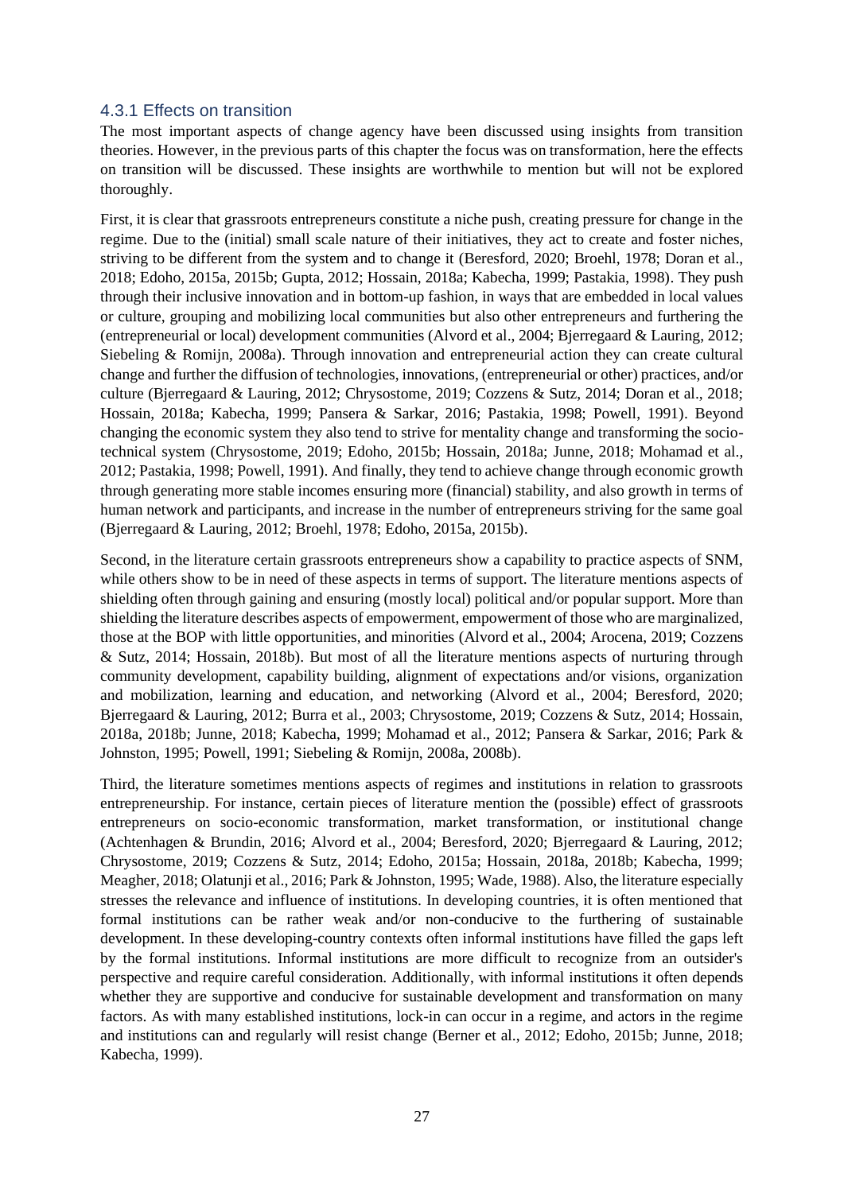### 4.3.1 Effects on transition

The most important aspects of change agency have been discussed using insights from transition theories. However, in the previous parts of this chapter the focus was on transformation, here the effects on transition will be discussed. These insights are worthwhile to mention but will not be explored thoroughly.

First, it is clear that grassroots entrepreneurs constitute a niche push, creating pressure for change in the regime. Due to the (initial) small scale nature of their initiatives, they act to create and foster niches, striving to be different from the system and to change it (Beresford, 2020; Broehl, 1978; Doran et al., 2018; Edoho, 2015a, 2015b; Gupta, 2012; Hossain, 2018a; Kabecha, 1999; Pastakia, 1998). They push through their inclusive innovation and in bottom-up fashion, in ways that are embedded in local values or culture, grouping and mobilizing local communities but also other entrepreneurs and furthering the (entrepreneurial or local) development communities (Alvord et al., 2004; Bjerregaard & Lauring, 2012; Siebeling & Romijn, 2008a). Through innovation and entrepreneurial action they can create cultural change and further the diffusion of technologies, innovations, (entrepreneurial or other) practices, and/or culture (Bjerregaard & Lauring, 2012; Chrysostome, 2019; Cozzens & Sutz, 2014; Doran et al., 2018; Hossain, 2018a; Kabecha, 1999; Pansera & Sarkar, 2016; Pastakia, 1998; Powell, 1991). Beyond changing the economic system they also tend to strive for mentality change and transforming the socio-technical system (Chrysostome, 2019; Edoho, 2015b; Hossain, 2018a; Junne, 2018; Mohamad et al., 2012; Pastakia, 1998; Powell, 1991). And finally, they tend to achieve change through economic growth through generating more stable incomes ensuring more (financial) stability, and also growth in terms of human network and participants, and increase in the number of entrepreneurs striving for the same goal (Bjerregaard & Lauring, 2012; Broehl, 1978; Edoho, 2015a, 2015b).

Second, in the literature certain grassroots entrepreneurs show a capability to practice aspects of SNM, while others show to be in need of these aspects in terms of support. The literature mentions aspects of shielding often through gaining and ensuring (mostly local) political and/or popular support. More than shielding the literature describes aspects of empowerment, empowerment of those who are marginalized, those at the BOP with little opportunities, and minorities (Alvord et al., 2004; Arocena, 2019; Cozzens & Sutz, 2014; Hossain, 2018b). But most of all the literature mentions aspects of nurturing through community development, capability building, alignment of expectations and/or visions, organization and mobilization, learning and education, and networking (Alvord et al., 2004; Beresford, 2020; Bjerregaard & Lauring, 2012; Burra et al., 2003; Chrysostome, 2019; Cozzens & Sutz, 2014; Hossain, 2018a, 2018b; Junne, 2018; Kabecha, 1999; Mohamad et al., 2012; Pansera & Sarkar, 2016; Park & Johnston, 1995; Powell, 1991; Siebeling & Romijn, 2008a, 2008b).

Third, the literature sometimes mentions aspects of regimes and institutions in relation to grassroots entrepreneurship. For instance, certain pieces of literature mention the (possible) effect of grassroots entrepreneurs on socio-economic transformation, market transformation, or institutional change (Achtenhagen & Brundin, 2016; Alvord et al., 2004; Beresford, 2020; Bjerregaard & Lauring, 2012; Chrysostome, 2019; Cozzens & Sutz, 2014; Edoho, 2015a; Hossain, 2018a, 2018b; Kabecha, 1999; Meagher, 2018; Olatunji et al., 2016; Park & Johnston, 1995; Wade, 1988). Also, the literature especially stresses the relevance and influence of institutions. In developing countries, it is often mentioned that formal institutions can be rather weak and/or non-conducive to the furthering of sustainable development. In these developing-country contexts often informal institutions have filled the gaps left by the formal institutions. Informal institutions are more difficult to recognize from an outsider's perspective and require careful consideration. Additionally, with informal institutions it often depends whether they are supportive and conducive for sustainable development and transformation on many factors. As with many established institutions, lock-in can occur in a regime, and actors in the regime and institutions can and regularly will resist change (Berner et al., 2012; Edoho, 2015b; Junne, 2018; Kabecha, 1999).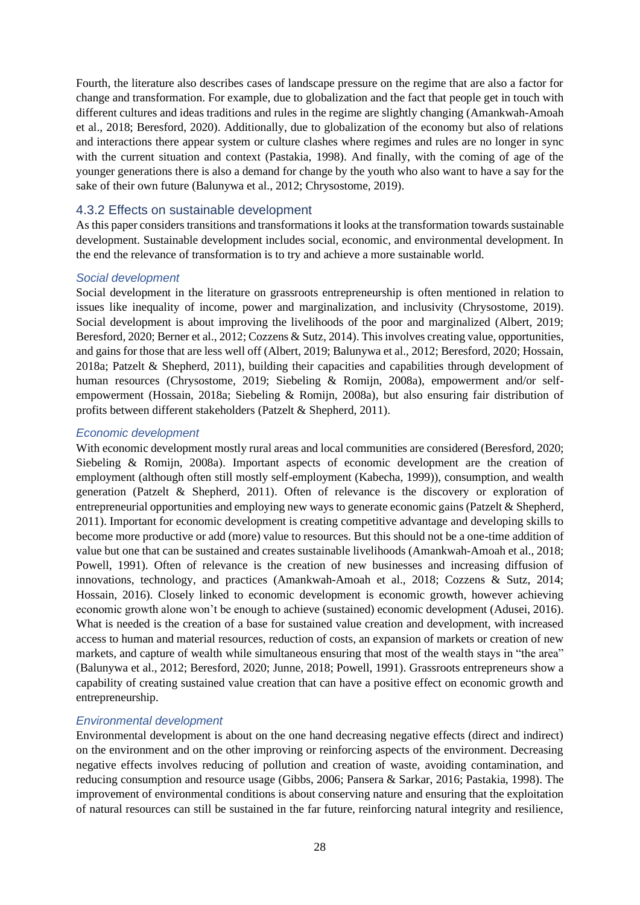Fourth, the literature also describes cases of landscape pressure on the regime that are also a factor for change and transformation. For example, due to globalization and the fact that people get in touch with different cultures and ideas traditions and rules in the regime are slightly changing (Amankwah-Amoah et al., 2018; Beresford, 2020). Additionally, due to globalization of the economy but also of relations and interactions there appear system or culture clashes where regimes and rules are no longer in sync with the current situation and context (Pastakia, 1998). And finally, with the coming of age of the younger generations there is also a demand for change by the youth who also want to have a say for the sake of their own future (Balunywa et al., 2012; Chrysostome, 2019).

### 4.3.2 Effects on sustainable development

As this paper considers transitions and transformations it looks at the transformation towards sustainable development. Sustainable development includes social, economic, and environmental development. In the end the relevance of transformation is to try and achieve a more sustainable world.

#### *Social development*

Social development in the literature on grassroots entrepreneurship is often mentioned in relation to issues like inequality of income, power and marginalization, and inclusivity (Chrysostome, 2019). Social development is about improving the livelihoods of the poor and marginalized (Albert, 2019; Beresford, 2020; Berner et al., 2012; Cozzens & Sutz, 2014). This involves creating value, opportunities, and gains for those that are less well off (Albert, 2019; Balunywa et al., 2012; Beresford, 2020; Hossain, 2018a; Patzelt & Shepherd, 2011), building their capacities and capabilities through development of human resources (Chrysostome, 2019; Siebeling & Romijn, 2008a), empowerment and/or self-empowerment (Hossain, 2018a; Siebeling & Romijn, 2008a), but also ensuring fair distribution of profits between different stakeholders (Patzelt & Shepherd, 2011).

#### *Economic development*

With economic development mostly rural areas and local communities are considered (Beresford, 2020; Siebeling & Romijn, 2008a). Important aspects of economic development are the creation of employment (although often still mostly self-employment (Kabecha, 1999)), consumption, and wealth generation (Patzelt & Shepherd, 2011). Often of relevance is the discovery or exploration of entrepreneurial opportunities and employing new ways to generate economic gains (Patzelt & Shepherd, 2011). Important for economic development is creating competitive advantage and developing skills to become more productive or add (more) value to resources. But this should not be a one-time addition of value but one that can be sustained and creates sustainable livelihoods (Amankwah-Amoah et al., 2018; Powell, 1991). Often of relevance is the creation of new businesses and increasing diffusion of innovations, technology, and practices (Amankwah-Amoah et al., 2018; Cozzens & Sutz, 2014; Hossain, 2016). Closely linked to economic development is economic growth, however achieving economic growth alone won't be enough to achieve (sustained) economic development (Adusei, 2016). What is needed is the creation of a base for sustained value creation and development, with increased access to human and material resources, reduction of costs, an expansion of markets or creation of new markets, and capture of wealth while simultaneous ensuring that most of the wealth stays in "the area" (Balunywa et al., 2012; Beresford, 2020; Junne, 2018; Powell, 1991). Grassroots entrepreneurs show a capability of creating sustained value creation that can have a positive effect on economic growth and entrepreneurship.

#### *Environmental development*

Environmental development is about on the one hand decreasing negative effects (direct and indirect) on the environment and on the other improving or reinforcing aspects of the environment. Decreasing negative effects involves reducing of pollution and creation of waste, avoiding contamination, and reducing consumption and resource usage (Gibbs, 2006; Pansera & Sarkar, 2016; Pastakia, 1998). The improvement of environmental conditions is about conserving nature and ensuring that the exploitation of natural resources can still be sustained in the far future, reinforcing natural integrity and resilience,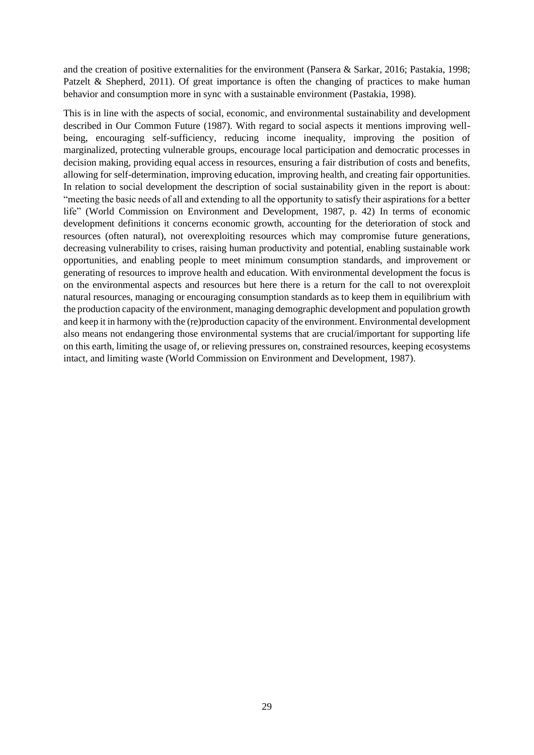and the creation of positive externalities for the environment (Pansera & Sarkar, 2016; Pastakia, 1998; Patzelt & Shepherd, 2011). Of great importance is often the changing of practices to make human behavior and consumption more in sync with a sustainable environment (Pastakia, 1998).

This is in line with the aspects of social, economic, and environmental sustainability and development described in Our Common Future (1987). With regard to social aspects it mentions improving well-being, encouraging self-sufficiency, reducing income inequality, improving the position of marginalized, protecting vulnerable groups, encourage local participation and democratic processes in decision making, providing equal access in resources, ensuring a fair distribution of costs and benefits, allowing for self-determination, improving education, improving health, and creating fair opportunities. In relation to social development the description of social sustainability given in the report is about: "meeting the basic needs of all and extending to all the opportunity to satisfy their aspirations for a better life" (World Commission on Environment and Development, 1987, p. 42) In terms of economic development definitions it concerns economic growth, accounting for the deterioration of stock and resources (often natural), not overexploiting resources which may compromise future generations, decreasing vulnerability to crises, raising human productivity and potential, enabling sustainable work opportunities, and enabling people to meet minimum consumption standards, and improvement or generating of resources to improve health and education. With environmental development the focus is on the environmental aspects and resources but here there is a return for the call to not overexploit natural resources, managing or encouraging consumption standards as to keep them in equilibrium with the production capacity of the environment, managing demographic development and population growth and keep it in harmony with the (re)production capacity of the environment. Environmental development also means not endangering those environmental systems that are crucial/important for supporting life on this earth, limiting the usage of, or relieving pressures on, constrained resources, keeping ecosystems intact, and limiting waste (World Commission on Environment and Development, 1987).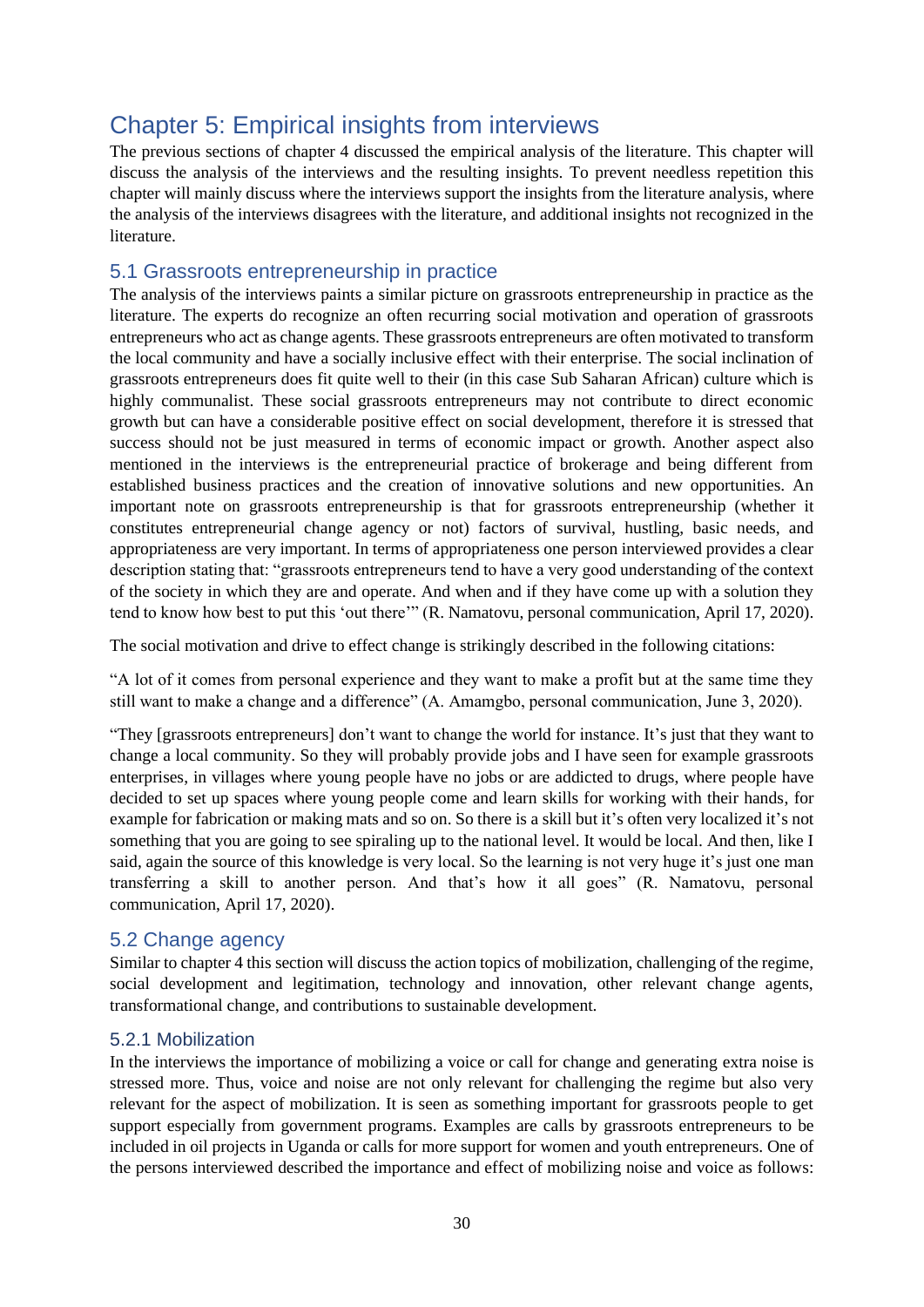# Chapter 5: Empirical insights from interviews

The previous sections of chapter 4 discussed the empirical analysis of the literature. This chapter will discuss the analysis of the interviews and the resulting insights. To prevent needless repetition this chapter will mainly discuss where the interviews support the insights from the literature analysis, where the analysis of the interviews disagrees with the literature, and additional insights not recognized in the literature.

## 5.1 Grassroots entrepreneurship in practice

The analysis of the interviews paints a similar picture on grassroots entrepreneurship in practice as the literature. The experts do recognize an often recurring social motivation and operation of grassroots entrepreneurs who act as change agents. These grassroots entrepreneurs are often motivated to transform the local community and have a socially inclusive effect with their enterprise. The social inclination of grassroots entrepreneurs does fit quite well to their (in this case Sub Saharan African) culture which is highly communalist. These social grassroots entrepreneurs may not contribute to direct economic growth but can have a considerable positive effect on social development, therefore it is stressed that success should not be just measured in terms of economic impact or growth. Another aspect also mentioned in the interviews is the entrepreneurial practice of brokerage and being different from established business practices and the creation of innovative solutions and new opportunities. An important note on grassroots entrepreneurship is that for grassroots entrepreneurship (whether it constitutes entrepreneurial change agency or not) factors of survival, hustling, basic needs, and appropriateness are very important. In terms of appropriateness one person interviewed provides a clear description stating that: "grassroots entrepreneurs tend to have a very good understanding of the context of the society in which they are and operate. And when and if they have come up with a solution they tend to know how best to put this 'out there'" (R. Namatovu, personal communication, April 17, 2020).

The social motivation and drive to effect change is strikingly described in the following citations:

"A lot of it comes from personal experience and they want to make a profit but at the same time they still want to make a change and a difference" (A. Amamgbo, personal communication, June 3, 2020).

"They [grassroots entrepreneurs] don't want to change the world for instance. It's just that they want to change a local community. So they will probably provide jobs and I have seen for example grassroots enterprises, in villages where young people have no jobs or are addicted to drugs, where people have decided to set up spaces where young people come and learn skills for working with their hands, for example for fabrication or making mats and so on. So there is a skill but it's often very localized it's not something that you are going to see spiraling up to the national level. It would be local. And then, like I said, again the source of this knowledge is very local. So the learning is not very huge it's just one man transferring a skill to another person. And that's how it all goes" (R. Namatovu, personal communication, April 17, 2020).

## 5.2 Change agency

Similar to chapter 4 this section will discuss the action topics of mobilization, challenging of the regime, social development and legitimation, technology and innovation, other relevant change agents, transformational change, and contributions to sustainable development.

### 5.2.1 Mobilization

In the interviews the importance of mobilizing a voice or call for change and generating extra noise is stressed more. Thus, voice and noise are not only relevant for challenging the regime but also very relevant for the aspect of mobilization. It is seen as something important for grassroots people to get support especially from government programs. Examples are calls by grassroots entrepreneurs to be included in oil projects in Uganda or calls for more support for women and youth entrepreneurs. One of the persons interviewed described the importance and effect of mobilizing noise and voice as follows: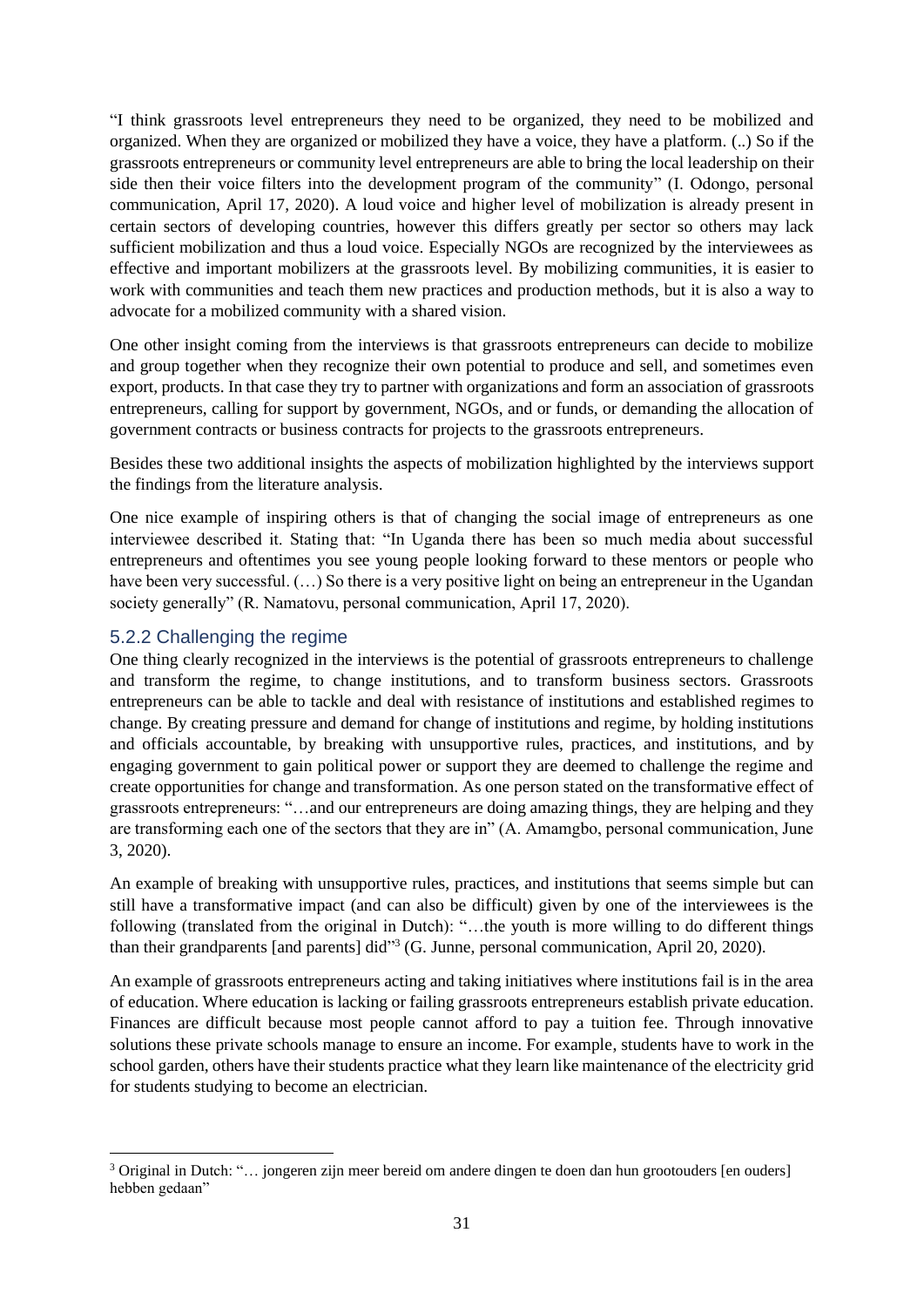"I think grassroots level entrepreneurs they need to be organized, they need to be mobilized and organized. When they are organized or mobilized they have a voice, they have a platform. (..) So if the grassroots entrepreneurs or community level entrepreneurs are able to bring the local leadership on their side then their voice filters into the development program of the community" (I. Odongo, personal communication, April 17, 2020). A loud voice and higher level of mobilization is already present in certain sectors of developing countries, however this differs greatly per sector so others may lack sufficient mobilization and thus a loud voice. Especially NGOs are recognized by the interviewees as effective and important mobilizers at the grassroots level. By mobilizing communities, it is easier to work with communities and teach them new practices and production methods, but it is also a way to advocate for a mobilized community with a shared vision.

One other insight coming from the interviews is that grassroots entrepreneurs can decide to mobilize and group together when they recognize their own potential to produce and sell, and sometimes even export, products. In that case they try to partner with organizations and form an association of grassroots entrepreneurs, calling for support by government, NGOs, and or funds, or demanding the allocation of government contracts or business contracts for projects to the grassroots entrepreneurs.

Besides these two additional insights the aspects of mobilization highlighted by the interviews support the findings from the literature analysis.

One nice example of inspiring others is that of changing the social image of entrepreneurs as one interviewee described it. Stating that: "In Uganda there has been so much media about successful entrepreneurs and oftentimes you see young people looking forward to these mentors or people who have been very successful. (…) So there is a very positive light on being an entrepreneur in the Ugandan society generally" (R. Namatovu, personal communication, April 17, 2020).

### 5.2.2 Challenging the regime

One thing clearly recognized in the interviews is the potential of grassroots entrepreneurs to challenge and transform the regime, to change institutions, and to transform business sectors. Grassroots entrepreneurs can be able to tackle and deal with resistance of institutions and established regimes to change. By creating pressure and demand for change of institutions and regime, by holding institutions and officials accountable, by breaking with unsupportive rules, practices, and institutions, and by engaging government to gain political power or support they are deemed to challenge the regime and create opportunities for change and transformation. As one person stated on the transformative effect of grassroots entrepreneurs: "…and our entrepreneurs are doing amazing things, they are helping and they are transforming each one of the sectors that they are in" (A. Amamgbo, personal communication, June 3, 2020).

An example of breaking with unsupportive rules, practices, and institutions that seems simple but can still have a transformative impact (and can also be difficult) given by one of the interviewees is the following (translated from the original in Dutch): "…the youth is more willing to do different things than their grandparents [and parents] did"[3] (G. Junne, personal communication, April 20, 2020).

An example of grassroots entrepreneurs acting and taking initiatives where institutions fail is in the area of education. Where education is lacking or failing grassroots entrepreneurs establish private education. Finances are difficult because most people cannot afford to pay a tuition fee. Through innovative solutions these private schools manage to ensure an income. For example, students have to work in the school garden, others have their students practice what they learn like maintenance of the electricity grid for students studying to become an electrician.

[3] Original in Dutch: "… jongeren zijn meer bereid om andere dingen te doen dan hun grootouders [en ouders] hebben gedaan"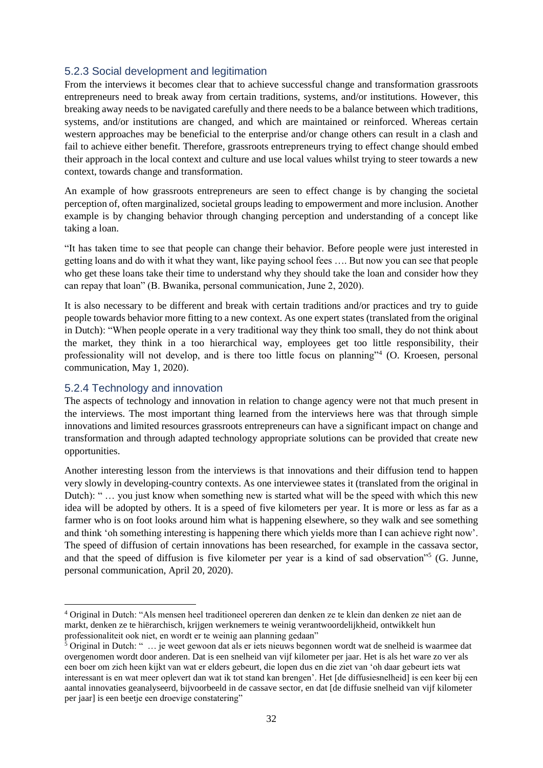### 5.2.3 Social development and legitimation

From the interviews it becomes clear that to achieve successful change and transformation grassroots entrepreneurs need to break away from certain traditions, systems, and/or institutions. However, this breaking away needs to be navigated carefully and there needs to be a balance between which traditions, systems, and/or institutions are changed, and which are maintained or reinforced. Whereas certain western approaches may be beneficial to the enterprise and/or change others can result in a clash and fail to achieve either benefit. Therefore, grassroots entrepreneurs trying to effect change should embed their approach in the local context and culture and use local values whilst trying to steer towards a new context, towards change and transformation.

An example of how grassroots entrepreneurs are seen to effect change is by changing the societal perception of, often marginalized, societal groups leading to empowerment and more inclusion. Another example is by changing behavior through changing perception and understanding of a concept like taking a loan.

"It has taken time to see that people can change their behavior. Before people were just interested in getting loans and do with it what they want, like paying school fees …. But now you can see that people who get these loans take their time to understand why they should take the loan and consider how they can repay that loan" (B. Bwanika, personal communication, June 2, 2020).

It is also necessary to be different and break with certain traditions and/or practices and try to guide people towards behavior more fitting to a new context. As one expert states (translated from the original in Dutch): "When people operate in a very traditional way they think too small, they do not think about the market, they think in a too hierarchical way, employees get too little responsibility, their professionality will not develop, and is there too little focus on planning"[4] (O. Kroesen, personal communication, May 1, 2020).

### 5.2.4 Technology and innovation

The aspects of technology and innovation in relation to change agency were not that much present in the interviews. The most important thing learned from the interviews here was that through simple innovations and limited resources grassroots entrepreneurs can have a significant impact on change and transformation and through adapted technology appropriate solutions can be provided that create new opportunities.

Another interesting lesson from the interviews is that innovations and their diffusion tend to happen very slowly in developing-country contexts. As one interviewee states it (translated from the original in Dutch): " … you just know when something new is started what will be the speed with which this new idea will be adopted by others. It is a speed of five kilometers per year. It is more or less as far as a farmer who is on foot looks around him what is happening elsewhere, so they walk and see something and think 'oh something interesting is happening there which yields more than I can achieve right now'. The speed of diffusion of certain innovations has been researched, for example in the cassava sector, and that the speed of diffusion is five kilometer per year is a kind of sad observation"[5] (G. Junne, personal communication, April 20, 2020).

---

[4] Original in Dutch: "Als mensen heel traditioneel opereren dan denken ze te klein dan denken ze niet aan de markt, denken ze te hiërarchisch, krijgen werknemers te weinig verantwoordelijkheid, ontwikkelt hun professionaliteit ook niet, en wordt er te weinig aan planning gedaan"

[5] Original in Dutch: " … je weet gewoon dat als er iets nieuws begonnen wordt wat de snelheid is waarmee dat overgenomen wordt door anderen. Dat is een snelheid van vijf kilometer per jaar. Het is als het ware zo ver als een boer om zich heen kijkt van wat er elders gebeurt, die lopen dus en die ziet van 'oh daar gebeurt iets wat interessant is en wat meer oplevert dan wat ik tot stand kan brengen'. Het [de diffusiesnelheid] is een keer bij een aantal innovaties geanalyseerd, bijvoorbeeld in de cassave sector, en dat [de diffusie snelheid van vijf kilometer per jaar] is een beetje een droevige constatering"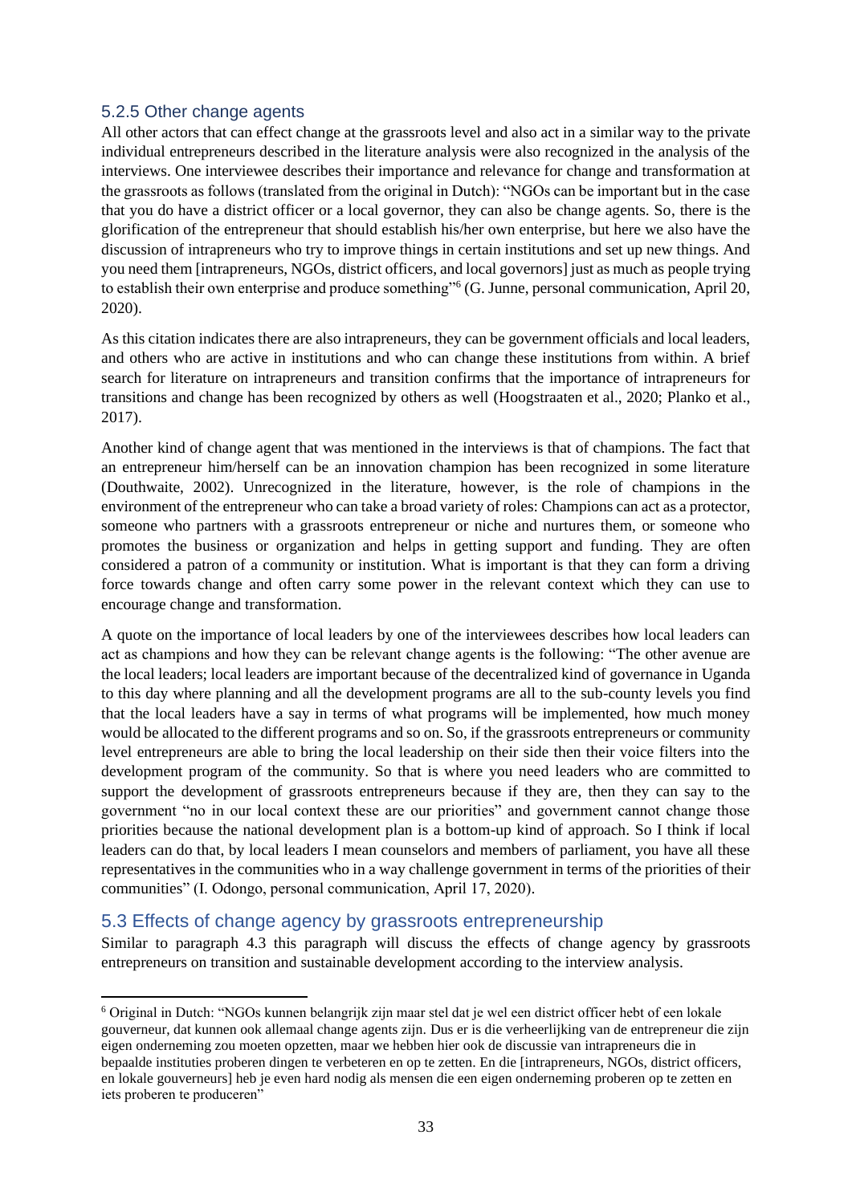### 5.2.5 Other change agents

All other actors that can effect change at the grassroots level and also act in a similar way to the private individual entrepreneurs described in the literature analysis were also recognized in the analysis of the interviews. One interviewee describes their importance and relevance for change and transformation at the grassroots as follows (translated from the original in Dutch): "NGOs can be important but in the case that you do have a district officer or a local governor, they can also be change agents. So, there is the glorification of the entrepreneur that should establish his/her own enterprise, but here we also have the discussion of intrapreneurs who try to improve things in certain institutions and set up new things. And you need them [intrapreneurs, NGOs, district officers, and local governors] just as much as people trying to establish their own enterprise and produce something"[6] (G. Junne, personal communication, April 20, 2020).

As this citation indicates there are also intrapreneurs, they can be government officials and local leaders, and others who are active in institutions and who can change these institutions from within. A brief search for literature on intrapreneurs and transition confirms that the importance of intrapreneurs for transitions and change has been recognized by others as well (Hoogstraaten et al., 2020; Planko et al., 2017).

Another kind of change agent that was mentioned in the interviews is that of champions. The fact that an entrepreneur him/herself can be an innovation champion has been recognized in some literature (Douthwaite, 2002). Unrecognized in the literature, however, is the role of champions in the environment of the entrepreneur who can take a broad variety of roles: Champions can act as a protector, someone who partners with a grassroots entrepreneur or niche and nurtures them, or someone who promotes the business or organization and helps in getting support and funding. They are often considered a patron of a community or institution. What is important is that they can form a driving force towards change and often carry some power in the relevant context which they can use to encourage change and transformation.

A quote on the importance of local leaders by one of the interviewees describes how local leaders can act as champions and how they can be relevant change agents is the following: "The other avenue are the local leaders; local leaders are important because of the decentralized kind of governance in Uganda to this day where planning and all the development programs are all to the sub-county levels you find that the local leaders have a say in terms of what programs will be implemented, how much money would be allocated to the different programs and so on. So, if the grassroots entrepreneurs or community level entrepreneurs are able to bring the local leadership on their side then their voice filters into the development program of the community. So that is where you need leaders who are committed to support the development of grassroots entrepreneurs because if they are, then they can say to the government "no in our local context these are our priorities" and government cannot change those priorities because the national development plan is a bottom-up kind of approach. So I think if local leaders can do that, by local leaders I mean counselors and members of parliament, you have all these representatives in the communities who in a way challenge government in terms of the priorities of their communities" (I. Odongo, personal communication, April 17, 2020).

## 5.3 Effects of change agency by grassroots entrepreneurship

Similar to paragraph 4.3 this paragraph will discuss the effects of change agency by grassroots entrepreneurs on transition and sustainable development according to the interview analysis.

---

[6] Original in Dutch: "NGOs kunnen belangrijk zijn maar stel dat je wel een district officer hebt of een lokale gouverneur, dat kunnen ook allemaal change agents zijn. Dus er is die verheerlijking van de entrepreneur die zijn eigen onderneming zou moeten opzetten, maar we hebben hier ook de discussie van intrapreneurs die in bepaalde instituties proberen dingen te verbeteren en op te zetten. En die [intrapreneurs, NGOs, district officers, en lokale gouverneurs] heb je even hard nodig als mensen die een eigen onderneming proberen op te zetten en iets proberen te produceren"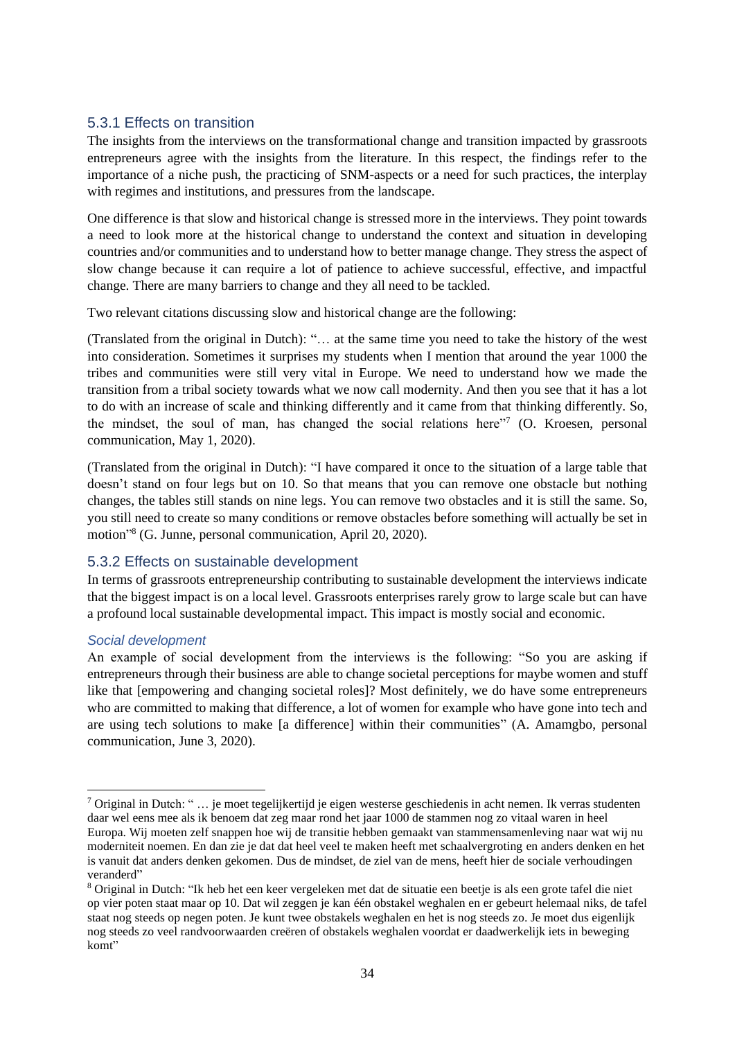### 5.3.1 Effects on transition

The insights from the interviews on the transformational change and transition impacted by grassroots entrepreneurs agree with the insights from the literature. In this respect, the findings refer to the importance of a niche push, the practicing of SNM-aspects or a need for such practices, the interplay with regimes and institutions, and pressures from the landscape.

One difference is that slow and historical change is stressed more in the interviews. They point towards a need to look more at the historical change to understand the context and situation in developing countries and/or communities and to understand how to better manage change. They stress the aspect of slow change because it can require a lot of patience to achieve successful, effective, and impactful change. There are many barriers to change and they all need to be tackled.

Two relevant citations discussing slow and historical change are the following:

(Translated from the original in Dutch): "… at the same time you need to take the history of the west into consideration. Sometimes it surprises my students when I mention that around the year 1000 the tribes and communities were still very vital in Europe. We need to understand how we made the transition from a tribal society towards what we now call modernity. And then you see that it has a lot to do with an increase of scale and thinking differently and it came from that thinking differently. So, the mindset, the soul of man, has changed the social relations here"[7] (O. Kroesen, personal communication, May 1, 2020).

(Translated from the original in Dutch): "I have compared it once to the situation of a large table that doesn't stand on four legs but on 10. So that means that you can remove one obstacle but nothing changes, the tables still stands on nine legs. You can remove two obstacles and it is still the same. So, you still need to create so many conditions or remove obstacles before something will actually be set in motion"[8] (G. Junne, personal communication, April 20, 2020).

### 5.3.2 Effects on sustainable development

In terms of grassroots entrepreneurship contributing to sustainable development the interviews indicate that the biggest impact is on a local level. Grassroots enterprises rarely grow to large scale but can have a profound local sustainable developmental impact. This impact is mostly social and economic.

#### *Social development*

An example of social development from the interviews is the following: "So you are asking if entrepreneurs through their business are able to change societal perceptions for maybe women and stuff like that [empowering and changing societal roles]? Most definitely, we do have some entrepreneurs who are committed to making that difference, a lot of women for example who have gone into tech and are using tech solutions to make [a difference] within their communities" (A. Amamgbo, personal communication, June 3, 2020).

---

[7] Original in Dutch: " … je moet tegelijkertijd je eigen westerse geschiedenis in acht nemen. Ik verras studenten daar wel eens mee als ik benoem dat zeg maar rond het jaar 1000 de stammen nog zo vitaal waren in heel Europa. Wij moeten zelf snappen hoe wij de transitie hebben gemaakt van stammensamenleving naar wat wij nu moderniteit noemen. En dan zie je dat dat heel veel te maken heeft met schaalvergroting en anders denken en het is vanuit dat anders denken gekomen. Dus de mindset, de ziel van de mens, heeft hier de sociale verhoudingen veranderd"

[8] Original in Dutch: "Ik heb het een keer vergeleken met dat de situatie een beetje is als een grote tafel die niet op vier poten staat maar op 10. Dat wil zeggen je kan één obstakel weghalen en er gebeurt helemaal niks, de tafel staat nog steeds op negen poten. Je kunt twee obstakels weghalen en het is nog steeds zo. Je moet dus eigenlijk nog steeds zo veel randvoorwaarden creëren of obstakels weghalen voordat er daadwerkelijk iets in beweging komt"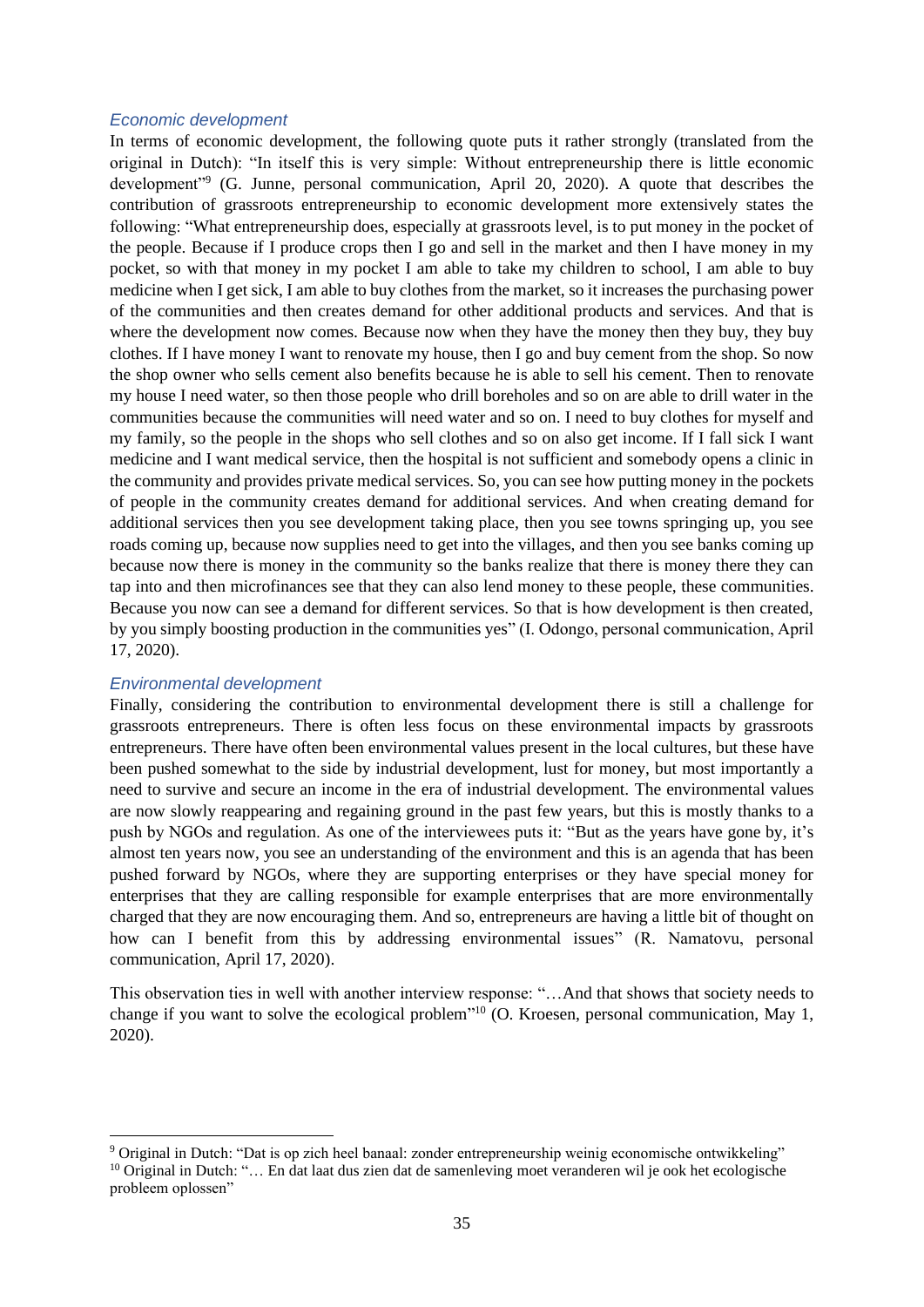### *Economic development*

In terms of economic development, the following quote puts it rather strongly (translated from the original in Dutch): "In itself this is very simple: Without entrepreneurship there is little economic development"[9] (G. Junne, personal communication, April 20, 2020). A quote that describes the contribution of grassroots entrepreneurship to economic development more extensively states the following: "What entrepreneurship does, especially at grassroots level, is to put money in the pocket of the people. Because if I produce crops then I go and sell in the market and then I have money in my pocket, so with that money in my pocket I am able to take my children to school, I am able to buy medicine when I get sick, I am able to buy clothes from the market, so it increases the purchasing power of the communities and then creates demand for other additional products and services. And that is where the development now comes. Because now when they have the money then they buy, they buy clothes. If I have money I want to renovate my house, then I go and buy cement from the shop. So now the shop owner who sells cement also benefits because he is able to sell his cement. Then to renovate my house I need water, so then those people who drill boreholes and so on are able to drill water in the communities because the communities will need water and so on. I need to buy clothes for myself and my family, so the people in the shops who sell clothes and so on also get income. If I fall sick I want medicine and I want medical service, then the hospital is not sufficient and somebody opens a clinic in the community and provides private medical services. So, you can see how putting money in the pockets of people in the community creates demand for additional services. And when creating demand for additional services then you see development taking place, then you see towns springing up, you see roads coming up, because now supplies need to get into the villages, and then you see banks coming up because now there is money in the community so the banks realize that there is money there they can tap into and then microfinances see that they can also lend money to these people, these communities. Because you now can see a demand for different services. So that is how development is then created, by you simply boosting production in the communities yes" (I. Odongo, personal communication, April 17, 2020).

### *Environmental development*

Finally, considering the contribution to environmental development there is still a challenge for grassroots entrepreneurs. There is often less focus on these environmental impacts by grassroots entrepreneurs. There have often been environmental values present in the local cultures, but these have been pushed somewhat to the side by industrial development, lust for money, but most importantly a need to survive and secure an income in the era of industrial development. The environmental values are now slowly reappearing and regaining ground in the past few years, but this is mostly thanks to a push by NGOs and regulation. As one of the interviewees puts it: "But as the years have gone by, it's almost ten years now, you see an understanding of the environment and this is an agenda that has been pushed forward by NGOs, where they are supporting enterprises or they have special money for enterprises that they are calling responsible for example enterprises that are more environmentally charged that they are now encouraging them. And so, entrepreneurs are having a little bit of thought on how can I benefit from this by addressing environmental issues" (R. Namatovu, personal communication, April 17, 2020).

This observation ties in well with another interview response: "…And that shows that society needs to change if you want to solve the ecological problem"[10] (O. Kroesen, personal communication, May 1, 2020).

---

[9] Original in Dutch: "Dat is op zich heel banaal: zonder entrepreneurship weinig economische ontwikkeling"

[10] Original in Dutch: "… En dat laat dus zien dat de samenleving moet veranderen wil je ook het ecologische probleem oplossen"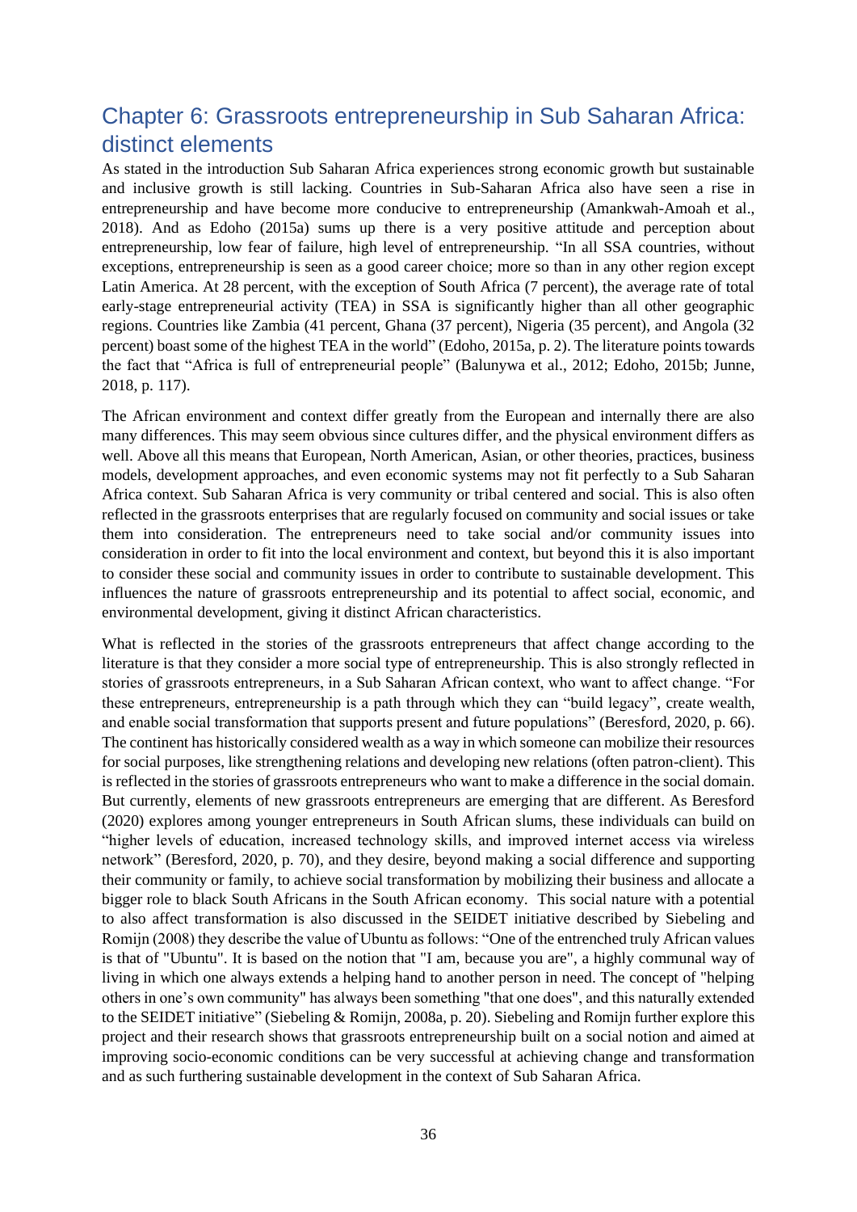## Chapter 6: Grassroots entrepreneurship in Sub Saharan Africa: distinct elements

As stated in the introduction Sub Saharan Africa experiences strong economic growth but sustainable and inclusive growth is still lacking. Countries in Sub-Saharan Africa also have seen a rise in entrepreneurship and have become more conducive to entrepreneurship (Amankwah-Amoah et al., 2018). And as Edoho (2015a) sums up there is a very positive attitude and perception about entrepreneurship, low fear of failure, high level of entrepreneurship. "In all SSA countries, without exceptions, entrepreneurship is seen as a good career choice; more so than in any other region except Latin America. At 28 percent, with the exception of South Africa (7 percent), the average rate of total early-stage entrepreneurial activity (TEA) in SSA is significantly higher than all other geographic regions. Countries like Zambia (41 percent, Ghana (37 percent), Nigeria (35 percent), and Angola (32 percent) boast some of the highest TEA in the world" (Edoho, 2015a, p. 2). The literature points towards the fact that "Africa is full of entrepreneurial people" (Balunywa et al., 2012; Edoho, 2015b; Junne, 2018, p. 117).

The African environment and context differ greatly from the European and internally there are also many differences. This may seem obvious since cultures differ, and the physical environment differs as well. Above all this means that European, North American, Asian, or other theories, practices, business models, development approaches, and even economic systems may not fit perfectly to a Sub Saharan Africa context. Sub Saharan Africa is very community or tribal centered and social. This is also often reflected in the grassroots enterprises that are regularly focused on community and social issues or take them into consideration. The entrepreneurs need to take social and/or community issues into consideration in order to fit into the local environment and context, but beyond this it is also important to consider these social and community issues in order to contribute to sustainable development. This influences the nature of grassroots entrepreneurship and its potential to affect social, economic, and environmental development, giving it distinct African characteristics.

What is reflected in the stories of the grassroots entrepreneurs that affect change according to the literature is that they consider a more social type of entrepreneurship. This is also strongly reflected in stories of grassroots entrepreneurs, in a Sub Saharan African context, who want to affect change. "For these entrepreneurs, entrepreneurship is a path through which they can "build legacy", create wealth, and enable social transformation that supports present and future populations" (Beresford, 2020, p. 66). The continent has historically considered wealth as a way in which someone can mobilize their resources for social purposes, like strengthening relations and developing new relations (often patron-client). This is reflected in the stories of grassroots entrepreneurs who want to make a difference in the social domain. But currently, elements of new grassroots entrepreneurs are emerging that are different. As Beresford (2020) explores among younger entrepreneurs in South African slums, these individuals can build on "higher levels of education, increased technology skills, and improved internet access via wireless network" (Beresford, 2020, p. 70), and they desire, beyond making a social difference and supporting their community or family, to achieve social transformation by mobilizing their business and allocate a bigger role to black South Africans in the South African economy. This social nature with a potential to also affect transformation is also discussed in the SEIDET initiative described by Siebeling and Romijn (2008) they describe the value of Ubuntu as follows: "One of the entrenched truly African values is that of "Ubuntu". It is based on the notion that "I am, because you are", a highly communal way of living in which one always extends a helping hand to another person in need. The concept of "helping others in one's own community" has always been something "that one does", and this naturally extended to the SEIDET initiative" (Siebeling & Romijn, 2008a, p. 20). Siebeling and Romijn further explore this project and their research shows that grassroots entrepreneurship built on a social notion and aimed at improving socio-economic conditions can be very successful at achieving change and transformation and as such furthering sustainable development in the context of Sub Saharan Africa.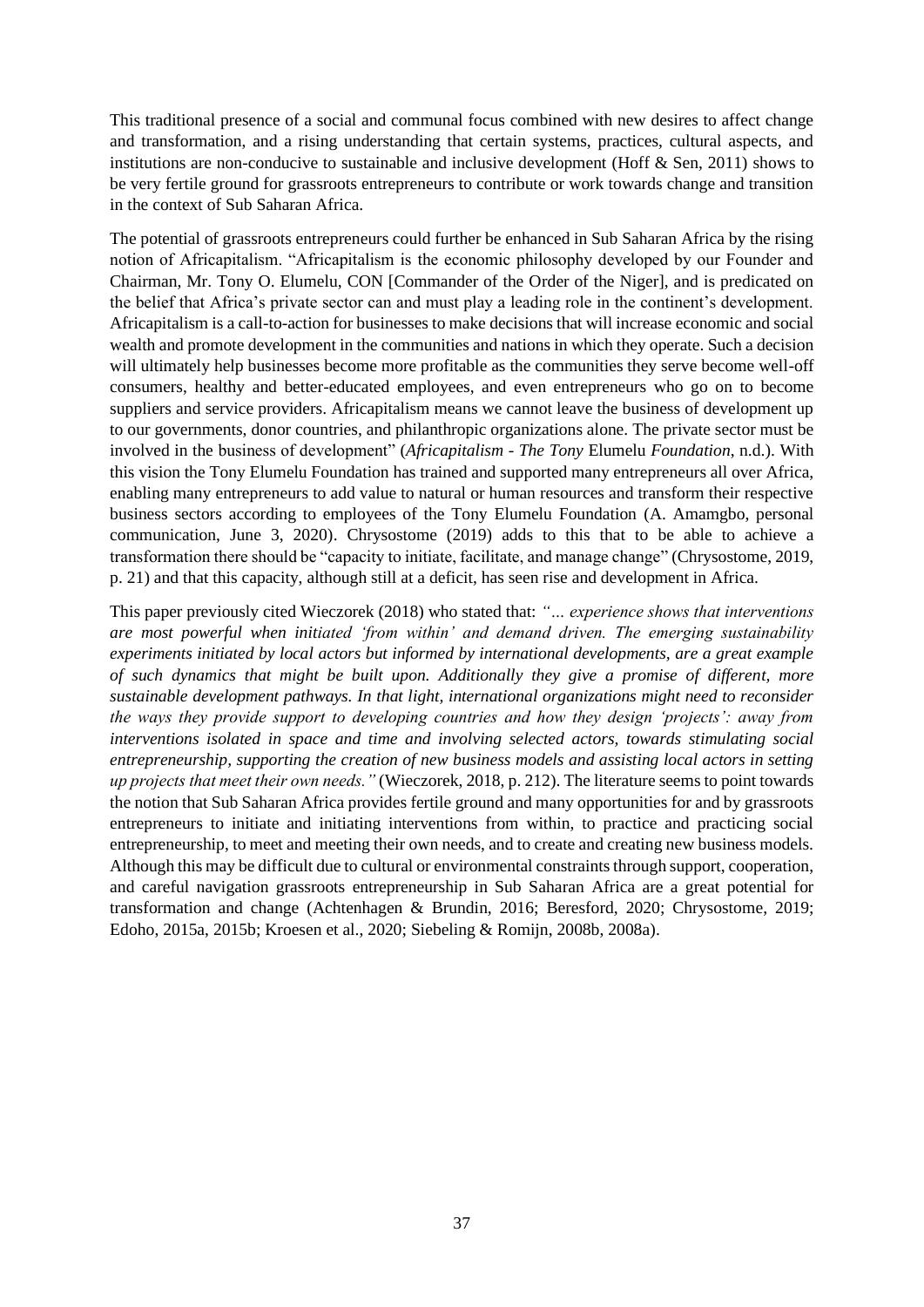This traditional presence of a social and communal focus combined with new desires to affect change and transformation, and a rising understanding that certain systems, practices, cultural aspects, and institutions are non-conducive to sustainable and inclusive development (Hoff & Sen, 2011) shows to be very fertile ground for grassroots entrepreneurs to contribute or work towards change and transition in the context of Sub Saharan Africa.

The potential of grassroots entrepreneurs could further be enhanced in Sub Saharan Africa by the rising notion of Africapitalism. "Africapitalism is the economic philosophy developed by our Founder and Chairman, Mr. Tony O. Elumelu, CON [Commander of the Order of the Niger], and is predicated on the belief that Africa's private sector can and must play a leading role in the continent's development. Africapitalism is a call-to-action for businesses to make decisions that will increase economic and social wealth and promote development in the communities and nations in which they operate. Such a decision will ultimately help businesses become more profitable as the communities they serve become well-off consumers, healthy and better-educated employees, and even entrepreneurs who go on to become suppliers and service providers. Africapitalism means we cannot leave the business of development up to our governments, donor countries, and philanthropic organizations alone. The private sector must be involved in the business of development" (*Africapitalism - The Tony* Elumelu *Foundation*, n.d.). With this vision the Tony Elumelu Foundation has trained and supported many entrepreneurs all over Africa, enabling many entrepreneurs to add value to natural or human resources and transform their respective business sectors according to employees of the Tony Elumelu Foundation (A. Amamgbo, personal communication, June 3, 2020). Chrysostome (2019) adds to this that to be able to achieve a transformation there should be "capacity to initiate, facilitate, and manage change" (Chrysostome, 2019, p. 21) and that this capacity, although still at a deficit, has seen rise and development in Africa.

This paper previously cited Wieczorek (2018) who stated that: *"… experience shows that interventions are most powerful when initiated 'from within' and demand driven. The emerging sustainability experiments initiated by local actors but informed by international developments, are a great example of such dynamics that might be built upon. Additionally they give a promise of different, more sustainable development pathways. In that light, international organizations might need to reconsider the ways they provide support to developing countries and how they design 'projects': away from interventions isolated in space and time and involving selected actors, towards stimulating social entrepreneurship, supporting the creation of new business models and assisting local actors in setting up projects that meet their own needs."* (Wieczorek, 2018, p. 212). The literature seems to point towards the notion that Sub Saharan Africa provides fertile ground and many opportunities for and by grassroots entrepreneurs to initiate and initiating interventions from within, to practice and practicing social entrepreneurship, to meet and meeting their own needs, and to create and creating new business models. Although this may be difficult due to cultural or environmental constraints through support, cooperation, and careful navigation grassroots entrepreneurship in Sub Saharan Africa are a great potential for transformation and change (Achtenhagen & Brundin, 2016; Beresford, 2020; Chrysostome, 2019; Edoho, 2015a, 2015b; Kroesen et al., 2020; Siebeling & Romijn, 2008b, 2008a).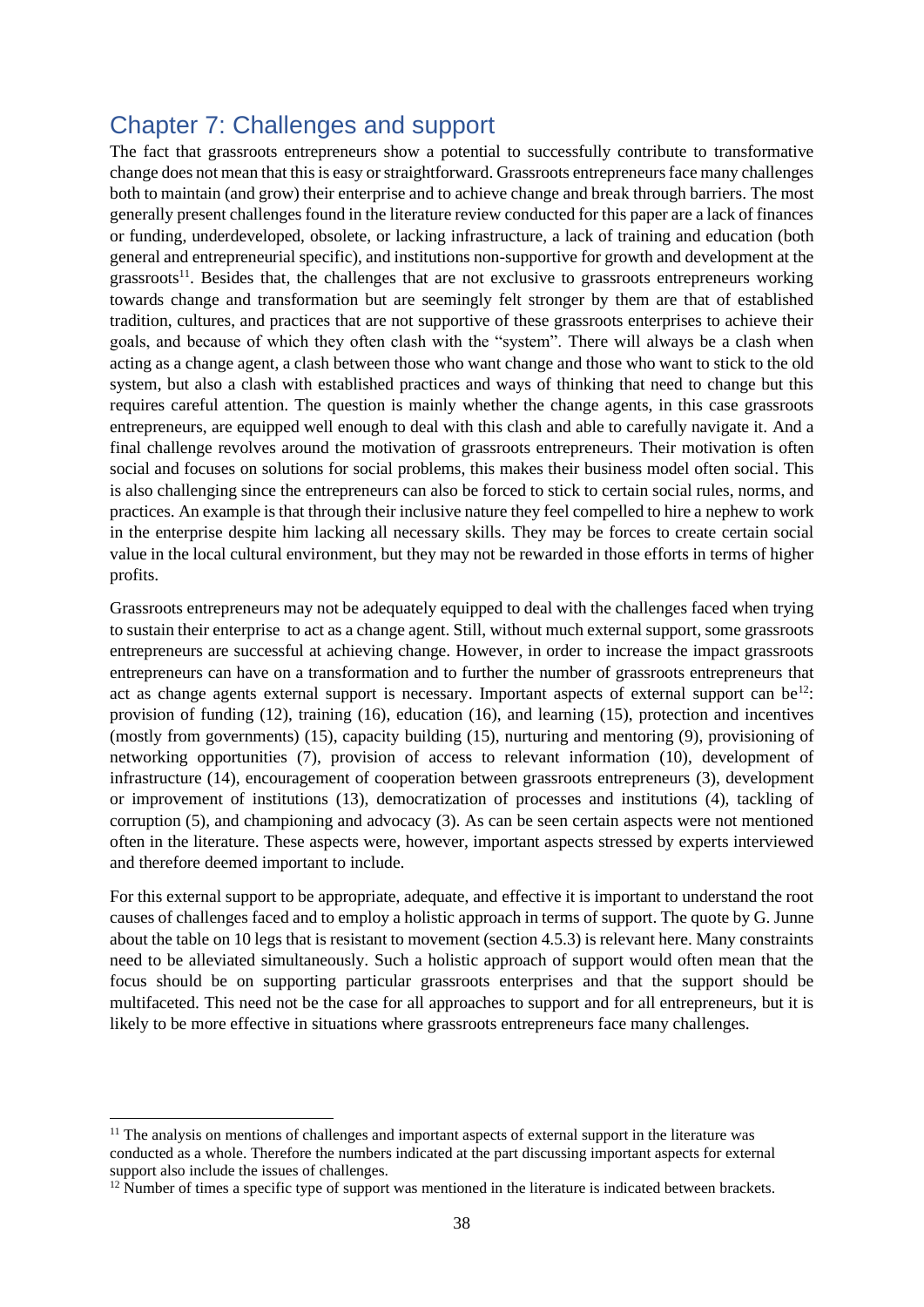## Chapter 7: Challenges and support

The fact that grassroots entrepreneurs show a potential to successfully contribute to transformative change does not mean that this is easy or straightforward. Grassroots entrepreneurs face many challenges both to maintain (and grow) their enterprise and to achieve change and break through barriers. The most generally present challenges found in the literature review conducted for this paper are a lack of finances or funding, underdeveloped, obsolete, or lacking infrastructure, a lack of training and education (both general and entrepreneurial specific), and institutions non-supportive for growth and development at the grassroots[11]. Besides that, the challenges that are not exclusive to grassroots entrepreneurs working towards change and transformation but are seemingly felt stronger by them are that of established tradition, cultures, and practices that are not supportive of these grassroots enterprises to achieve their goals, and because of which they often clash with the "system". There will always be a clash when acting as a change agent, a clash between those who want change and those who want to stick to the old system, but also a clash with established practices and ways of thinking that need to change but this requires careful attention. The question is mainly whether the change agents, in this case grassroots entrepreneurs, are equipped well enough to deal with this clash and able to carefully navigate it. And a final challenge revolves around the motivation of grassroots entrepreneurs. Their motivation is often social and focuses on solutions for social problems, this makes their business model often social. This is also challenging since the entrepreneurs can also be forced to stick to certain social rules, norms, and practices. An example is that through their inclusive nature they feel compelled to hire a nephew to work in the enterprise despite him lacking all necessary skills. They may be forces to create certain social value in the local cultural environment, but they may not be rewarded in those efforts in terms of higher profits.

Grassroots entrepreneurs may not be adequately equipped to deal with the challenges faced when trying to sustain their enterprise to act as a change agent. Still, without much external support, some grassroots entrepreneurs are successful at achieving change. However, in order to increase the impact grassroots entrepreneurs can have on a transformation and to further the number of grassroots entrepreneurs that act as change agents external support is necessary. Important aspects of external support can be[12]: provision of funding (12), training (16), education (16), and learning (15), protection and incentives (mostly from governments) (15), capacity building (15), nurturing and mentoring (9), provisioning of networking opportunities (7), provision of access to relevant information (10), development of infrastructure (14), encouragement of cooperation between grassroots entrepreneurs (3), development or improvement of institutions (13), democratization of processes and institutions (4), tackling of corruption (5), and championing and advocacy (3). As can be seen certain aspects were not mentioned often in the literature. These aspects were, however, important aspects stressed by experts interviewed and therefore deemed important to include.

For this external support to be appropriate, adequate, and effective it is important to understand the root causes of challenges faced and to employ a holistic approach in terms of support. The quote by G. Junne about the table on 10 legs that is resistant to movement (section 4.5.3) is relevant here. Many constraints need to be alleviated simultaneously. Such a holistic approach of support would often mean that the focus should be on supporting particular grassroots enterprises and that the support should be multifaceted. This need not be the case for all approaches to support and for all entrepreneurs, but it is likely to be more effective in situations where grassroots entrepreneurs face many challenges.

---

[11] The analysis on mentions of challenges and important aspects of external support in the literature was conducted as a whole. Therefore the numbers indicated at the part discussing important aspects for external support also include the issues of challenges.

[12] Number of times a specific type of support was mentioned in the literature is indicated between brackets.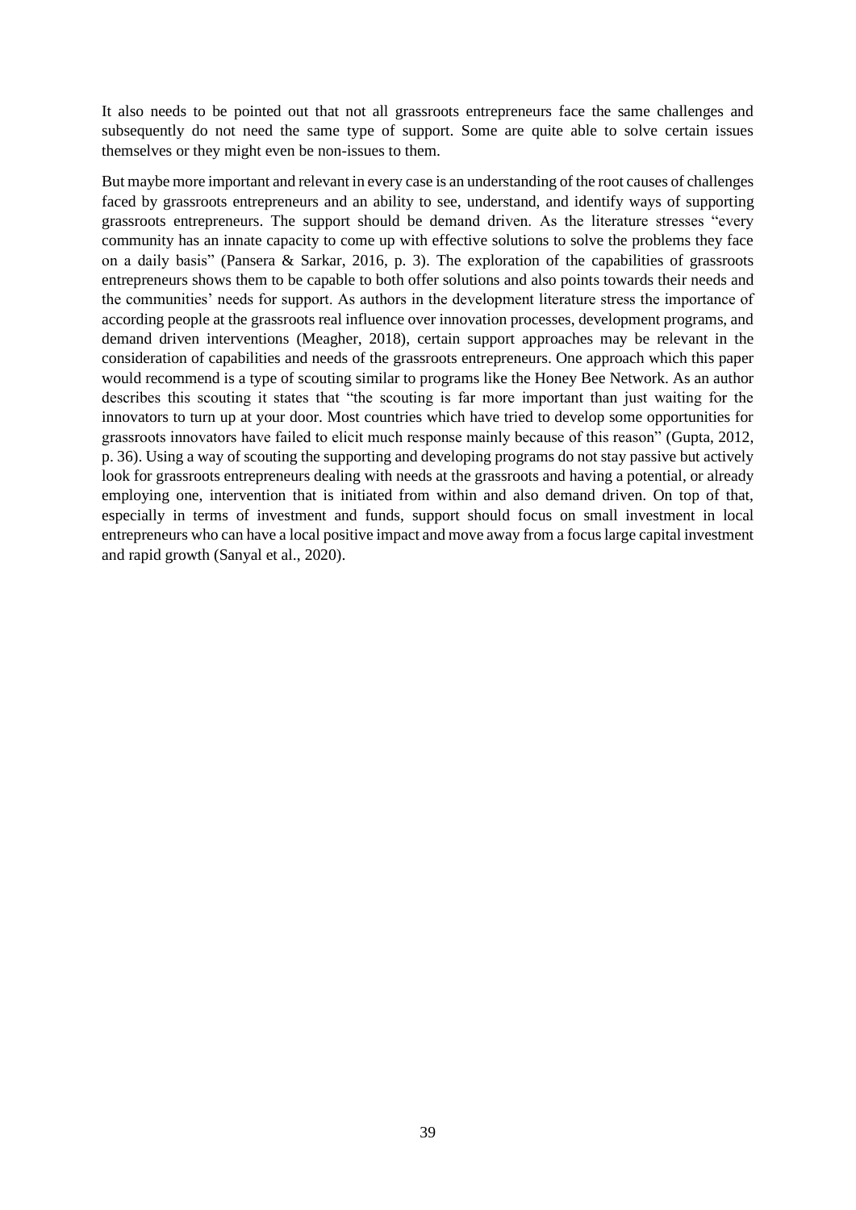It also needs to be pointed out that not all grassroots entrepreneurs face the same challenges and subsequently do not need the same type of support. Some are quite able to solve certain issues themselves or they might even be non-issues to them.

But maybe more important and relevant in every case is an understanding of the root causes of challenges faced by grassroots entrepreneurs and an ability to see, understand, and identify ways of supporting grassroots entrepreneurs. The support should be demand driven. As the literature stresses "every community has an innate capacity to come up with effective solutions to solve the problems they face on a daily basis" (Pansera & Sarkar, 2016, p. 3). The exploration of the capabilities of grassroots entrepreneurs shows them to be capable to both offer solutions and also points towards their needs and the communities' needs for support. As authors in the development literature stress the importance of according people at the grassroots real influence over innovation processes, development programs, and demand driven interventions (Meagher, 2018), certain support approaches may be relevant in the consideration of capabilities and needs of the grassroots entrepreneurs. One approach which this paper would recommend is a type of scouting similar to programs like the Honey Bee Network. As an author describes this scouting it states that "the scouting is far more important than just waiting for the innovators to turn up at your door. Most countries which have tried to develop some opportunities for grassroots innovators have failed to elicit much response mainly because of this reason" (Gupta, 2012, p. 36). Using a way of scouting the supporting and developing programs do not stay passive but actively look for grassroots entrepreneurs dealing with needs at the grassroots and having a potential, or already employing one, intervention that is initiated from within and also demand driven. On top of that, especially in terms of investment and funds, support should focus on small investment in local entrepreneurs who can have a local positive impact and move away from a focus large capital investment and rapid growth (Sanyal et al., 2020).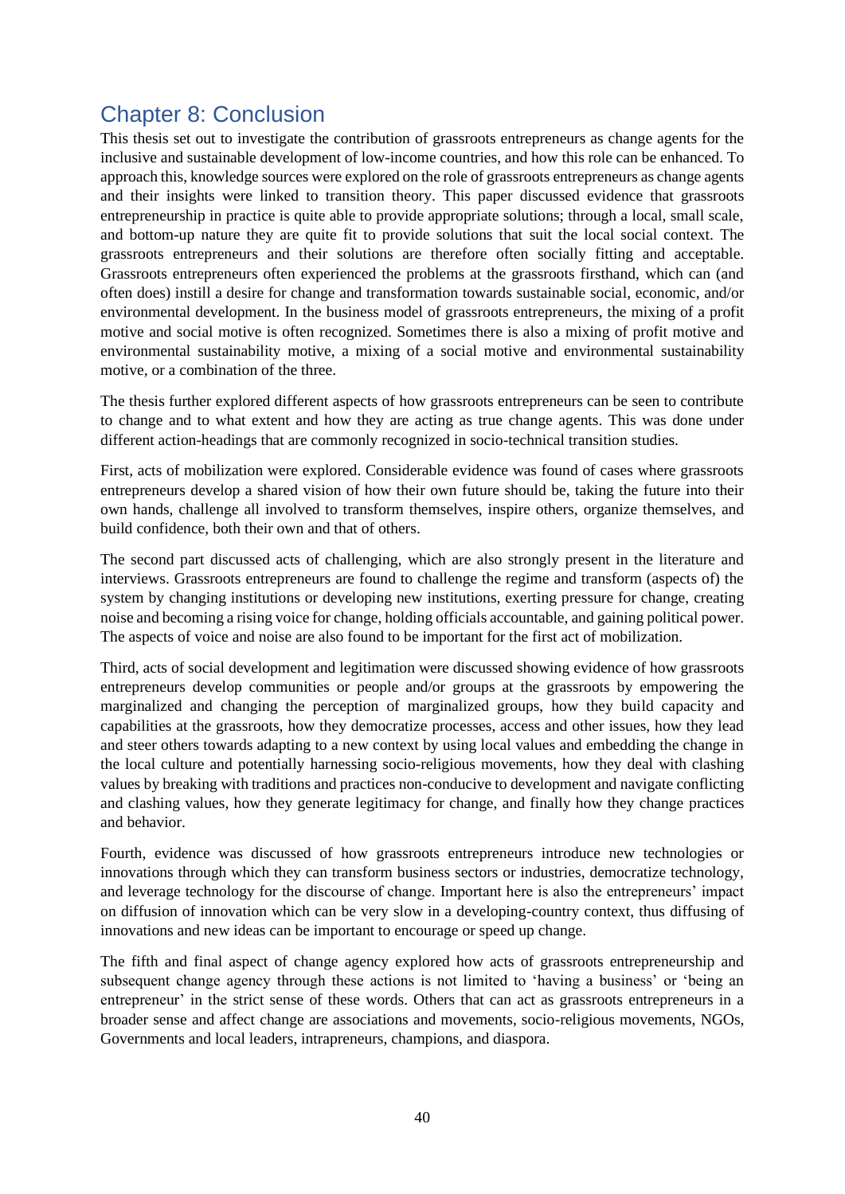## Chapter 8: Conclusion

This thesis set out to investigate the contribution of grassroots entrepreneurs as change agents for the inclusive and sustainable development of low-income countries, and how this role can be enhanced. To approach this, knowledge sources were explored on the role of grassroots entrepreneurs as change agents and their insights were linked to transition theory. This paper discussed evidence that grassroots entrepreneurship in practice is quite able to provide appropriate solutions; through a local, small scale, and bottom-up nature they are quite fit to provide solutions that suit the local social context. The grassroots entrepreneurs and their solutions are therefore often socially fitting and acceptable. Grassroots entrepreneurs often experienced the problems at the grassroots firsthand, which can (and often does) instill a desire for change and transformation towards sustainable social, economic, and/or environmental development. In the business model of grassroots entrepreneurs, the mixing of a profit motive and social motive is often recognized. Sometimes there is also a mixing of profit motive and environmental sustainability motive, a mixing of a social motive and environmental sustainability motive, or a combination of the three.

The thesis further explored different aspects of how grassroots entrepreneurs can be seen to contribute to change and to what extent and how they are acting as true change agents. This was done under different action-headings that are commonly recognized in socio-technical transition studies.

First, acts of mobilization were explored. Considerable evidence was found of cases where grassroots entrepreneurs develop a shared vision of how their own future should be, taking the future into their own hands, challenge all involved to transform themselves, inspire others, organize themselves, and build confidence, both their own and that of others.

The second part discussed acts of challenging, which are also strongly present in the literature and interviews. Grassroots entrepreneurs are found to challenge the regime and transform (aspects of) the system by changing institutions or developing new institutions, exerting pressure for change, creating noise and becoming a rising voice for change, holding officials accountable, and gaining political power. The aspects of voice and noise are also found to be important for the first act of mobilization.

Third, acts of social development and legitimation were discussed showing evidence of how grassroots entrepreneurs develop communities or people and/or groups at the grassroots by empowering the marginalized and changing the perception of marginalized groups, how they build capacity and capabilities at the grassroots, how they democratize processes, access and other issues, how they lead and steer others towards adapting to a new context by using local values and embedding the change in the local culture and potentially harnessing socio-religious movements, how they deal with clashing values by breaking with traditions and practices non-conducive to development and navigate conflicting and clashing values, how they generate legitimacy for change, and finally how they change practices and behavior.

Fourth, evidence was discussed of how grassroots entrepreneurs introduce new technologies or innovations through which they can transform business sectors or industries, democratize technology, and leverage technology for the discourse of change. Important here is also the entrepreneurs' impact on diffusion of innovation which can be very slow in a developing-country context, thus diffusing of innovations and new ideas can be important to encourage or speed up change.

The fifth and final aspect of change agency explored how acts of grassroots entrepreneurship and subsequent change agency through these actions is not limited to 'having a business' or 'being an entrepreneur' in the strict sense of these words. Others that can act as grassroots entrepreneurs in a broader sense and affect change are associations and movements, socio-religious movements, NGOs, Governments and local leaders, intrapreneurs, champions, and diaspora.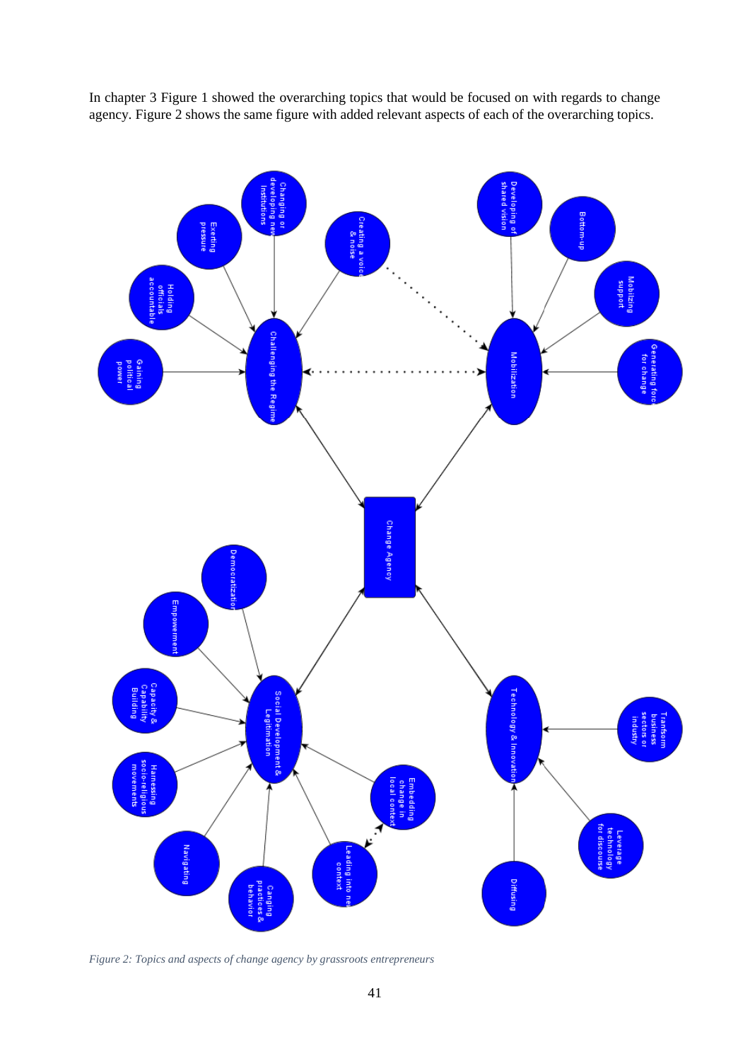In chapter 3 Figure 1 showed the overarching topics that would be focused on with regards to change agency. Figure 2 shows the same figure with added relevant aspects of each of the overarching topics.

*Figure 2: Topics and aspects of change agency by grassroots entrepreneurs*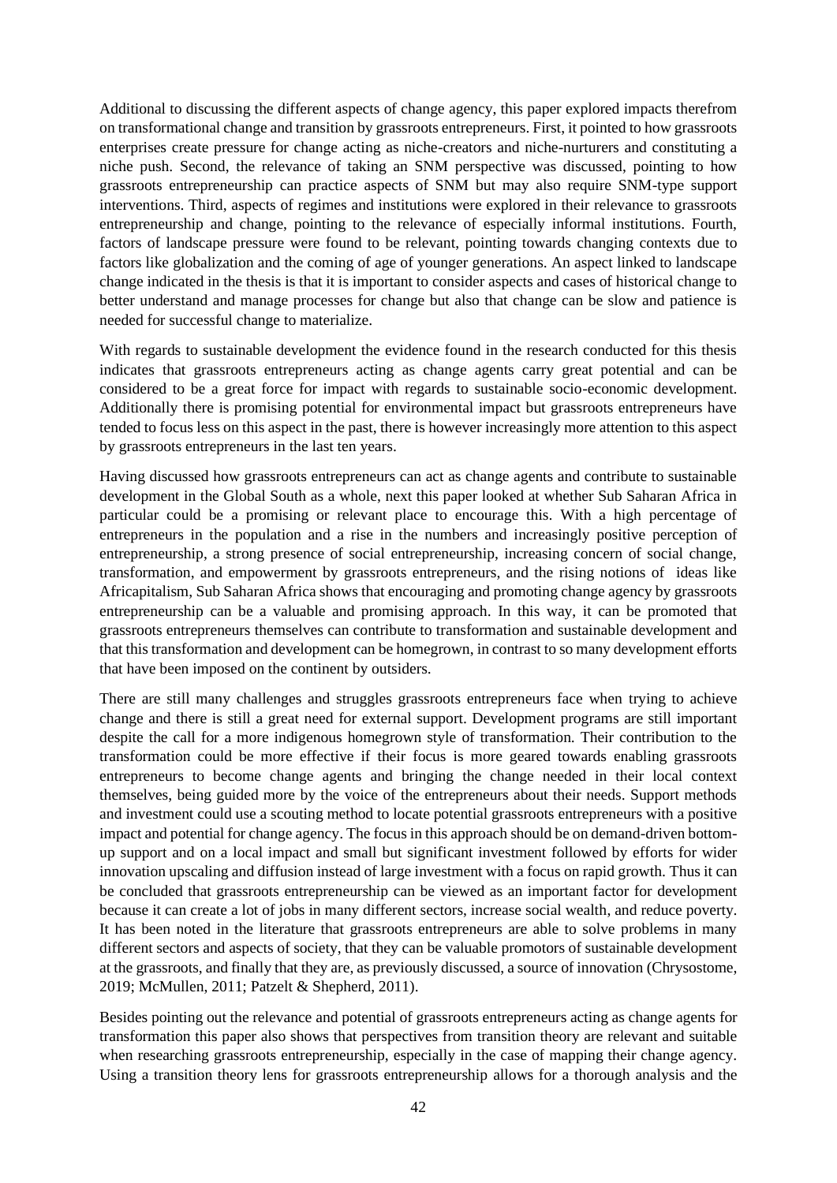Additional to discussing the different aspects of change agency, this paper explored impacts therefrom on transformational change and transition by grassroots entrepreneurs. First, it pointed to how grassroots enterprises create pressure for change acting as niche-creators and niche-nurturers and constituting a niche push. Second, the relevance of taking an SNM perspective was discussed, pointing to how grassroots entrepreneurship can practice aspects of SNM but may also require SNM-type support interventions. Third, aspects of regimes and institutions were explored in their relevance to grassroots entrepreneurship and change, pointing to the relevance of especially informal institutions. Fourth, factors of landscape pressure were found to be relevant, pointing towards changing contexts due to factors like globalization and the coming of age of younger generations. An aspect linked to landscape change indicated in the thesis is that it is important to consider aspects and cases of historical change to better understand and manage processes for change but also that change can be slow and patience is needed for successful change to materialize.

With regards to sustainable development the evidence found in the research conducted for this thesis indicates that grassroots entrepreneurs acting as change agents carry great potential and can be considered to be a great force for impact with regards to sustainable socio-economic development. Additionally there is promising potential for environmental impact but grassroots entrepreneurs have tended to focus less on this aspect in the past, there is however increasingly more attention to this aspect by grassroots entrepreneurs in the last ten years.

Having discussed how grassroots entrepreneurs can act as change agents and contribute to sustainable development in the Global South as a whole, next this paper looked at whether Sub Saharan Africa in particular could be a promising or relevant place to encourage this. With a high percentage of entrepreneurs in the population and a rise in the numbers and increasingly positive perception of entrepreneurship, a strong presence of social entrepreneurship, increasing concern of social change, transformation, and empowerment by grassroots entrepreneurs, and the rising notions of ideas like Africapitalism, Sub Saharan Africa shows that encouraging and promoting change agency by grassroots entrepreneurship can be a valuable and promising approach. In this way, it can be promoted that grassroots entrepreneurs themselves can contribute to transformation and sustainable development and that this transformation and development can be homegrown, in contrast to so many development efforts that have been imposed on the continent by outsiders.

There are still many challenges and struggles grassroots entrepreneurs face when trying to achieve change and there is still a great need for external support. Development programs are still important despite the call for a more indigenous homegrown style of transformation. Their contribution to the transformation could be more effective if their focus is more geared towards enabling grassroots entrepreneurs to become change agents and bringing the change needed in their local context themselves, being guided more by the voice of the entrepreneurs about their needs. Support methods and investment could use a scouting method to locate potential grassroots entrepreneurs with a positive impact and potential for change agency. The focus in this approach should be on demand-driven bottom-up support and on a local impact and small but significant investment followed by efforts for wider innovation upscaling and diffusion instead of large investment with a focus on rapid growth. Thus it can be concluded that grassroots entrepreneurship can be viewed as an important factor for development because it can create a lot of jobs in many different sectors, increase social wealth, and reduce poverty. It has been noted in the literature that grassroots entrepreneurs are able to solve problems in many different sectors and aspects of society, that they can be valuable promotors of sustainable development at the grassroots, and finally that they are, as previously discussed, a source of innovation (Chrysostome, 2019; McMullen, 2011; Patzelt & Shepherd, 2011).

Besides pointing out the relevance and potential of grassroots entrepreneurs acting as change agents for transformation this paper also shows that perspectives from transition theory are relevant and suitable when researching grassroots entrepreneurship, especially in the case of mapping their change agency. Using a transition theory lens for grassroots entrepreneurship allows for a thorough analysis and the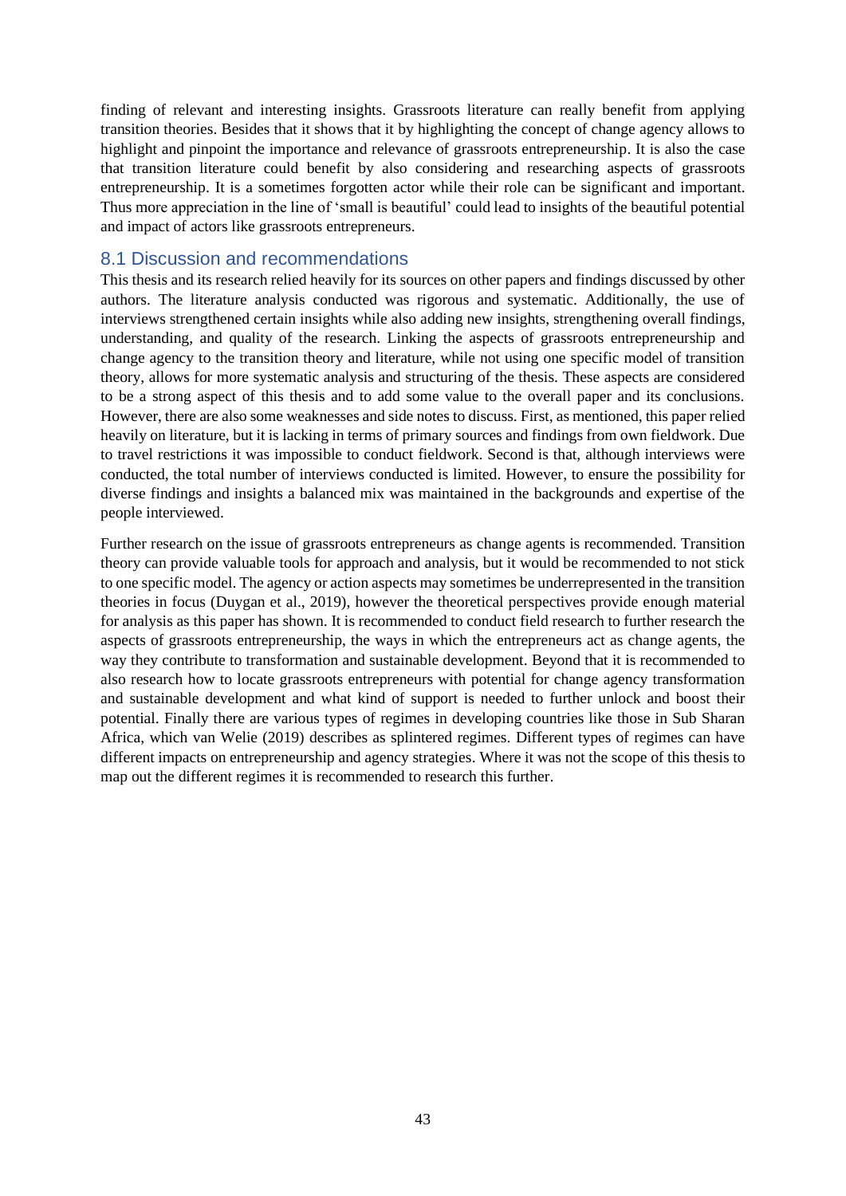finding of relevant and interesting insights. Grassroots literature can really benefit from applying transition theories. Besides that it shows that it by highlighting the concept of change agency allows to highlight and pinpoint the importance and relevance of grassroots entrepreneurship. It is also the case that transition literature could benefit by also considering and researching aspects of grassroots entrepreneurship. It is a sometimes forgotten actor while their role can be significant and important. Thus more appreciation in the line of 'small is beautiful' could lead to insights of the beautiful potential and impact of actors like grassroots entrepreneurs.

## 8.1 Discussion and recommendations

This thesis and its research relied heavily for its sources on other papers and findings discussed by other authors. The literature analysis conducted was rigorous and systematic. Additionally, the use of interviews strengthened certain insights while also adding new insights, strengthening overall findings, understanding, and quality of the research. Linking the aspects of grassroots entrepreneurship and change agency to the transition theory and literature, while not using one specific model of transition theory, allows for more systematic analysis and structuring of the thesis. These aspects are considered to be a strong aspect of this thesis and to add some value to the overall paper and its conclusions. However, there are also some weaknesses and side notes to discuss. First, as mentioned, this paper relied heavily on literature, but it is lacking in terms of primary sources and findings from own fieldwork. Due to travel restrictions it was impossible to conduct fieldwork. Second is that, although interviews were conducted, the total number of interviews conducted is limited. However, to ensure the possibility for diverse findings and insights a balanced mix was maintained in the backgrounds and expertise of the people interviewed.

Further research on the issue of grassroots entrepreneurs as change agents is recommended. Transition theory can provide valuable tools for approach and analysis, but it would be recommended to not stick to one specific model. The agency or action aspects may sometimes be underrepresented in the transition theories in focus (Duygan et al., 2019), however the theoretical perspectives provide enough material for analysis as this paper has shown. It is recommended to conduct field research to further research the aspects of grassroots entrepreneurship, the ways in which the entrepreneurs act as change agents, the way they contribute to transformation and sustainable development. Beyond that it is recommended to also research how to locate grassroots entrepreneurs with potential for change agency transformation and sustainable development and what kind of support is needed to further unlock and boost their potential. Finally there are various types of regimes in developing countries like those in Sub Sharan Africa, which van Welie (2019) describes as splintered regimes. Different types of regimes can have different impacts on entrepreneurship and agency strategies. Where it was not the scope of this thesis to map out the different regimes it is recommended to research this further.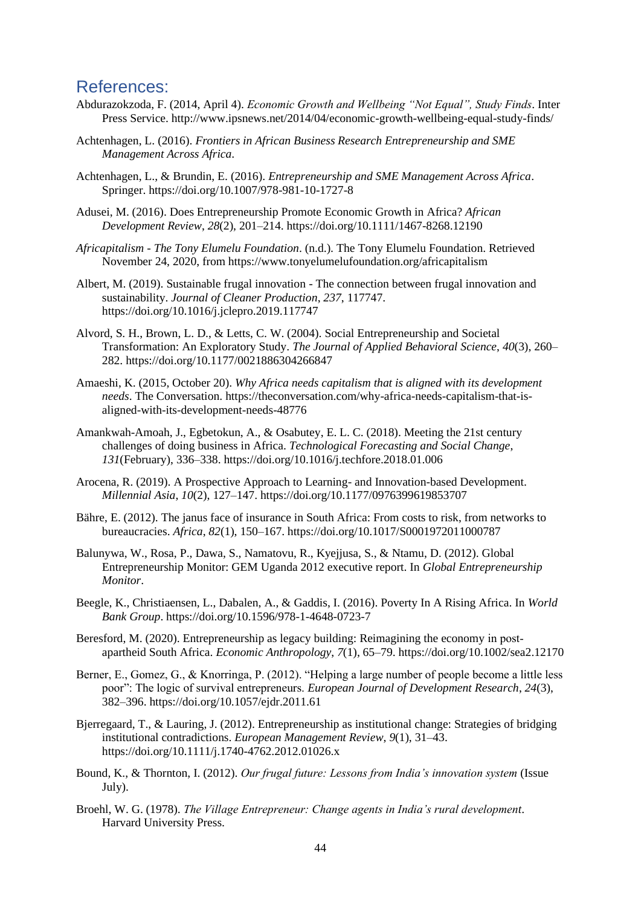## References:

Abdurazokzoda, F. (2014, April 4). *Economic Growth and Wellbeing "Not Equal", Study Finds*. Inter Press Service. http://www.ipsnews.net/2014/04/economic-growth-wellbeing-equal-study-finds/

Achtenhagen, L. (2016). *Frontiers in African Business Research Entrepreneurship and SME Management Across Africa*.

Achtenhagen, L., & Brundin, E. (2016). *Entrepreneurship and SME Management Across Africa*. Springer. https://doi.org/10.1007/978-981-10-1727-8

Adusei, M. (2016). Does Entrepreneurship Promote Economic Growth in Africa? *African Development Review*, *28*(2), 201–214. https://doi.org/10.1111/1467-8268.12190

*Africapitalism - The Tony Elumelu Foundation*. (n.d.). The Tony Elumelu Foundation. Retrieved November 24, 2020, from https://www.tonyelumelufoundation.org/africapitalism

Albert, M. (2019). Sustainable frugal innovation - The connection between frugal innovation and sustainability. *Journal of Cleaner Production*, *237*, 117747. https://doi.org/10.1016/j.jclepro.2019.117747

Alvord, S. H., Brown, L. D., & Letts, C. W. (2004). Social Entrepreneurship and Societal Transformation: An Exploratory Study. *The Journal of Applied Behavioral Science*, *40*(3), 260–282. https://doi.org/10.1177/0021886304266847

Amaeshi, K. (2015, October 20). *Why Africa needs capitalism that is aligned with its development needs*. The Conversation. https://theconversation.com/why-africa-needs-capitalism-that-is-aligned-with-its-development-needs-48776

Amankwah-Amoah, J., Egbetokun, A., & Osabutey, E. L. C. (2018). Meeting the 21st century challenges of doing business in Africa. *Technological Forecasting and Social Change*, *131*(February), 336–338. https://doi.org/10.1016/j.techfore.2018.01.006

Arocena, R. (2019). A Prospective Approach to Learning- and Innovation-based Development. *Millennial Asia*, *10*(2), 127–147. https://doi.org/10.1177/0976399619853707

Bähre, E. (2012). The janus face of insurance in South Africa: From costs to risk, from networks to bureaucracies. *Africa*, *82*(1), 150–167. https://doi.org/10.1017/S0001972011000787

Balunywa, W., Rosa, P., Dawa, S., Namatovu, R., Kyejjusa, S., & Ntamu, D. (2012). Global Entrepreneurship Monitor: GEM Uganda 2012 executive report. In *Global Entrepreneurship Monitor*.

Beegle, K., Christiaensen, L., Dabalen, A., & Gaddis, I. (2016). Poverty In A Rising Africa. In *World Bank Group*. https://doi.org/10.1596/978-1-4648-0723-7

Beresford, M. (2020). Entrepreneurship as legacy building: Reimagining the economy in post-apartheid South Africa. *Economic Anthropology*, *7*(1), 65–79. https://doi.org/10.1002/sea2.12170

Berner, E., Gomez, G., & Knorringa, P. (2012). "Helping a large number of people become a little less poor": The logic of survival entrepreneurs. *European Journal of Development Research*, *24*(3), 382–396. https://doi.org/10.1057/ejdr.2011.61

Bjerregaard, T., & Lauring, J. (2012). Entrepreneurship as institutional change: Strategies of bridging institutional contradictions. *European Management Review*, *9*(1), 31–43. https://doi.org/10.1111/j.1740-4762.2012.01026.x

Bound, K., & Thornton, I. (2012). *Our frugal future: Lessons from India's innovation system* (Issue July).

Broehl, W. G. (1978). *The Village Entrepreneur: Change agents in India's rural development*. Harvard University Press.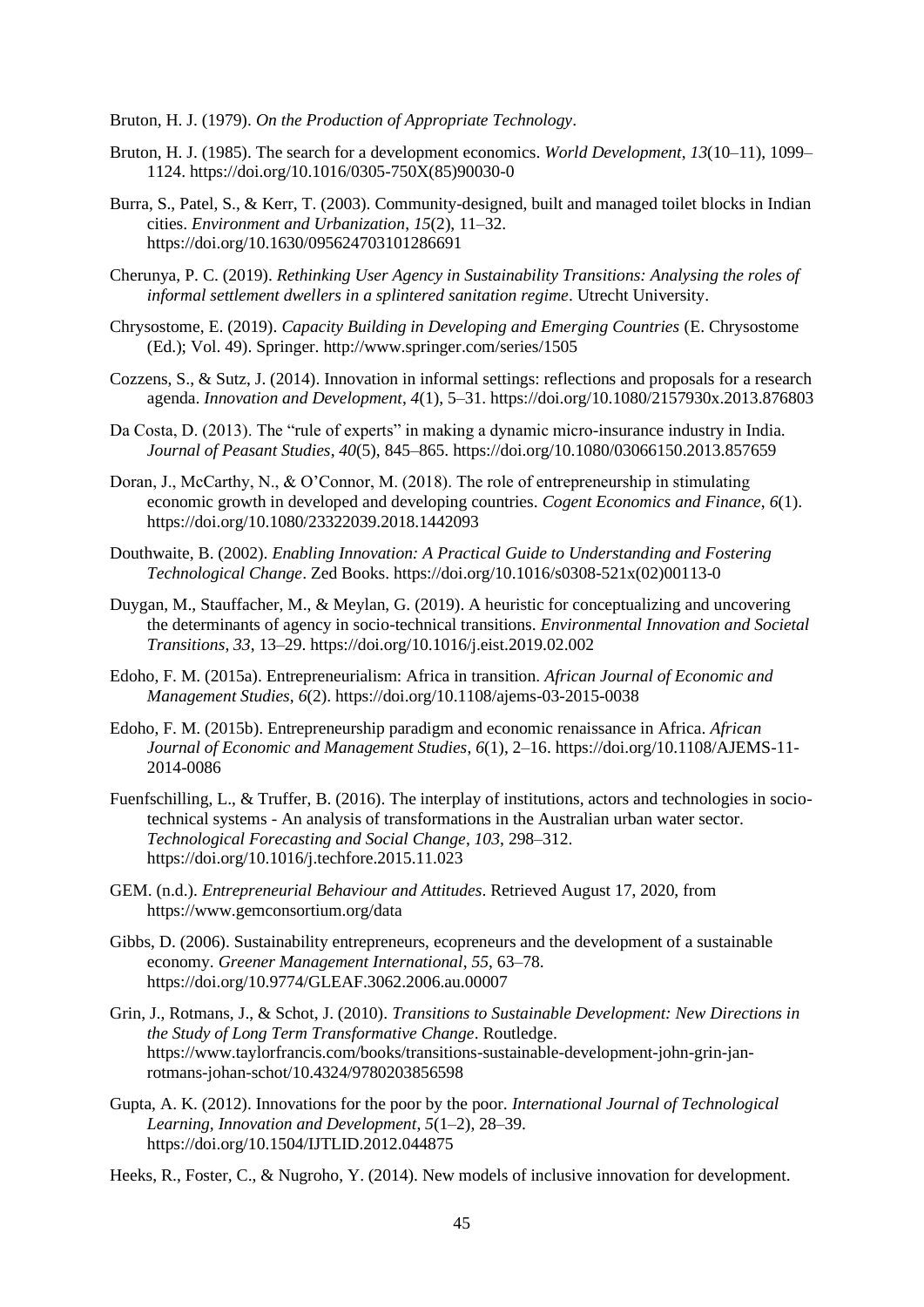Bruton, H. J. (1979). *On the Production of Appropriate Technology*.

Bruton, H. J. (1985). The search for a development economics. *World Development*, *13*(10–11), 1099–1124. https://doi.org/10.1016/0305-750X(85)90030-0

Burra, S., Patel, S., & Kerr, T. (2003). Community-designed, built and managed toilet blocks in Indian cities. *Environment and Urbanization*, *15*(2), 11–32. https://doi.org/10.1630/095624703101286691

Cherunya, P. C. (2019). *Rethinking User Agency in Sustainability Transitions: Analysing the roles of informal settlement dwellers in a splintered sanitation regime*. Utrecht University.

Chrysostome, E. (2019). *Capacity Building in Developing and Emerging Countries* (E. Chrysostome (Ed.); Vol. 49). Springer. http://www.springer.com/series/1505

Cozzens, S., & Sutz, J. (2014). Innovation in informal settings: reflections and proposals for a research agenda. *Innovation and Development*, *4*(1), 5–31. https://doi.org/10.1080/2157930x.2013.876803

Da Costa, D. (2013). The "rule of experts" in making a dynamic micro-insurance industry in India. *Journal of Peasant Studies*, *40*(5), 845–865. https://doi.org/10.1080/03066150.2013.857659

Doran, J., McCarthy, N., & O'Connor, M. (2018). The role of entrepreneurship in stimulating economic growth in developed and developing countries. *Cogent Economics and Finance*, *6*(1). https://doi.org/10.1080/23322039.2018.1442093

Douthwaite, B. (2002). *Enabling Innovation: A Practical Guide to Understanding and Fostering Technological Change*. Zed Books. https://doi.org/10.1016/s0308-521x(02)00113-0

Duygan, M., Stauffacher, M., & Meylan, G. (2019). A heuristic for conceptualizing and uncovering the determinants of agency in socio-technical transitions. *Environmental Innovation and Societal Transitions*, *33*, 13–29. https://doi.org/10.1016/j.eist.2019.02.002

Edoho, F. M. (2015a). Entrepreneurialism: Africa in transition. *African Journal of Economic and Management Studies*, *6*(2). https://doi.org/10.1108/ajems-03-2015-0038

Edoho, F. M. (2015b). Entrepreneurship paradigm and economic renaissance in Africa. *African Journal of Economic and Management Studies*, *6*(1), 2–16. https://doi.org/10.1108/AJEMS-11-2014-0086

Fuenfschilling, L., & Truffer, B. (2016). The interplay of institutions, actors and technologies in socio-technical systems - An analysis of transformations in the Australian urban water sector. *Technological Forecasting and Social Change*, *103*, 298–312. https://doi.org/10.1016/j.techfore.2015.11.023

GEM. (n.d.). *Entrepreneurial Behaviour and Attitudes*. Retrieved August 17, 2020, from https://www.gemconsortium.org/data

Gibbs, D. (2006). Sustainability entrepreneurs, ecopreneurs and the development of a sustainable economy. *Greener Management International*, *55*, 63–78. https://doi.org/10.9774/GLEAF.3062.2006.au.00007

Grin, J., Rotmans, J., & Schot, J. (2010). *Transitions to Sustainable Development: New Directions in the Study of Long Term Transformative Change*. Routledge. https://www.taylorfrancis.com/books/transitions-sustainable-development-john-grin-jan-rotmans-johan-schot/10.4324/9780203856598

Gupta, A. K. (2012). Innovations for the poor by the poor. *International Journal of Technological Learning, Innovation and Development*, *5*(1–2), 28–39. https://doi.org/10.1504/IJTLID.2012.044875

Heeks, R., Foster, C., & Nugroho, Y. (2014). New models of inclusive innovation for development.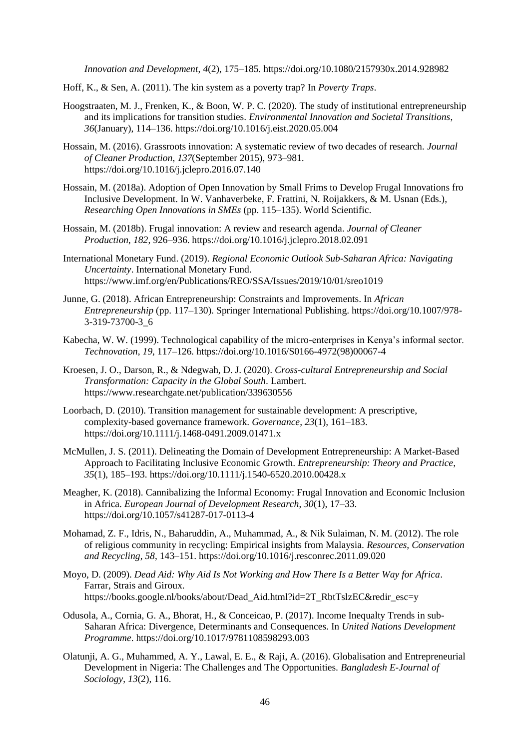*Innovation and Development*, *4*(2), 175–185. https://doi.org/10.1080/2157930x.2014.928982

Hoff, K., & Sen, A. (2011). The kin system as a poverty trap? In *Poverty Traps*.

Hoogstraaten, M. J., Frenken, K., & Boon, W. P. C. (2020). The study of institutional entrepreneurship and its implications for transition studies. *Environmental Innovation and Societal Transitions*, *36*(January), 114–136. https://doi.org/10.1016/j.eist.2020.05.004

Hossain, M. (2016). Grassroots innovation: A systematic review of two decades of research. *Journal of Cleaner Production*, *137*(September 2015), 973–981. https://doi.org/10.1016/j.jclepro.2016.07.140

Hossain, M. (2018a). Adoption of Open Innovation by Small Frims to Develop Frugal Innovations fro Inclusive Development. In W. Vanhaverbeke, F. Frattini, N. Roijakkers, & M. Usnan (Eds.), *Researching Open Innovations in SMEs* (pp. 115–135). World Scientific.

Hossain, M. (2018b). Frugal innovation: A review and research agenda. *Journal of Cleaner Production*, *182*, 926–936. https://doi.org/10.1016/j.jclepro.2018.02.091

International Monetary Fund. (2019). *Regional Economic Outlook Sub-Saharan Africa: Navigating Uncertainty*. International Monetary Fund. https://www.imf.org/en/Publications/REO/SSA/Issues/2019/10/01/sreo1019

Junne, G. (2018). African Entrepreneurship: Constraints and Improvements. In *African Entrepreneurship* (pp. 117–130). Springer International Publishing. https://doi.org/10.1007/978-3-319-73700-3_6

Kabecha, W. W. (1999). Technological capability of the micro-enterprises in Kenya's informal sector. *Technovation*, *19*, 117–126. https://doi.org/10.1016/S0166-4972(98)00067-4

Kroesen, J. O., Darson, R., & Ndegwah, D. J. (2020). *Cross-cultural Entrepreneurship and Social Transformation: Capacity in the Global South*. Lambert. https://www.researchgate.net/publication/339630556

Loorbach, D. (2010). Transition management for sustainable development: A prescriptive, complexity-based governance framework. *Governance*, *23*(1), 161–183. https://doi.org/10.1111/j.1468-0491.2009.01471.x

McMullen, J. S. (2011). Delineating the Domain of Development Entrepreneurship: A Market-Based Approach to Facilitating Inclusive Economic Growth. *Entrepreneurship: Theory and Practice*, *35*(1), 185–193. https://doi.org/10.1111/j.1540-6520.2010.00428.x

Meagher, K. (2018). Cannibalizing the Informal Economy: Frugal Innovation and Economic Inclusion in Africa. *European Journal of Development Research*, *30*(1), 17–33. https://doi.org/10.1057/s41287-017-0113-4

Mohamad, Z. F., Idris, N., Baharuddin, A., Muhammad, A., & Nik Sulaiman, N. M. (2012). The role of religious community in recycling: Empirical insights from Malaysia. *Resources, Conservation and Recycling*, *58*, 143–151. https://doi.org/10.1016/j.resconrec.2011.09.020

Moyo, D. (2009). *Dead Aid: Why Aid Is Not Working and How There Is a Better Way for Africa*. Farrar, Strais and Giroux. https://books.google.nl/books/about/Dead_Aid.html?id=2T_RbtTslzEC&redir_esc=y

Odusola, A., Cornia, G. A., Bhorat, H., & Conceicao, P. (2017). Income Inequalty Trends in sub-Saharan Africa: Divergence, Determinants and Consequences. In *United Nations Development Programme*. https://doi.org/10.1017/9781108598293.003

Olatunji, A. G., Muhammed, A. Y., Lawal, E. E., & Raji, A. (2016). Globalisation and Entrepreneurial Development in Nigeria: The Challenges and The Opportunities. *Bangladesh E-Journal of Sociology*, *13*(2), 116.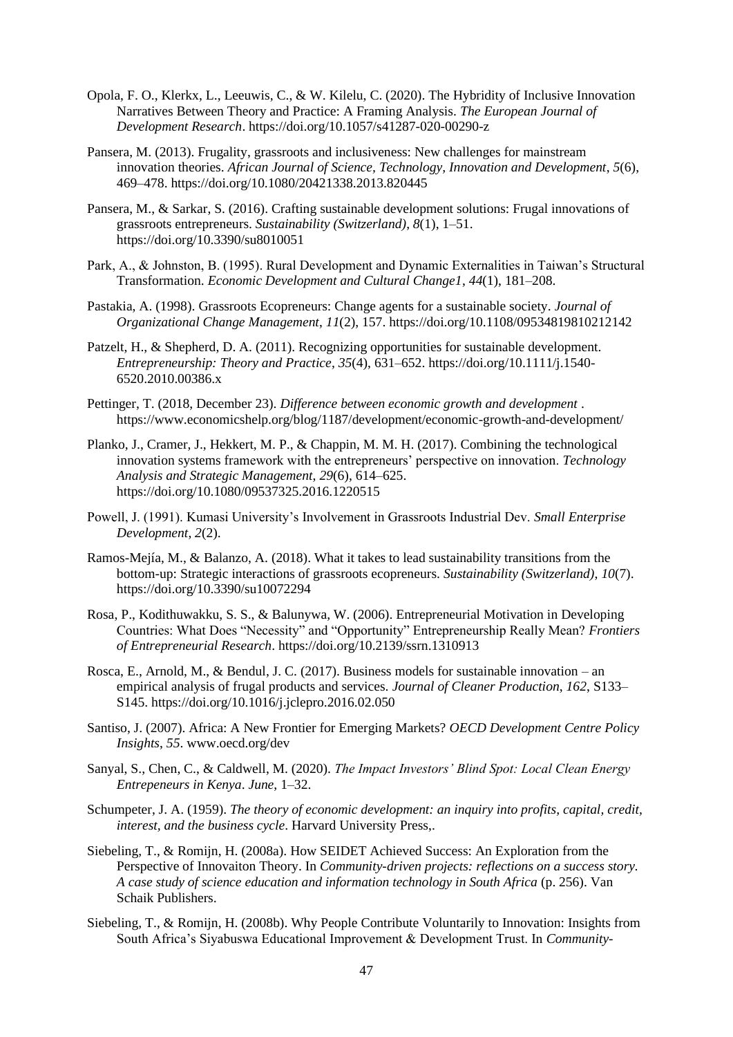Opola, F. O., Klerkx, L., Leeuwis, C., & W. Kilelu, C. (2020). The Hybridity of Inclusive Innovation Narratives Between Theory and Practice: A Framing Analysis. *The European Journal of Development Research*. https://doi.org/10.1057/s41287-020-00290-z

Pansera, M. (2013). Frugality, grassroots and inclusiveness: New challenges for mainstream innovation theories. *African Journal of Science, Technology, Innovation and Development*, *5*(6), 469–478. https://doi.org/10.1080/20421338.2013.820445

Pansera, M., & Sarkar, S. (2016). Crafting sustainable development solutions: Frugal innovations of grassroots entrepreneurs. *Sustainability (Switzerland)*, *8*(1), 1–51. https://doi.org/10.3390/su8010051

Park, A., & Johnston, B. (1995). Rural Development and Dynamic Externalities in Taiwan's Structural Transformation. *Economic Development and Cultural Change1*, *44*(1), 181–208.

Pastakia, A. (1998). Grassroots Ecopreneurs: Change agents for a sustainable society. *Journal of Organizational Change Management*, *11*(2), 157. https://doi.org/10.1108/09534819810212142

Patzelt, H., & Shepherd, D. A. (2011). Recognizing opportunities for sustainable development. *Entrepreneurship: Theory and Practice*, *35*(4), 631–652. https://doi.org/10.1111/j.1540-6520.2010.00386.x

Pettinger, T. (2018, December 23). *Difference between economic growth and development* . https://www.economicshelp.org/blog/1187/development/economic-growth-and-development/

Planko, J., Cramer, J., Hekkert, M. P., & Chappin, M. M. H. (2017). Combining the technological innovation systems framework with the entrepreneurs' perspective on innovation. *Technology Analysis and Strategic Management*, *29*(6), 614–625. https://doi.org/10.1080/09537325.2016.1220515

Powell, J. (1991). Kumasi University's Involvement in Grassroots Industrial Dev. *Small Enterprise Development*, *2*(2).

Ramos-Mejía, M., & Balanzo, A. (2018). What it takes to lead sustainability transitions from the bottom-up: Strategic interactions of grassroots ecopreneurs. *Sustainability (Switzerland)*, *10*(7). https://doi.org/10.3390/su10072294

Rosa, P., Kodithuwakku, S. S., & Balunywa, W. (2006). Entrepreneurial Motivation in Developing Countries: What Does "Necessity" and "Opportunity" Entrepreneurship Really Mean? *Frontiers of Entrepreneurial Research*. https://doi.org/10.2139/ssrn.1310913

Rosca, E., Arnold, M., & Bendul, J. C. (2017). Business models for sustainable innovation – an empirical analysis of frugal products and services. *Journal of Cleaner Production*, *162*, S133–S145. https://doi.org/10.1016/j.jclepro.2016.02.050

Santiso, J. (2007). Africa: A New Frontier for Emerging Markets? *OECD Development Centre Policy Insights*, *55*. www.oecd.org/dev

Sanyal, S., Chen, C., & Caldwell, M. (2020). *The Impact Investors' Blind Spot: Local Clean Energy Entrepeneurs in Kenya*. *June*, 1–32.

Schumpeter, J. A. (1959). *The theory of economic development: an inquiry into profits, capital, credit, interest, and the business cycle*. Harvard University Press,.

Siebeling, T., & Romijn, H. (2008a). How SEIDET Achieved Success: An Exploration from the Perspective of Innovaiton Theory. In *Community-driven projects: reflections on a success story. A case study of science education and information technology in South Africa* (p. 256). Van Schaik Publishers.

Siebeling, T., & Romijn, H. (2008b). Why People Contribute Voluntarily to Innovation: Insights from South Africa's Siyabuswa Educational Improvement & Development Trust. In *Community-*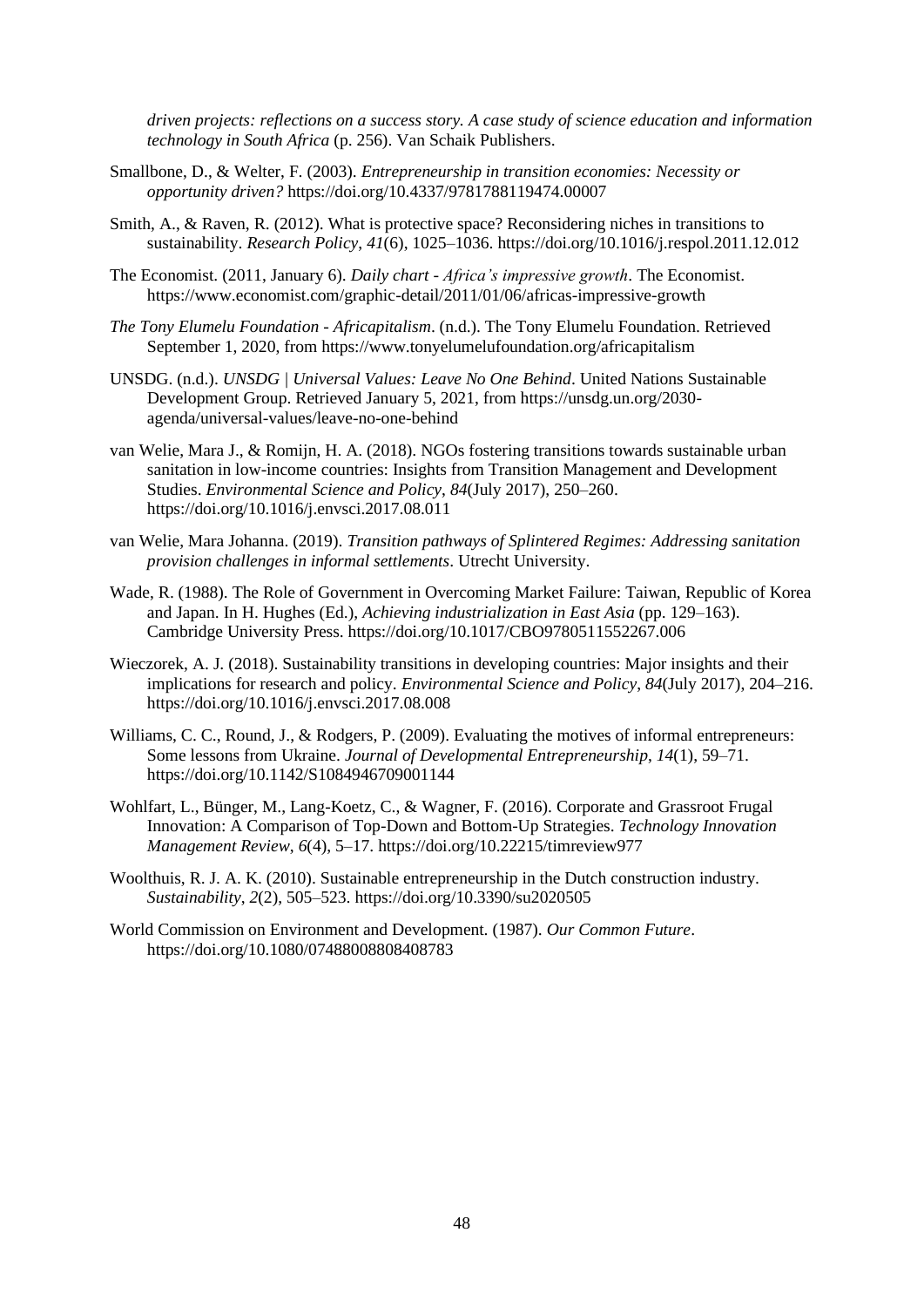*driven projects: reflections on a success story. A case study of science education and information technology in South Africa* (p. 256). Van Schaik Publishers.

Smallbone, D., & Welter, F. (2003). *Entrepreneurship in transition economies: Necessity or opportunity driven?* https://doi.org/10.4337/9781788119474.00007

Smith, A., & Raven, R. (2012). What is protective space? Reconsidering niches in transitions to sustainability. *Research Policy*, *41*(6), 1025–1036. https://doi.org/10.1016/j.respol.2011.12.012

The Economist. (2011, January 6). *Daily chart - Africa's impressive growth*. The Economist. https://www.economist.com/graphic-detail/2011/01/06/africas-impressive-growth

*The Tony Elumelu Foundation - Africapitalism*. (n.d.). The Tony Elumelu Foundation. Retrieved September 1, 2020, from https://www.tonyelumelufoundation.org/africapitalism

UNSDG. (n.d.). *UNSDG | Universal Values: Leave No One Behind*. United Nations Sustainable Development Group. Retrieved January 5, 2021, from https://unsdg.un.org/2030-agenda/universal-values/leave-no-one-behind

van Welie, Mara J., & Romijn, H. A. (2018). NGOs fostering transitions towards sustainable urban sanitation in low-income countries: Insights from Transition Management and Development Studies. *Environmental Science and Policy*, *84*(July 2017), 250–260. https://doi.org/10.1016/j.envsci.2017.08.011

van Welie, Mara Johanna. (2019). *Transition pathways of Splintered Regimes: Addressing sanitation provision challenges in informal settlements*. Utrecht University.

Wade, R. (1988). The Role of Government in Overcoming Market Failure: Taiwan, Republic of Korea and Japan. In H. Hughes (Ed.), *Achieving industrialization in East Asia* (pp. 129–163). Cambridge University Press. https://doi.org/10.1017/CBO9780511552267.006

Wieczorek, A. J. (2018). Sustainability transitions in developing countries: Major insights and their implications for research and policy. *Environmental Science and Policy*, *84*(July 2017), 204–216. https://doi.org/10.1016/j.envsci.2017.08.008

Williams, C. C., Round, J., & Rodgers, P. (2009). Evaluating the motives of informal entrepreneurs: Some lessons from Ukraine. *Journal of Developmental Entrepreneurship*, *14*(1), 59–71. https://doi.org/10.1142/S1084946709001144

Wohlfart, L., Bünger, M., Lang-Koetz, C., & Wagner, F. (2016). Corporate and Grassroot Frugal Innovation: A Comparison of Top-Down and Bottom-Up Strategies. *Technology Innovation Management Review*, *6*(4), 5–17. https://doi.org/10.22215/timreview977

Woolthuis, R. J. A. K. (2010). Sustainable entrepreneurship in the Dutch construction industry. *Sustainability*, *2*(2), 505–523. https://doi.org/10.3390/su2020505

World Commission on Environment and Development. (1987). *Our Common Future*. https://doi.org/10.1080/07488008808408783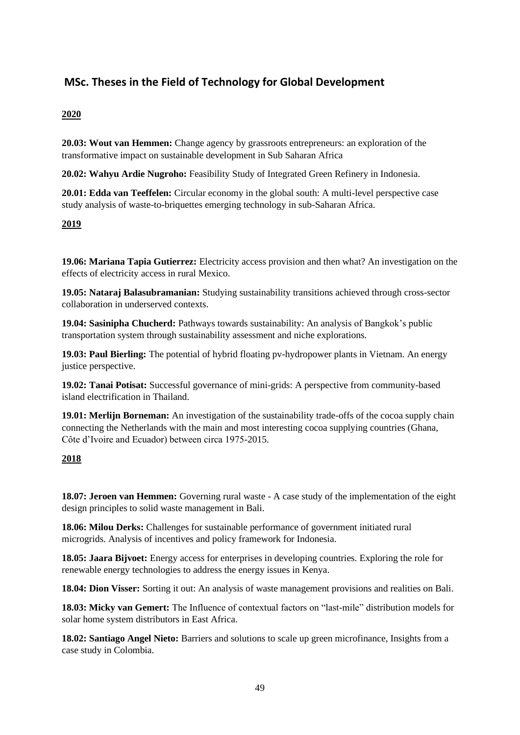## MSc. Theses in the Field of Technology for Global Development

**2020**

**20.03: Wout van Hemmen:** Change agency by grassroots entrepreneurs: an exploration of the transformative impact on sustainable development in Sub Saharan Africa

**20.02: Wahyu Ardie Nugroho:** Feasibility Study of Integrated Green Refinery in Indonesia.

**20.01: Edda van Teeffelen:** Circular economy in the global south: A multi-level perspective case study analysis of waste-to-briquettes emerging technology in sub-Saharan Africa.

**2019**

**19.06: Mariana Tapia Gutierrez:** Electricity access provision and then what? An investigation on the effects of electricity access in rural Mexico.

**19.05: Nataraj Balasubramanian:** Studying sustainability transitions achieved through cross-sector collaboration in underserved contexts.

**19.04: Sasinipha Chucherd:** Pathways towards sustainability: An analysis of Bangkok's public transportation system through sustainability assessment and niche explorations.

**19.03: Paul Bierling:** The potential of hybrid floating pv-hydropower plants in Vietnam. An energy justice perspective.

**19.02: Tanai Potisat:** Successful governance of mini-grids: A perspective from community-based island electrification in Thailand.

**19.01: Merlijn Borneman:** An investigation of the sustainability trade-offs of the cocoa supply chain connecting the Netherlands with the main and most interesting cocoa supplying countries (Ghana, Côte d'Ivoire and Ecuador) between circa 1975-2015.

**2018**

**18.07: Jeroen van Hemmen:** Governing rural waste - A case study of the implementation of the eight design principles to solid waste management in Bali.

**18.06: Milou Derks:** Challenges for sustainable performance of government initiated rural microgrids. Analysis of incentives and policy framework for Indonesia.

**18.05: Jaara Bijvoet:** Energy access for enterprises in developing countries. Exploring the role for renewable energy technologies to address the energy issues in Kenya.

**18.04: Dion Visser:** Sorting it out: An analysis of waste management provisions and realities on Bali.

**18.03: Micky van Gemert:** The Influence of contextual factors on "last-mile" distribution models for solar home system distributors in East Africa.

**18.02: Santiago Angel Nieto:** Barriers and solutions to scale up green microfinance, Insights from a case study in Colombia.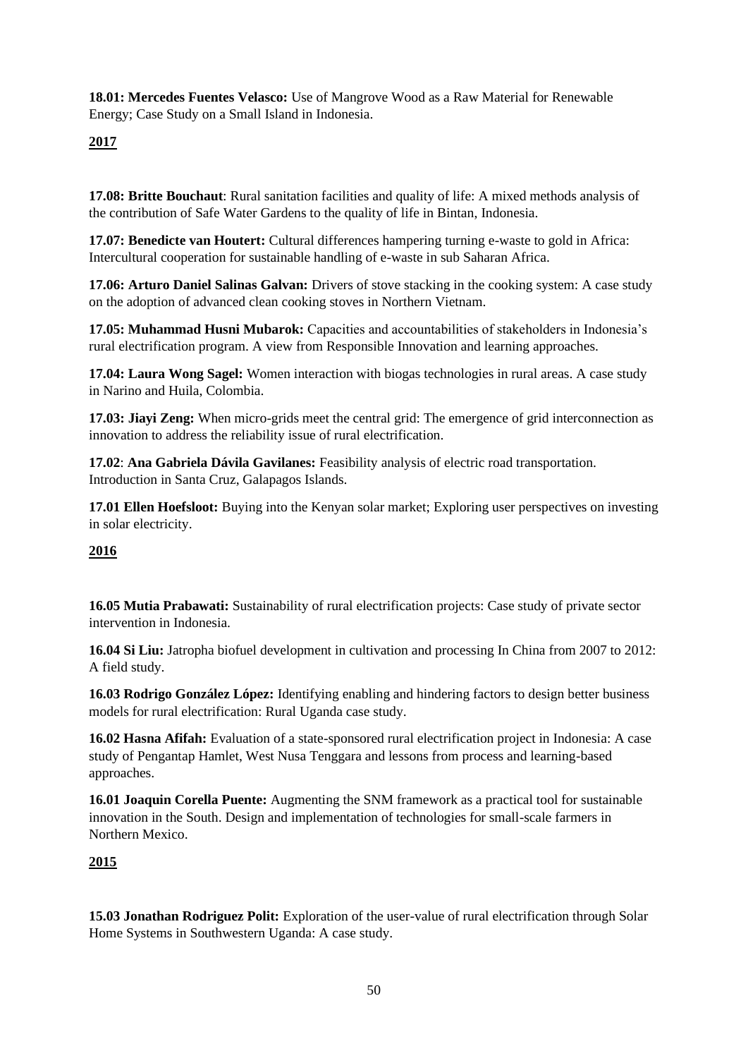**18.01: Mercedes Fuentes Velasco:** Use of Mangrove Wood as a Raw Material for Renewable Energy; Case Study on a Small Island in Indonesia.

**2017**

**17.08: Britte Bouchaut**: Rural sanitation facilities and quality of life: A mixed methods analysis of the contribution of Safe Water Gardens to the quality of life in Bintan, Indonesia.

**17.07: Benedicte van Houtert:** Cultural differences hampering turning e-waste to gold in Africa: Intercultural cooperation for sustainable handling of e-waste in sub Saharan Africa.

**17.06: Arturo Daniel Salinas Galvan:** Drivers of stove stacking in the cooking system: A case study on the adoption of advanced clean cooking stoves in Northern Vietnam.

**17.05: Muhammad Husni Mubarok:** Capacities and accountabilities of stakeholders in Indonesia's rural electrification program. A view from Responsible Innovation and learning approaches.

**17.04: Laura Wong Sagel:** Women interaction with biogas technologies in rural areas. A case study in Narino and Huila, Colombia.

**17.03: Jiayi Zeng:** When micro-grids meet the central grid: The emergence of grid interconnection as innovation to address the reliability issue of rural electrification.

**17.02**: **Ana Gabriela Dávila Gavilanes:** Feasibility analysis of electric road transportation. Introduction in Santa Cruz, Galapagos Islands.

**17.01 Ellen Hoefsloot:** Buying into the Kenyan solar market; Exploring user perspectives on investing in solar electricity.

**2016**

**16.05 Mutia Prabawati:** Sustainability of rural electrification projects: Case study of private sector intervention in Indonesia.

**16.04 Si Liu:** Jatropha biofuel development in cultivation and processing In China from 2007 to 2012: A field study.

**16.03 Rodrigo González López:** Identifying enabling and hindering factors to design better business models for rural electrification: Rural Uganda case study.

**16.02 Hasna Afifah:** Evaluation of a state-sponsored rural electrification project in Indonesia: A case study of Pengantap Hamlet, West Nusa Tenggara and lessons from process and learning-based approaches.

**16.01 Joaquin Corella Puente:** Augmenting the SNM framework as a practical tool for sustainable innovation in the South. Design and implementation of technologies for small-scale farmers in Northern Mexico.

**2015**

**15.03 Jonathan Rodriguez Polit:** Exploration of the user-value of rural electrification through Solar Home Systems in Southwestern Uganda: A case study.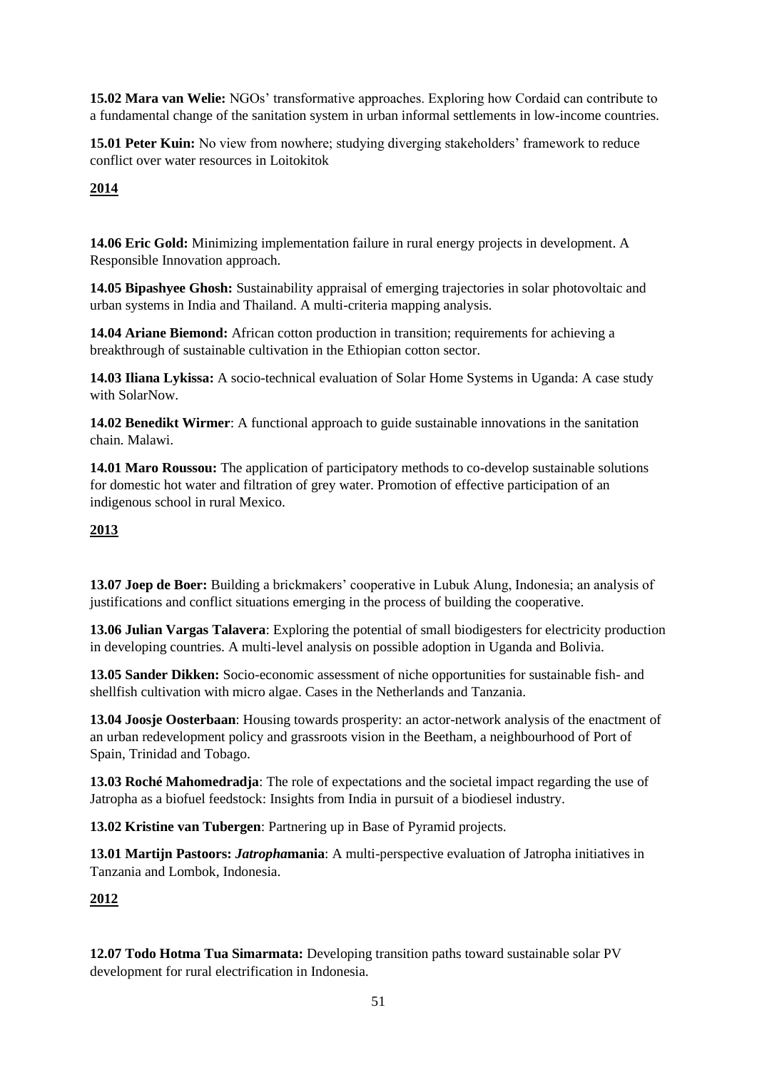**15.02 Mara van Welie:** NGOs' transformative approaches. Exploring how Cordaid can contribute to a fundamental change of the sanitation system in urban informal settlements in low-income countries.

**15.01 Peter Kuin:** No view from nowhere; studying diverging stakeholders' framework to reduce conflict over water resources in Loitokitok

## 2014

**14.06 Eric Gold:** Minimizing implementation failure in rural energy projects in development. A Responsible Innovation approach.

**14.05 Bipashyee Ghosh:** Sustainability appraisal of emerging trajectories in solar photovoltaic and urban systems in India and Thailand. A multi-criteria mapping analysis.

**14.04 Ariane Biemond:** African cotton production in transition; requirements for achieving a breakthrough of sustainable cultivation in the Ethiopian cotton sector.

**14.03 Iliana Lykissa:** A socio-technical evaluation of Solar Home Systems in Uganda: A case study with SolarNow.

**14.02 Benedikt Wirmer**: A functional approach to guide sustainable innovations in the sanitation chain. Malawi.

**14.01 Maro Roussou:** The application of participatory methods to co-develop sustainable solutions for domestic hot water and filtration of grey water. Promotion of effective participation of an indigenous school in rural Mexico.

## 2013

**13.07 Joep de Boer:** Building a brickmakers' cooperative in Lubuk Alung, Indonesia; an analysis of justifications and conflict situations emerging in the process of building the cooperative.

**13.06 Julian Vargas Talavera**: Exploring the potential of small biodigesters for electricity production in developing countries. A multi-level analysis on possible adoption in Uganda and Bolivia.

**13.05 Sander Dikken:** Socio-economic assessment of niche opportunities for sustainable fish- and shellfish cultivation with micro algae. Cases in the Netherlands and Tanzania.

**13.04 Joosje Oosterbaan**: Housing towards prosperity: an actor-network analysis of the enactment of an urban redevelopment policy and grassroots vision in the Beetham, a neighbourhood of Port of Spain, Trinidad and Tobago.

**13.03 Roché Mahomedradja**: The role of expectations and the societal impact regarding the use of Jatropha as a biofuel feedstock: Insights from India in pursuit of a biodiesel industry.

**13.02 Kristine van Tubergen**: Partnering up in Base of Pyramid projects.

**13.01 Martijn Pastoors:** ***Jatropha*mania**: A multi-perspective evaluation of Jatropha initiatives in Tanzania and Lombok, Indonesia.

## 2012

**12.07 Todo Hotma Tua Simarmata:** Developing transition paths toward sustainable solar PV development for rural electrification in Indonesia.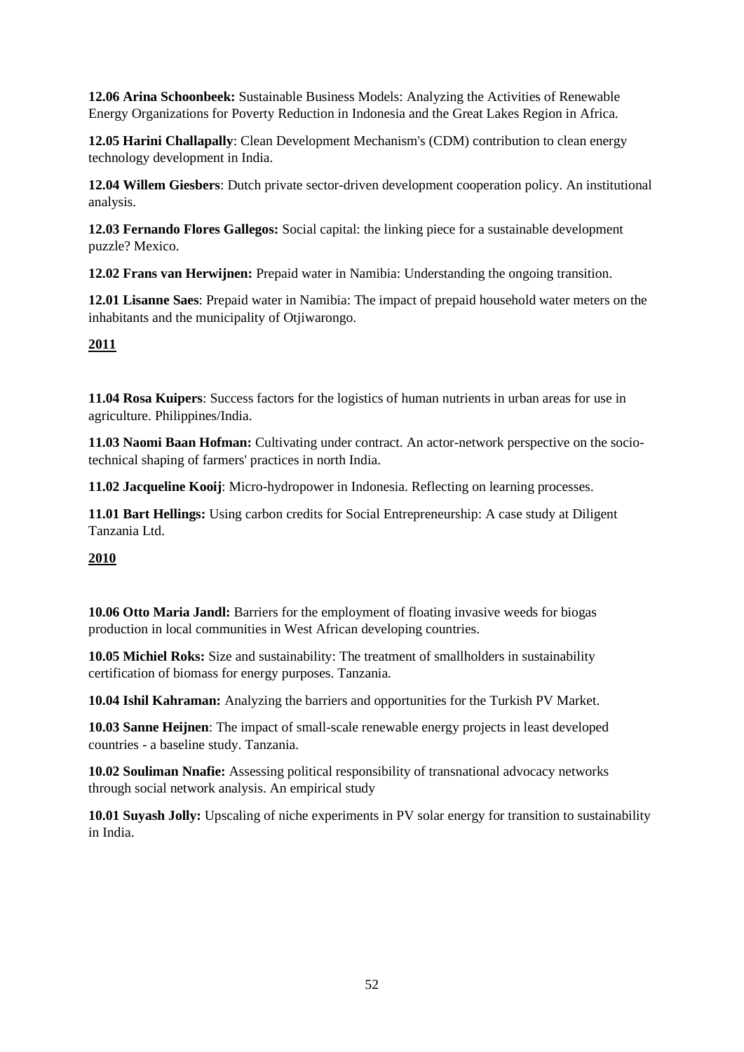**12.06 Arina Schoonbeek:** Sustainable Business Models: Analyzing the Activities of Renewable Energy Organizations for Poverty Reduction in Indonesia and the Great Lakes Region in Africa.

**12.05 Harini Challapally**: Clean Development Mechanism's (CDM) contribution to clean energy technology development in India.

**12.04 Willem Giesbers**: Dutch private sector-driven development cooperation policy. An institutional analysis.

**12.03 Fernando Flores Gallegos:** Social capital: the linking piece for a sustainable development puzzle? Mexico.

**12.02 Frans van Herwijnen:** Prepaid water in Namibia: Understanding the ongoing transition.

**12.01 Lisanne Saes**: Prepaid water in Namibia: The impact of prepaid household water meters on the inhabitants and the municipality of Otjiwarongo.

**2011**

**11.04 Rosa Kuipers**: Success factors for the logistics of human nutrients in urban areas for use in agriculture. Philippines/India.

**11.03 Naomi Baan Hofman:** Cultivating under contract. An actor-network perspective on the socio-technical shaping of farmers' practices in north India.

**11.02 Jacqueline Kooij**: Micro-hydropower in Indonesia. Reflecting on learning processes.

**11.01 Bart Hellings:** Using carbon credits for Social Entrepreneurship: A case study at Diligent Tanzania Ltd.

**2010**

**10.06 Otto Maria Jandl:** Barriers for the employment of floating invasive weeds for biogas production in local communities in West African developing countries.

**10.05 Michiel Roks:** Size and sustainability: The treatment of smallholders in sustainability certification of biomass for energy purposes. Tanzania.

**10.04 Ishil Kahraman:** Analyzing the barriers and opportunities for the Turkish PV Market.

**10.03 Sanne Heijnen**: The impact of small-scale renewable energy projects in least developed countries - a baseline study. Tanzania.

**10.02 Souliman Nnafie:** Assessing political responsibility of transnational advocacy networks through social network analysis. An empirical study

**10.01 Suyash Jolly:** Upscaling of niche experiments in PV solar energy for transition to sustainability in India.